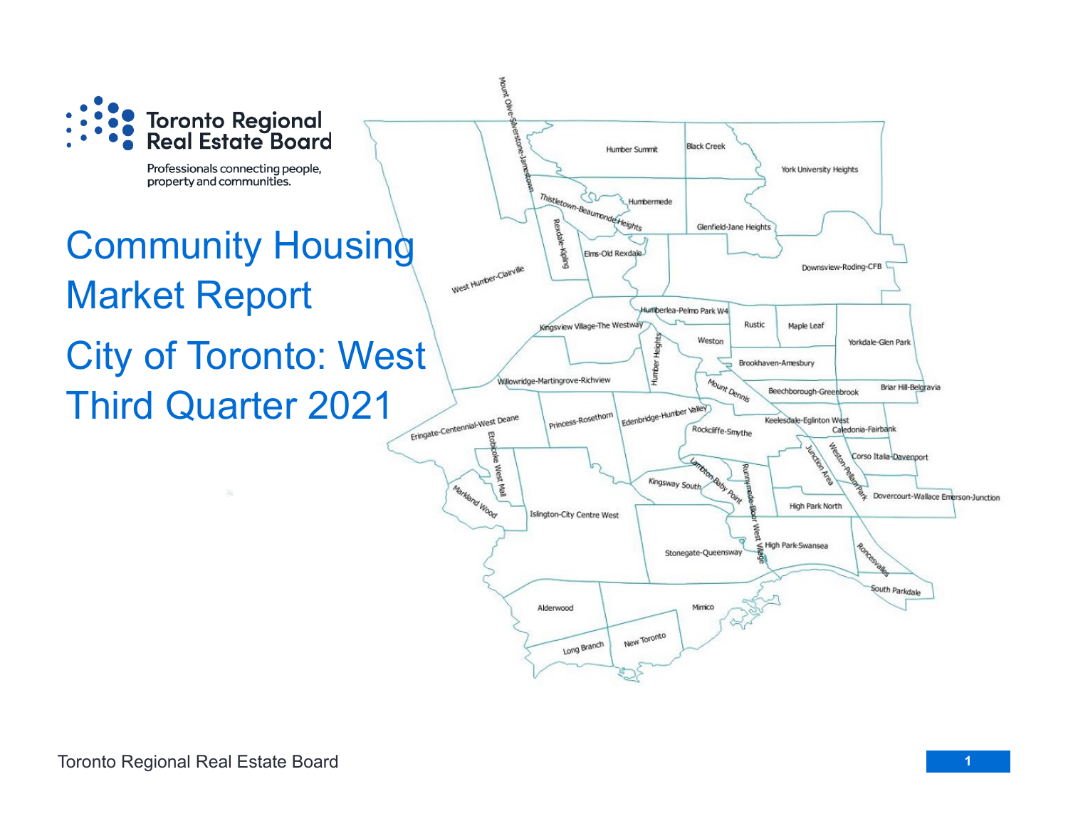Toronto Regional Real Estate Board

Professionals connecting people, property and communities.

# Community Housing Market Report

# City of Toronto: West
# Third Quarter 2021

Mount Olive-Silverstone-Jamestown
Humber Summit
Black Creek
York University Heights
Thistletown-Beaumonde Heights
Humbermede
Glenfield-Jane Heights
Rexdale-Kipling
Elms-Old Rexdale
Downsview-Roding-CFB
West Humber-Clairville
Humberlea-Pelmo Park W4
Rustic
Maple Leaf
Kingsview Village-The Westway
Weston
Yorkdale-Glen Park
Humber Heights
Brookhaven-Amesbury
Willowridge-Martingrove-Richview
Mount Dennis
Beechborough-Greenbrook
Briar Hill-Belgravia
Eringate-Centennial-West Deane
Princess-Rosethorn
Edenbridge-Humber Valley
Keelesdale-Eglinton West
Rockcliffe-Smythe
Caledonia-Fairbank
Etobicoke West Mall
Junction Area
Weston-Pellam Park
Corso Italia-Davenport
Markland Wood
Kingsway South
Lambton Baby Point
Runnymede-Bloor West Village
Dovercourt-Wallace Emerson-Junction
Islington-City Centre West
High Park North
High Park-Swansea
Stonegate-Queensway
Roncesvalles
South Parkdale
Alderwood
Mimico
Long Branch
New Toronto

Toronto Regional Real Estate Board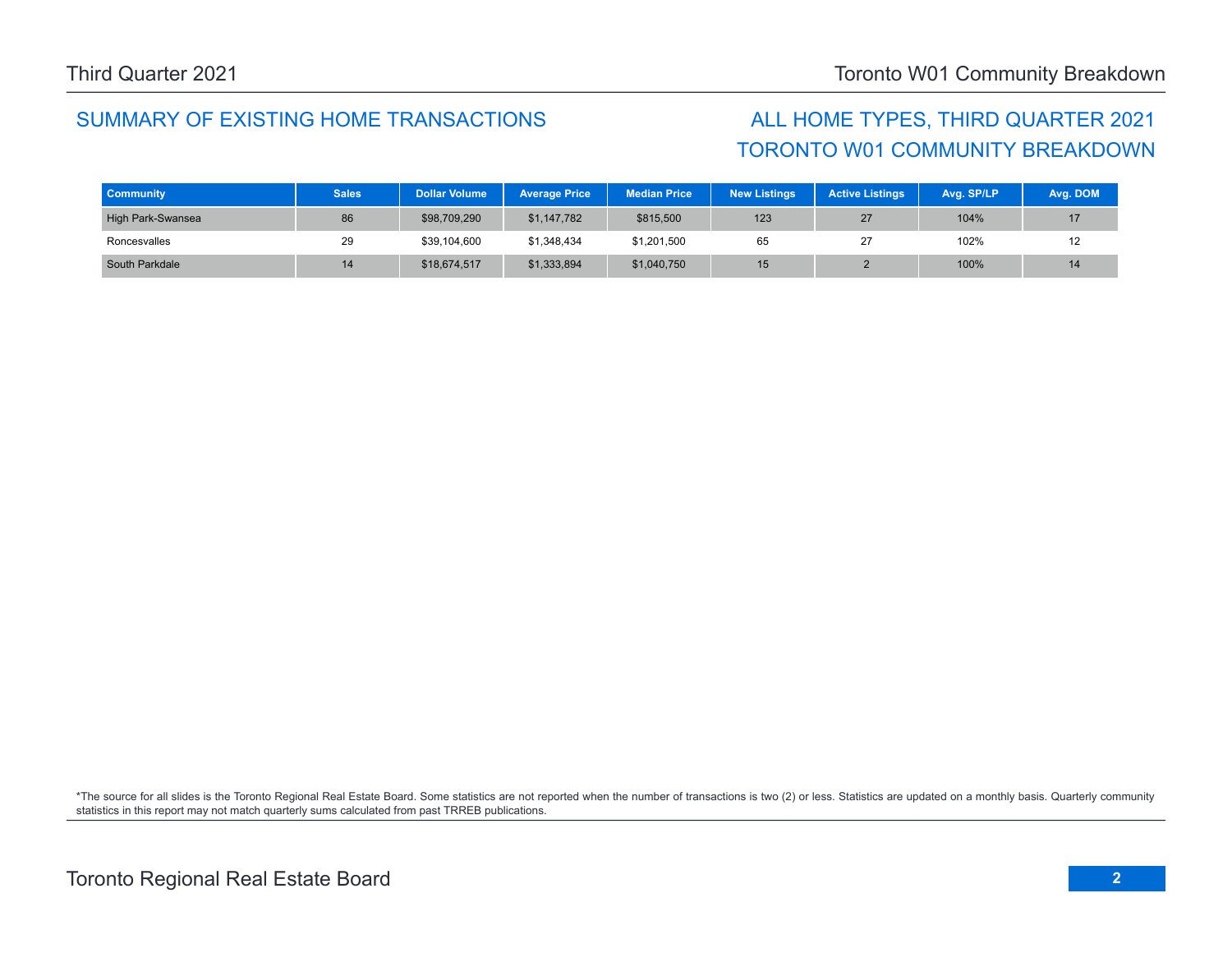## SUMMARY OF EXISTING HOME TRANSACTIONS

## ALL HOME TYPES, THIRD QUARTER 2021
## TORONTO W01 COMMUNITY BREAKDOWN

| Community | Sales | Dollar Volume | Average Price | Median Price | New Listings | Active Listings | Avg. SP/LP | Avg. DOM |
|---|---|---|---|---|---|---|---|---|
| High Park-Swansea | 86 | $98,709,290 | $1,147,782 | $815,500 | 123 | 27 | 104% | 17 |
| Roncesvalles | 29 | $39,104,600 | $1,348,434 | $1,201,500 | 65 | 27 | 102% | 12 |
| South Parkdale | 14 | $18,674,517 | $1,333,894 | $1,040,750 | 15 | 2 | 100% | 14 |

*The source for all slides is the Toronto Regional Real Estate Board. Some statistics are not reported when the number of transactions is two (2) or less. Statistics are updated on a monthly basis. Quarterly community statistics in this report may not match quarterly sums calculated from past TRREB publications.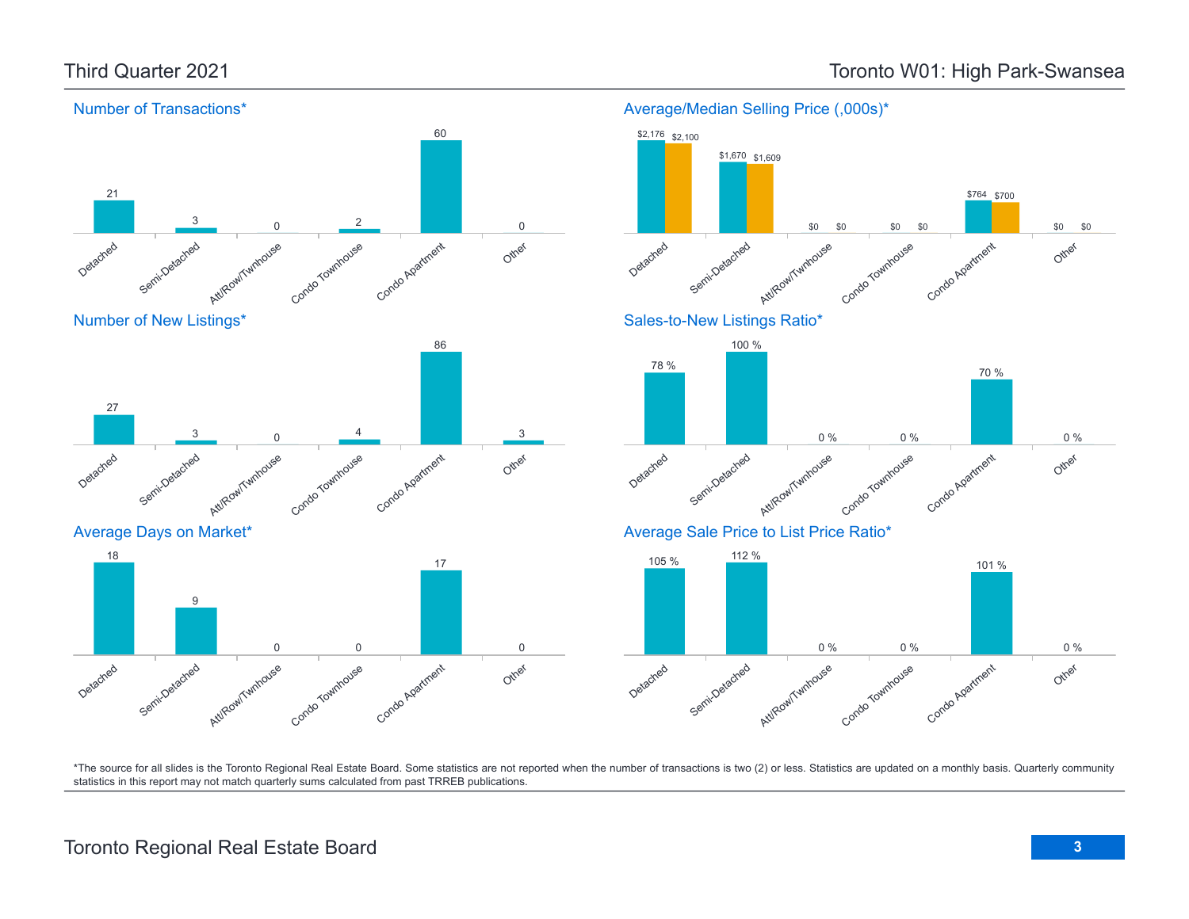Third Quarter 2021

# Toronto W01: High Park-Swansea

## Number of Transactions*

21
3
0
2
60
0

Detached
Semi-Detached
Att/Row/Twnhouse
Condo Townhouse
Condo Apartment
Other

## Average/Median Selling Price (,000s)*

$2,176
$2,100
$1,670
$1,609
$0
$0
$0
$0
$764
$700
$0
$0

Detached
Semi-Detached
Att/Row/Twnhouse
Condo Townhouse
Condo Apartment
Other

## Number of New Listings*

27
3
0
4
86
3

Detached
Semi-Detached
Att/Row/Twnhouse
Condo Townhouse
Condo Apartment
Other

## Sales-to-New Listings Ratio*

78 %
100 %
0 %
0 %
70 %
0 %

Detached
Semi-Detached
Att/Row/Twnhouse
Condo Townhouse
Condo Apartment
Other

## Average Days on Market*

18
9
0
0
17
0

Detached
Semi-Detached
Att/Row/Twnhouse
Condo Townhouse
Condo Apartment
Other

## Average Sale Price to List Price Ratio*

105 %
112 %
0 %
0 %
101 %
0 %

Detached
Semi-Detached
Att/Row/Twnhouse
Condo Townhouse
Condo Apartment
Other

*The source for all slides is the Toronto Regional Real Estate Board. Some statistics are not reported when the number of transactions is two (2) or less. Statistics are updated on a monthly basis. Quarterly community statistics in this report may not match quarterly sums calculated from past TRREB publications.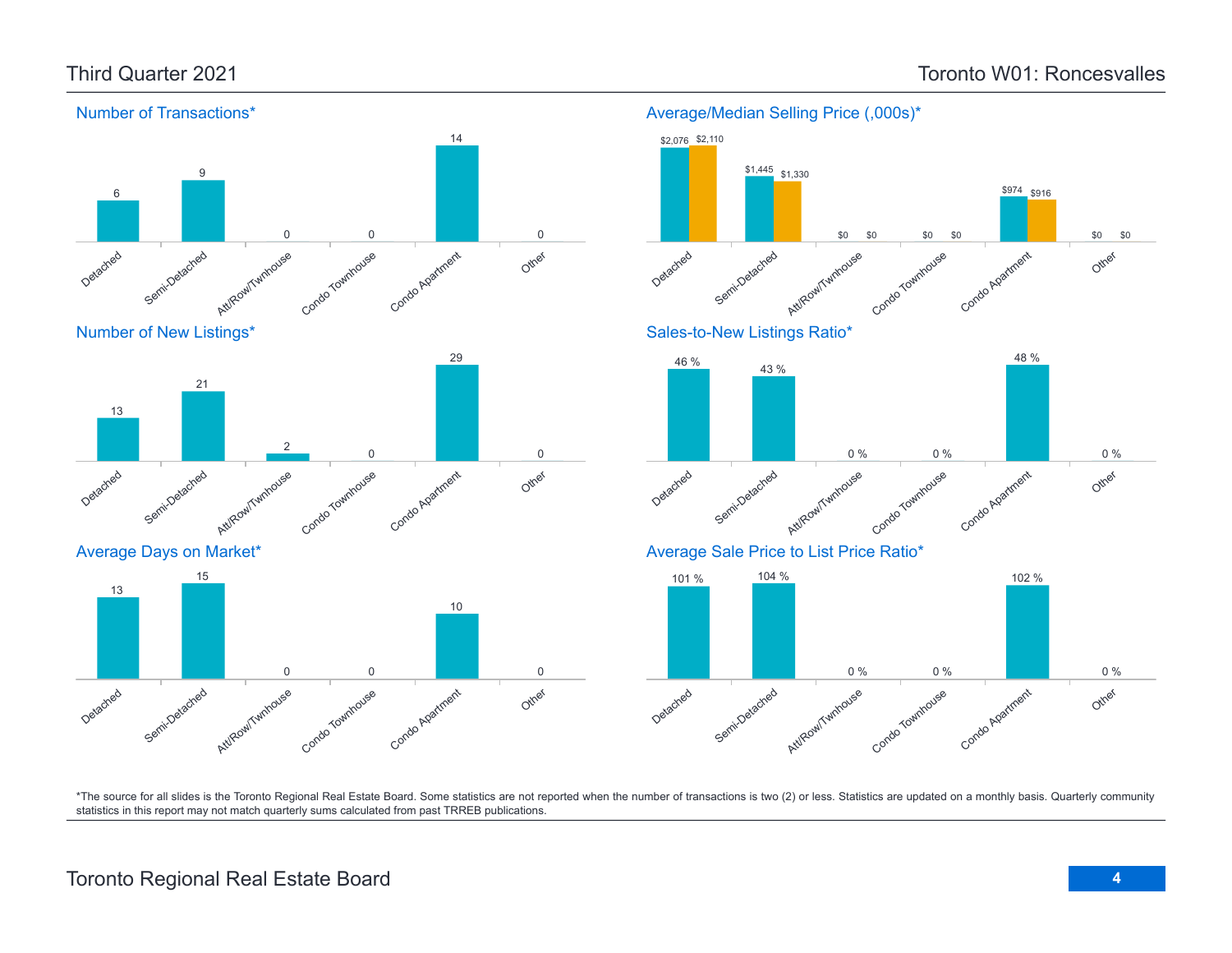Third Quarter 2021

Toronto W01: Roncesvalles

## Number of Transactions*

6
9
0
0
14
0

Detached
Semi-Detached
Att/Row/Twnhouse
Condo Townhouse
Condo Apartment
Other

## Average/Median Selling Price (,000s)*

$2,076 $2,110
$1,445 $1,330
$0 $0
$0 $0
$974 $916
$0 $0

Detached
Semi-Detached
Att/Row/Twnhouse
Condo Townhouse
Condo Apartment
Other

## Number of New Listings*

13
21
2
0
29
0

Detached
Semi-Detached
Att/Row/Twnhouse
Condo Townhouse
Condo Apartment
Other

## Sales-to-New Listings Ratio*

46 %
43 %
0 %
0 %
48 %
0 %

Detached
Semi-Detached
Att/Row/Twnhouse
Condo Townhouse
Condo Apartment
Other

## Average Days on Market*

13
15
0
0
10
0

Detached
Semi-Detached
Att/Row/Twnhouse
Condo Townhouse
Condo Apartment
Other

## Average Sale Price to List Price Ratio*

101 %
104 %
0 %
0 %
102 %
0 %

Detached
Semi-Detached
Att/Row/Twnhouse
Condo Townhouse
Condo Apartment
Other

*The source for all slides is the Toronto Regional Real Estate Board. Some statistics are not reported when the number of transactions is two (2) or less. Statistics are updated on a monthly basis. Quarterly community statistics in this report may not match quarterly sums calculated from past TRREB publications.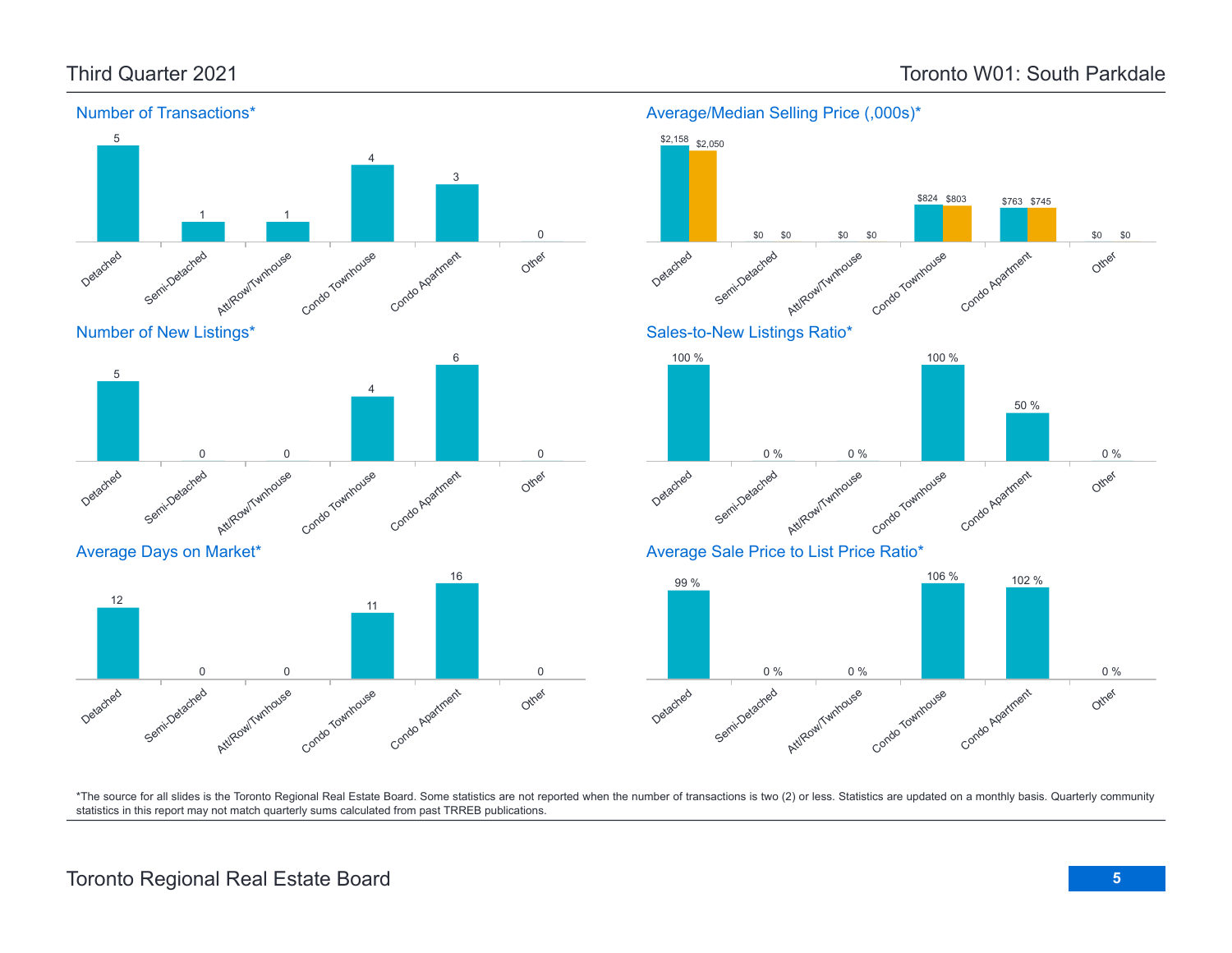Third Quarter 2021

Toronto W01: South Parkdale

## Number of Transactions*

5
1
1
4
3
0

Detached
Semi-Detached
Att/Row/Twnhouse
Condo Townhouse
Condo Apartment
Other

## Average/Median Selling Price (,000s)*

$2,158 $2,050
$0 $0
$0 $0
$824 $803
$763 $745
$0 $0

Detached
Semi-Detached
Att/Row/Twnhouse
Condo Townhouse
Condo Apartment
Other

## Number of New Listings*

5
0
0
4
6
0

Detached
Semi-Detached
Att/Row/Twnhouse
Condo Townhouse
Condo Apartment
Other

## Sales-to-New Listings Ratio*

100 %
0 %
0 %
100 %
50 %
0 %

Detached
Semi-Detached
Att/Row/Twnhouse
Condo Townhouse
Condo Apartment
Other

## Average Days on Market*

12
0
0
11
16
0

Detached
Semi-Detached
Att/Row/Twnhouse
Condo Townhouse
Condo Apartment
Other

## Average Sale Price to List Price Ratio*

99 %
0 %
0 %
106 %
102 %
0 %

Detached
Semi-Detached
Att/Row/Twnhouse
Condo Townhouse
Condo Apartment
Other

*The source for all slides is the Toronto Regional Real Estate Board. Some statistics are not reported when the number of transactions is two (2) or less. Statistics are updated on a monthly basis. Quarterly community statistics in this report may not match quarterly sums calculated from past TRREB publications.

Toronto Regional Real Estate Board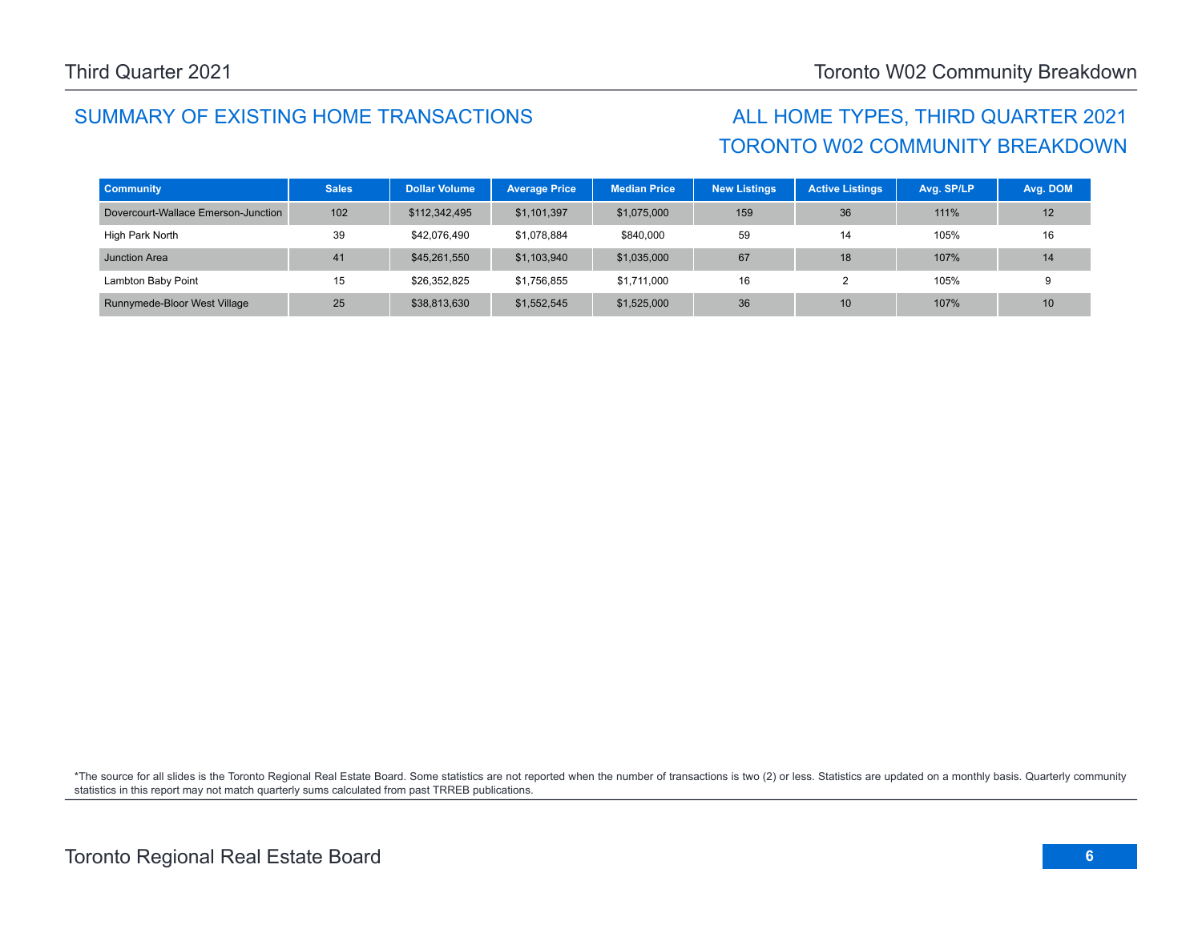## SUMMARY OF EXISTING HOME TRANSACTIONS

## ALL HOME TYPES, THIRD QUARTER 2021
## TORONTO W02 COMMUNITY BREAKDOWN

| Community | Sales | Dollar Volume | Average Price | Median Price | New Listings | Active Listings | Avg. SP/LP | Avg. DOM |
|---|---|---|---|---|---|---|---|---|
| Dovercourt-Wallace Emerson-Junction | 102 | $112,342,495 | $1,101,397 | $1,075,000 | 159 | 36 | 111% | 12 |
| High Park North | 39 | $42,076,490 | $1,078,884 | $840,000 | 59 | 14 | 105% | 16 |
| Junction Area | 41 | $45,261,550 | $1,103,940 | $1,035,000 | 67 | 18 | 107% | 14 |
| Lambton Baby Point | 15 | $26,352,825 | $1,756,855 | $1,711,000 | 16 | 2 | 105% | 9 |
| Runnymede-Bloor West Village | 25 | $38,813,630 | $1,552,545 | $1,525,000 | 36 | 10 | 107% | 10 |

*The source for all slides is the Toronto Regional Real Estate Board. Some statistics are not reported when the number of transactions is two (2) or less. Statistics are updated on a monthly basis. Quarterly community statistics in this report may not match quarterly sums calculated from past TRREB publications.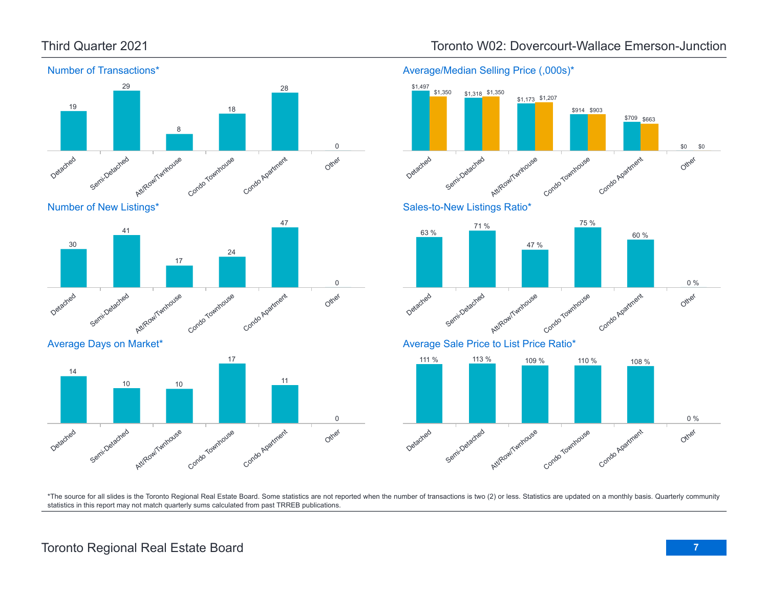Third Quarter 2021

Toronto W02: Dovercourt-Wallace Emerson-Junction

## Number of Transactions*

19
29
8
18
28
0

Detached
Semi-Detached
Att/Row/Twnhouse
Condo Townhouse
Condo Apartment
Other

## Average/Median Selling Price (,000s)*

$1,497
$1,350
$1,318
$1,350
$1,173
$1,207
$914
$903
$709
$663
$0
$0

Detached
Semi-Detached
Att/Row/Twnhouse
Condo Townhouse
Condo Apartment
Other

## Number of New Listings*

30
41
17
24
47
0

Detached
Semi-Detached
Att/Row/Twnhouse
Condo Townhouse
Condo Apartment
Other

## Sales-to-New Listings Ratio*

63 %
71 %
47 %
75 %
60 %
0 %

Detached
Semi-Detached
Att/Row/Twnhouse
Condo Townhouse
Condo Apartment
Other

## Average Days on Market*

14
10
10
17
11
0

Detached
Semi-Detached
Att/Row/Twnhouse
Condo Townhouse
Condo Apartment
Other

## Average Sale Price to List Price Ratio*

111 %
113 %
109 %
110 %
108 %
0 %

Detached
Semi-Detached
Att/Row/Twnhouse
Condo Townhouse
Condo Apartment
Other

*The source for all slides is the Toronto Regional Real Estate Board. Some statistics are not reported when the number of transactions is two (2) or less. Statistics are updated on a monthly basis. Quarterly community statistics in this report may not match quarterly sums calculated from past TRREB publications.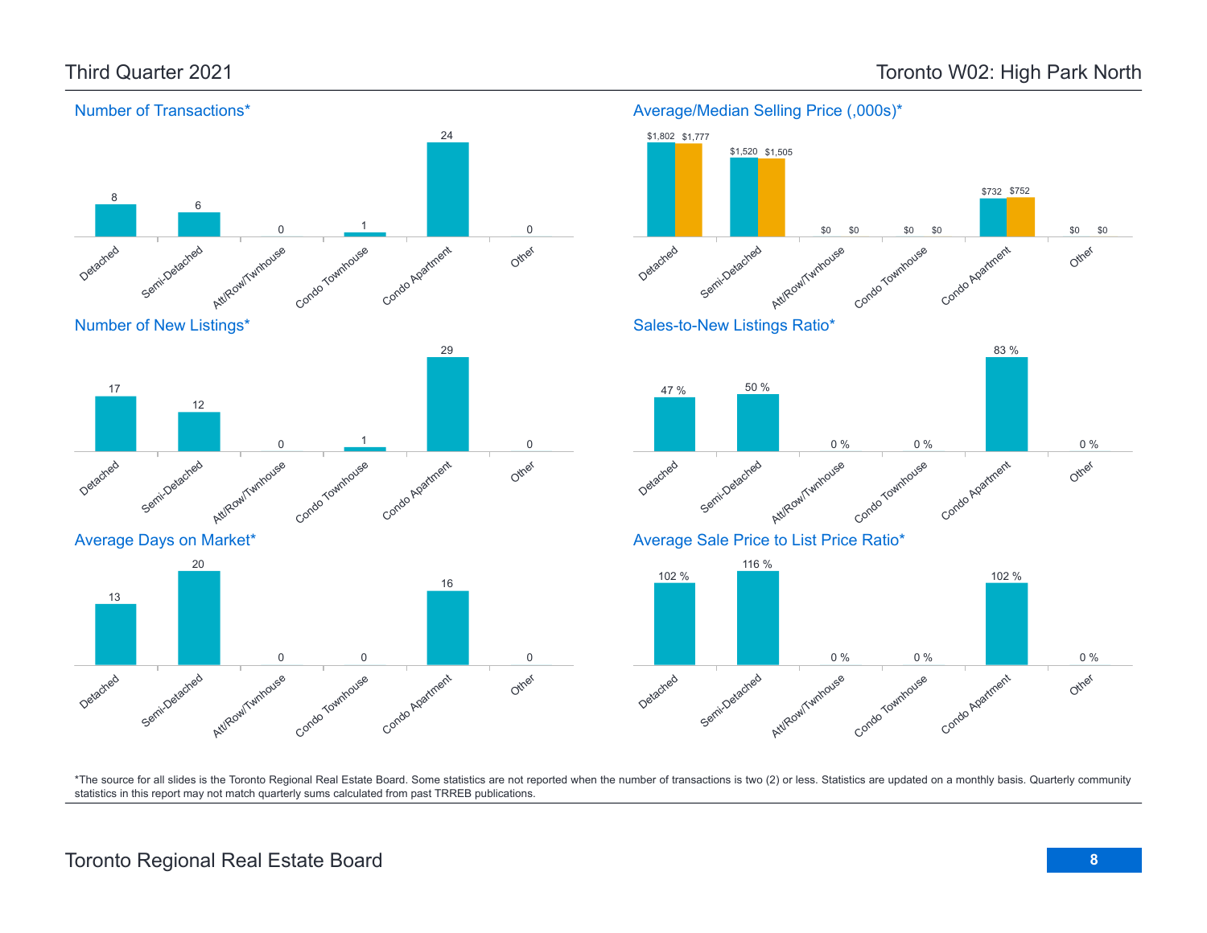Third Quarter 2021

Toronto W02: High Park North

## Number of Transactions*

8
6
0
1
24
0

Detached
Semi-Detached
Att/Row/Twnhouse
Condo Townhouse
Condo Apartment
Other

## Average/Median Selling Price (,000s)*

$1,802
$1,777
$1,520
$1,505
$0
$0
$0
$0
$732
$752
$0
$0

Detached
Semi-Detached
Att/Row/Twnhouse
Condo Townhouse
Condo Apartment
Other

## Number of New Listings*

17
12
0
1
29
0

Detached
Semi-Detached
Att/Row/Twnhouse
Condo Townhouse
Condo Apartment
Other

## Sales-to-New Listings Ratio*

47 %
50 %
0 %
0 %
83 %
0 %

Detached
Semi-Detached
Att/Row/Twnhouse
Condo Townhouse
Condo Apartment
Other

## Average Days on Market*

13
20
0
0
16
0

Detached
Semi-Detached
Att/Row/Twnhouse
Condo Townhouse
Condo Apartment
Other

## Average Sale Price to List Price Ratio*

102 %
116 %
0 %
0 %
102 %
0 %

Detached
Semi-Detached
Att/Row/Twnhouse
Condo Townhouse
Condo Apartment
Other

*The source for all slides is the Toronto Regional Real Estate Board. Some statistics are not reported when the number of transactions is two (2) or less. Statistics are updated on a monthly basis. Quarterly community statistics in this report may not match quarterly sums calculated from past TRREB publications.

Toronto Regional Real Estate Board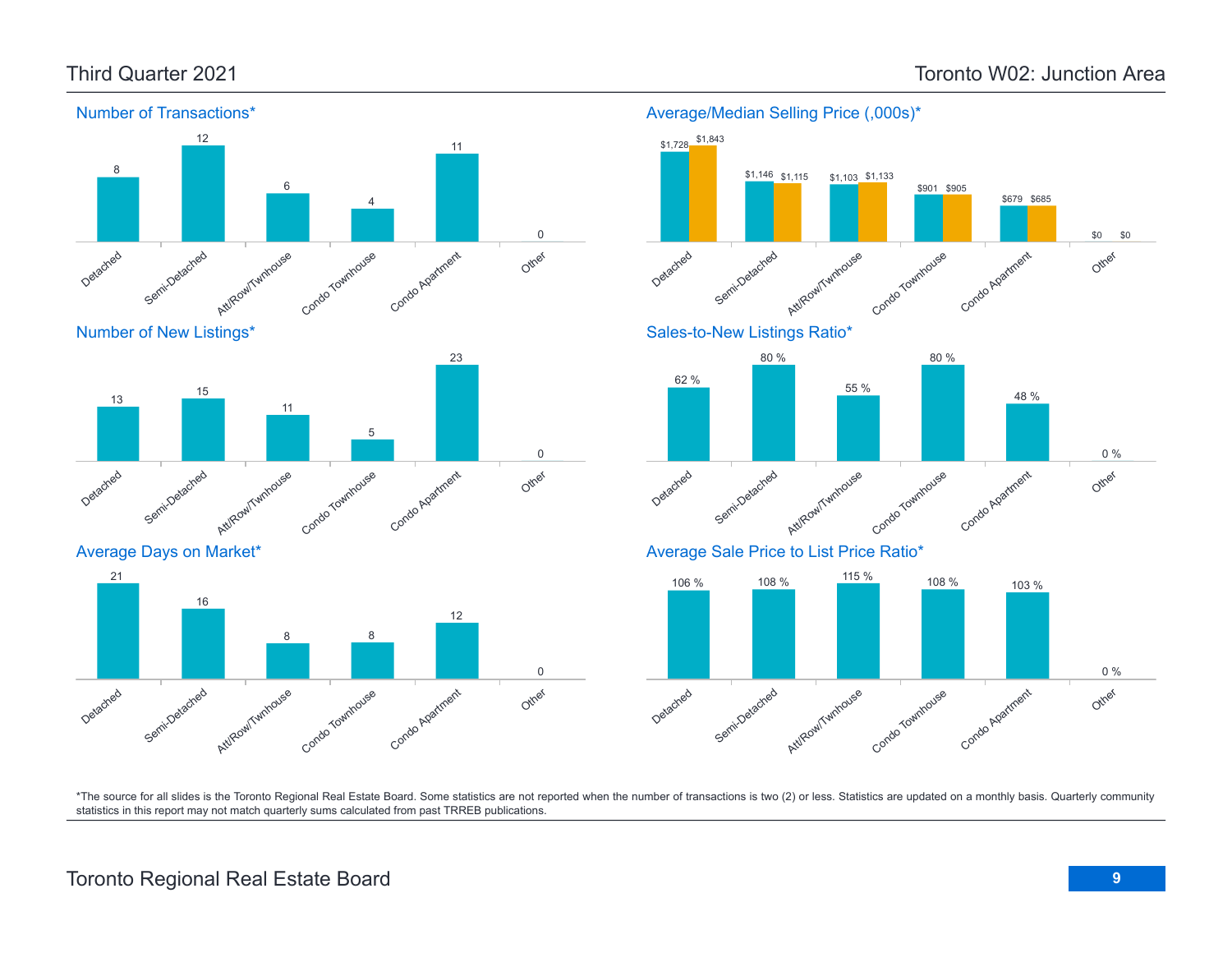Third Quarter 2021

Toronto W02: Junction Area

## Number of Transactions*

8
12
6
4
11
0

Detached
Semi-Detached
Att/Row/Twnhouse
Condo Townhouse
Condo Apartment
Other

## Average/Median Selling Price (,000s)*

$1,728
$1,843
$1,146
$1,115
$1,103
$1,133
$901
$905
$679
$685
$0
$0

Detached
Semi-Detached
Att/Row/Twnhouse
Condo Townhouse
Condo Apartment
Other

## Number of New Listings*

13
15
11
5
23
0

Detached
Semi-Detached
Att/Row/Twnhouse
Condo Townhouse
Condo Apartment
Other

## Sales-to-New Listings Ratio*

62 %
80 %
55 %
80 %
48 %
0 %

Detached
Semi-Detached
Att/Row/Twnhouse
Condo Townhouse
Condo Apartment
Other

## Average Days on Market*

21
16
8
8
12
0

Detached
Semi-Detached
Att/Row/Twnhouse
Condo Townhouse
Condo Apartment
Other

## Average Sale Price to List Price Ratio*

106 %
108 %
115 %
108 %
103 %
0 %

Detached
Semi-Detached
Att/Row/Twnhouse
Condo Townhouse
Condo Apartment
Other

*The source for all slides is the Toronto Regional Real Estate Board. Some statistics are not reported when the number of transactions is two (2) or less. Statistics are updated on a monthly basis. Quarterly community statistics in this report may not match quarterly sums calculated from past TRREB publications.

Toronto Regional Real Estate Board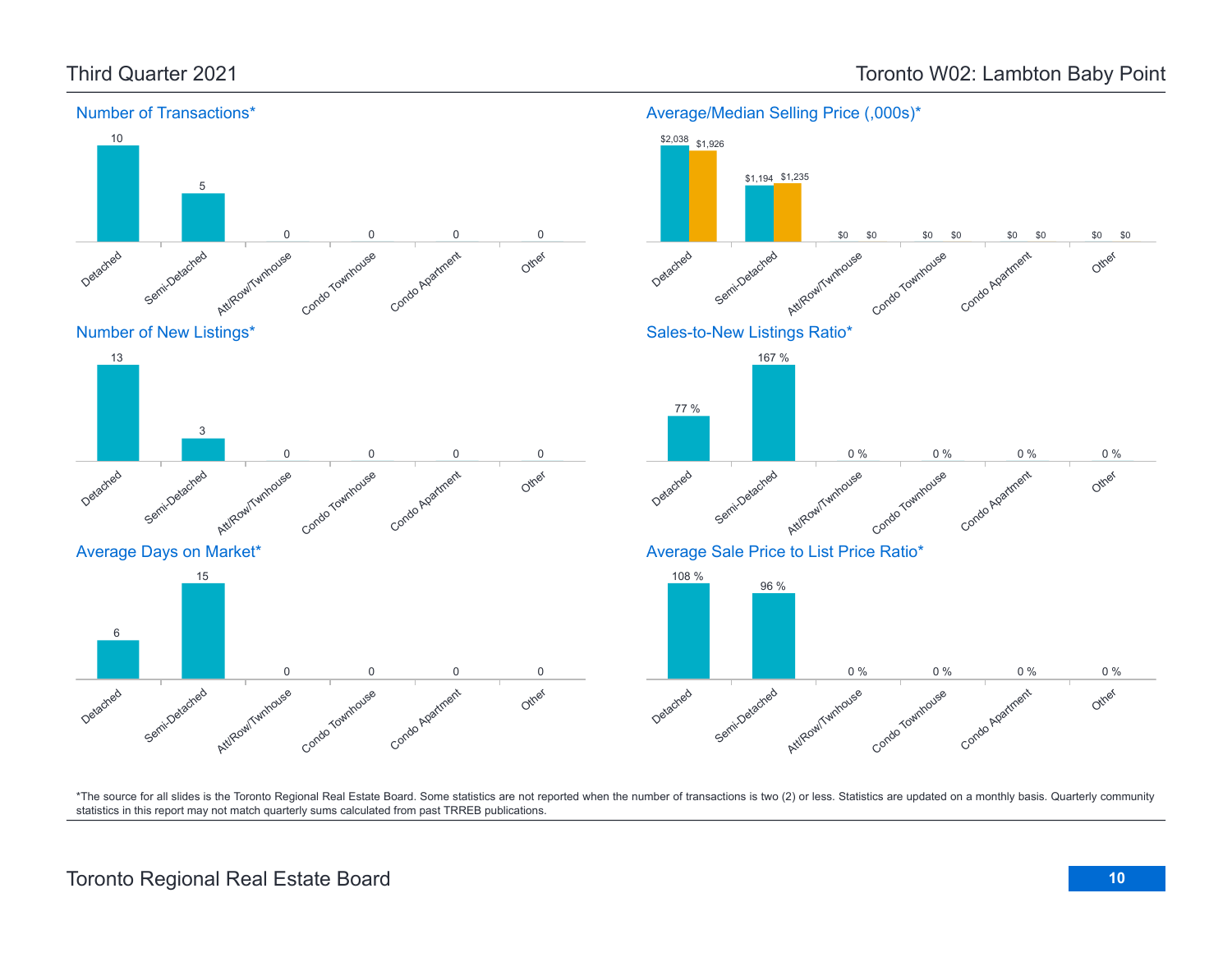Third Quarter 2021

Toronto W02: Lambton Baby Point

## Number of Transactions*

10
5
0
0
0
0

Detached
Semi-Detached
Att/Row/Twnhouse
Condo Townhouse
Condo Apartment
Other

## Average/Median Selling Price (,000s)*

$2,038
$1,926
$1,194
$1,235
$0
$0
$0
$0
$0
$0
$0
$0

Detached
Semi-Detached
Att/Row/Twnhouse
Condo Townhouse
Condo Apartment
Other

## Number of New Listings*

13
3
0
0
0
0

Detached
Semi-Detached
Att/Row/Twnhouse
Condo Townhouse
Condo Apartment
Other

## Sales-to-New Listings Ratio*

77 %
167 %
0 %
0 %
0 %
0 %

Detached
Semi-Detached
Att/Row/Twnhouse
Condo Townhouse
Condo Apartment
Other

## Average Days on Market*

6
15
0
0
0
0

Detached
Semi-Detached
Att/Row/Twnhouse
Condo Townhouse
Condo Apartment
Other

## Average Sale Price to List Price Ratio*

108 %
96 %
0 %
0 %
0 %
0 %

Detached
Semi-Detached
Att/Row/Twnhouse
Condo Townhouse
Condo Apartment
Other

*The source for all slides is the Toronto Regional Real Estate Board. Some statistics are not reported when the number of transactions is two (2) or less. Statistics are updated on a monthly basis. Quarterly community statistics in this report may not match quarterly sums calculated from past TRREB publications.

Toronto Regional Real Estate Board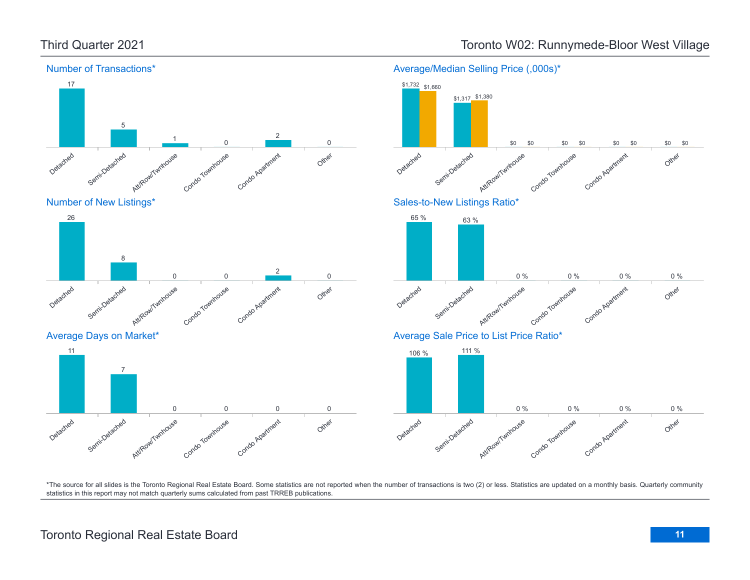Third Quarter 2021

# Toronto W02: Runnymede-Bloor West Village

## Number of Transactions*

| Detached | Semi-Detached | Att/Row/Twnhouse | Condo Townhouse | Condo Apartment | Other |
|---|---|---|---|---|---|
| 17 | 5 | 1 | 0 | 2 | 0 |

## Average/Median Selling Price (,000s)*

| | Detached | Semi-Detached | Att/Row/Twnhouse | Condo Townhouse | Condo Apartment | Other |
|---|---|---|---|---|---|---|
| Average | $1,732 | $1,317 | $0 | $0 | $0 | $0 |
| Median | $1,660 | $1,380 | $0 | $0 | $0 | $0 |

## Number of New Listings*

| Detached | Semi-Detached | Att/Row/Twnhouse | Condo Townhouse | Condo Apartment | Other |
|---|---|---|---|---|---|
| 26 | 8 | 0 | 0 | 2 | 0 |

## Sales-to-New Listings Ratio*

| Detached | Semi-Detached | Att/Row/Twnhouse | Condo Townhouse | Condo Apartment | Other |
|---|---|---|---|---|---|
| 65 % | 63 % | 0 % | 0 % | 0 % | 0 % |

## Average Days on Market*

| Detached | Semi-Detached | Att/Row/Twnhouse | Condo Townhouse | Condo Apartment | Other |
|---|---|---|---|---|---|
| 11 | 7 | 0 | 0 | 0 | 0 |

## Average Sale Price to List Price Ratio*

| Detached | Semi-Detached | Att/Row/Twnhouse | Condo Townhouse | Condo Apartment | Other |
|---|---|---|---|---|---|
| 106 % | 111 % | 0 % | 0 % | 0 % | 0 % |

*The source for all slides is the Toronto Regional Real Estate Board. Some statistics are not reported when the number of transactions is two (2) or less. Statistics are updated on a monthly basis. Quarterly community statistics in this report may not match quarterly sums calculated from past TRREB publications.

Toronto Regional Real Estate Board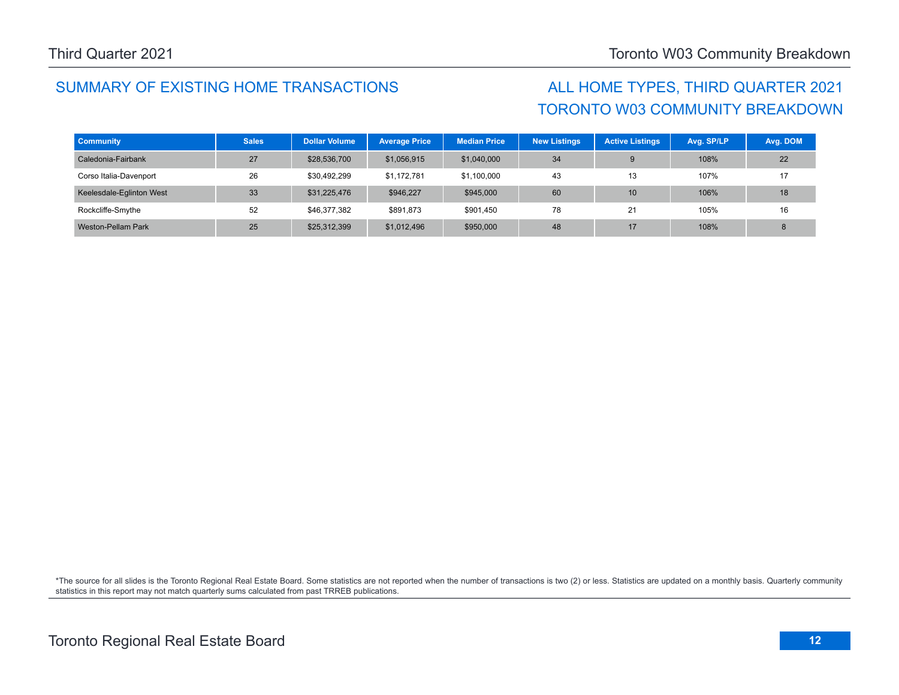## SUMMARY OF EXISTING HOME TRANSACTIONS

## ALL HOME TYPES, THIRD QUARTER 2021
## TORONTO W03 COMMUNITY BREAKDOWN

| Community | Sales | Dollar Volume | Average Price | Median Price | New Listings | Active Listings | Avg. SP/LP | Avg. DOM |
|---|---|---|---|---|---|---|---|---|
| Caledonia-Fairbank | 27 | $28,536,700 | $1,056,915 | $1,040,000 | 34 | 9 | 108% | 22 |
| Corso Italia-Davenport | 26 | $30,492,299 | $1,172,781 | $1,100,000 | 43 | 13 | 107% | 17 |
| Keelesdale-Eglinton West | 33 | $31,225,476 | $946,227 | $945,000 | 60 | 10 | 106% | 18 |
| Rockcliffe-Smythe | 52 | $46,377,382 | $891,873 | $901,450 | 78 | 21 | 105% | 16 |
| Weston-Pellam Park | 25 | $25,312,399 | $1,012,496 | $950,000 | 48 | 17 | 108% | 8 |

*The source for all slides is the Toronto Regional Real Estate Board. Some statistics are not reported when the number of transactions is two (2) or less. Statistics are updated on a monthly basis. Quarterly community statistics in this report may not match quarterly sums calculated from past TRREB publications.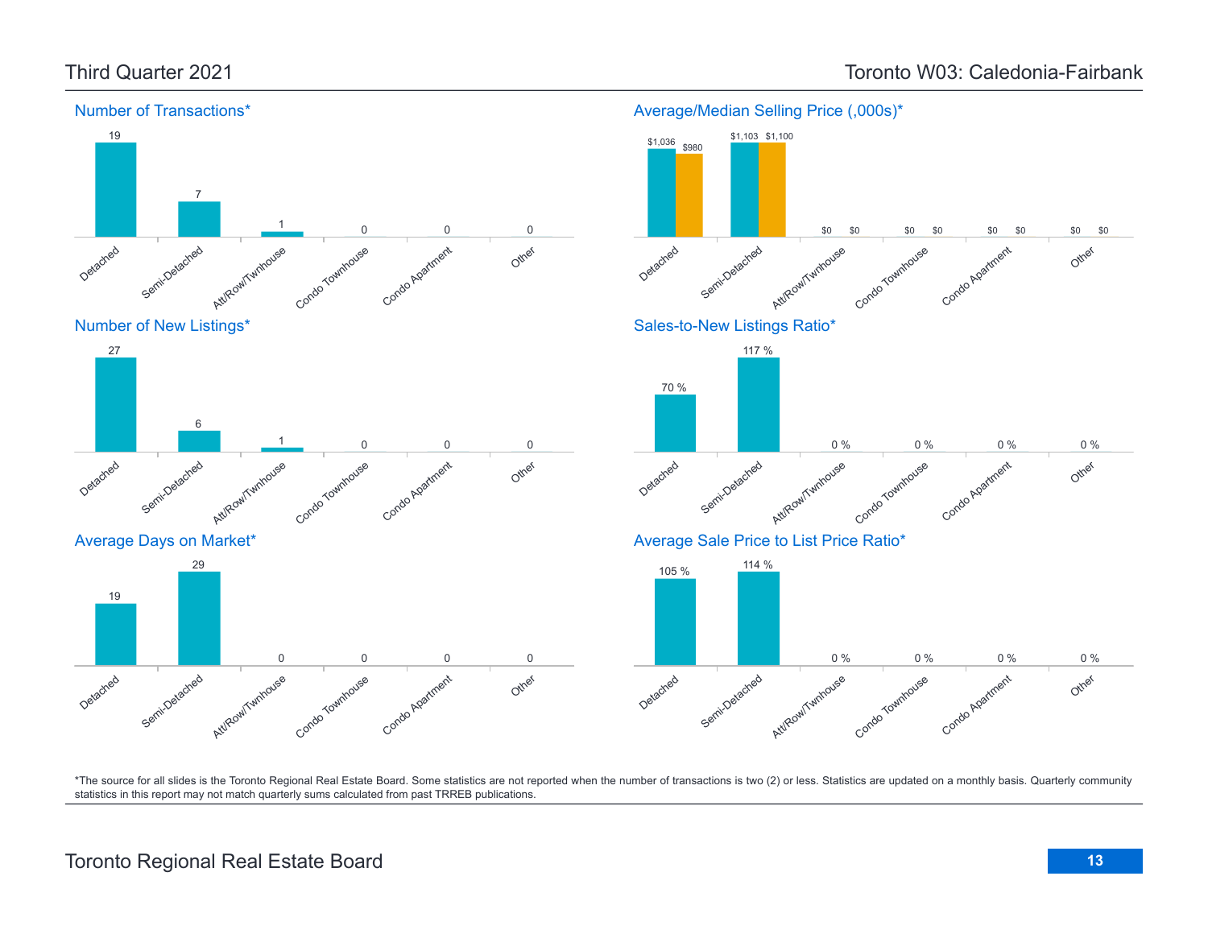Third Quarter 2021

Toronto W03: Caledonia-Fairbank

## Number of Transactions*

19
7
1
0
0
0

Detached
Semi-Detached
Att/Row/Twnhouse
Condo Townhouse
Condo Apartment
Other

## Average/Median Selling Price (,000s)*

$1,036
$980
$1,103
$1,100
$0
$0
$0
$0
$0
$0
$0
$0

Detached
Semi-Detached
Att/Row/Twnhouse
Condo Townhouse
Condo Apartment
Other

## Number of New Listings*

27
6
1
0
0
0

Detached
Semi-Detached
Att/Row/Twnhouse
Condo Townhouse
Condo Apartment
Other

## Sales-to-New Listings Ratio*

70 %
117 %
0 %
0 %
0 %
0 %

Detached
Semi-Detached
Att/Row/Twnhouse
Condo Townhouse
Condo Apartment
Other

## Average Days on Market*

19
29
0
0
0
0

Detached
Semi-Detached
Att/Row/Twnhouse
Condo Townhouse
Condo Apartment
Other

## Average Sale Price to List Price Ratio*

105 %
114 %
0 %
0 %
0 %
0 %

Detached
Semi-Detached
Att/Row/Twnhouse
Condo Townhouse
Condo Apartment
Other

*The source for all slides is the Toronto Regional Real Estate Board. Some statistics are not reported when the number of transactions is two (2) or less. Statistics are updated on a monthly basis. Quarterly community statistics in this report may not match quarterly sums calculated from past TRREB publications.

Toronto Regional Real Estate Board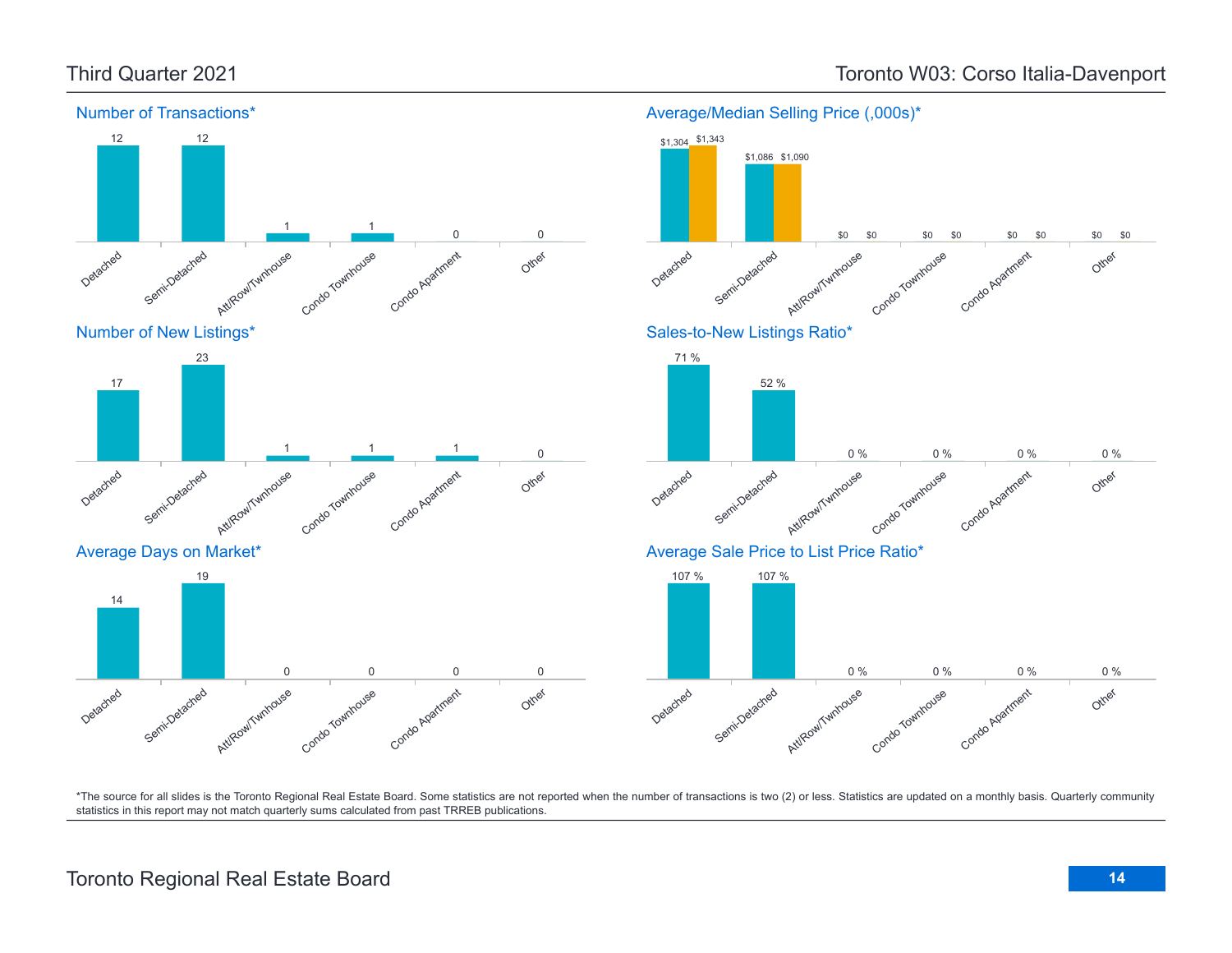Third Quarter 2021

Toronto W03: Corso Italia-Davenport

## Number of Transactions*

12
12
1
1
0
0

Detached
Semi-Detached
Att/Row/Twnhouse
Condo Townhouse
Condo Apartment
Other

## Average/Median Selling Price (,000s)*

$1,304 $1,343
$1,086 $1,090
$0 $0
$0 $0
$0 $0
$0 $0

Detached
Semi-Detached
Att/Row/Twnhouse
Condo Townhouse
Condo Apartment
Other

## Number of New Listings*

17
23
1
1
1
0

Detached
Semi-Detached
Att/Row/Twnhouse
Condo Townhouse
Condo Apartment
Other

## Sales-to-New Listings Ratio*

71 %
52 %
0 %
0 %
0 %
0 %

Detached
Semi-Detached
Att/Row/Twnhouse
Condo Townhouse
Condo Apartment
Other

## Average Days on Market*

14
19
0
0
0
0

Detached
Semi-Detached
Att/Row/Twnhouse
Condo Townhouse
Condo Apartment
Other

## Average Sale Price to List Price Ratio*

107 %
107 %
0 %
0 %
0 %
0 %

Detached
Semi-Detached
Att/Row/Twnhouse
Condo Townhouse
Condo Apartment
Other

*The source for all slides is the Toronto Regional Real Estate Board. Some statistics are not reported when the number of transactions is two (2) or less. Statistics are updated on a monthly basis. Quarterly community statistics in this report may not match quarterly sums calculated from past TRREB publications.

Toronto Regional Real Estate Board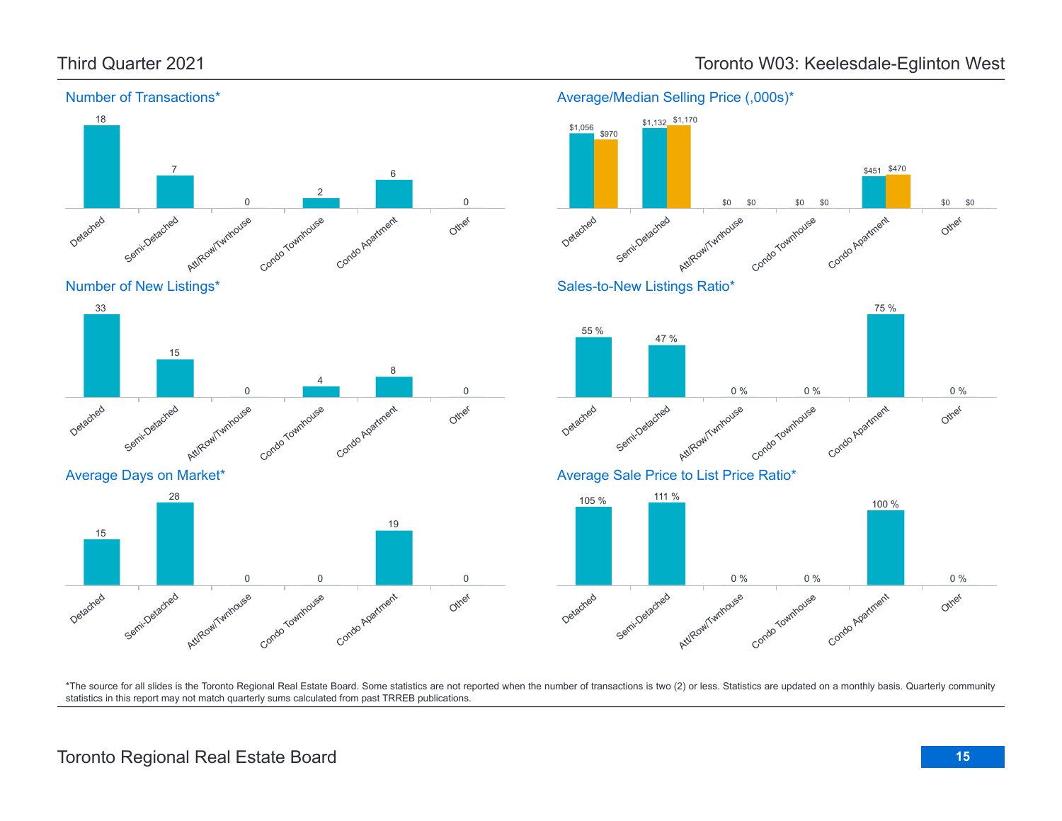# Third Quarter 2021

# Toronto W03: Keelesdale-Eglinton West

## Number of Transactions*

| Detached | Semi-Detached | Att/Row/Twnhouse | Condo Townhouse | Condo Apartment | Other |
|---|---|---|---|---|---|
| 18 | 7 | 0 | 2 | 6 | 0 |

## Average/Median Selling Price (,000s)*

| | Detached | Semi-Detached | Att/Row/Twnhouse | Condo Townhouse | Condo Apartment | Other |
|---|---|---|---|---|---|---|
| Average | $1,056 | $1,132 | $0 | $0 | $451 | $0 |
| Median | $970 | $1,170 | $0 | $0 | $470 | $0 |

## Number of New Listings*

| Detached | Semi-Detached | Att/Row/Twnhouse | Condo Townhouse | Condo Apartment | Other |
|---|---|---|---|---|---|
| 33 | 15 | 0 | 4 | 8 | 0 |

## Sales-to-New Listings Ratio*

| Detached | Semi-Detached | Att/Row/Twnhouse | Condo Townhouse | Condo Apartment | Other |
|---|---|---|---|---|---|
| 55 % | 47 % | 0 % | 0 % | 75 % | 0 % |

## Average Days on Market*

| Detached | Semi-Detached | Att/Row/Twnhouse | Condo Townhouse | Condo Apartment | Other |
|---|---|---|---|---|---|
| 15 | 28 | 0 | 0 | 19 | 0 |

## Average Sale Price to List Price Ratio*

| Detached | Semi-Detached | Att/Row/Twnhouse | Condo Townhouse | Condo Apartment | Other |
|---|---|---|---|---|---|
| 105 % | 111 % | 0 % | 0 % | 100 % | 0 % |

*The source for all slides is the Toronto Regional Real Estate Board. Some statistics are not reported when the number of transactions is two (2) or less. Statistics are updated on a monthly basis. Quarterly community statistics in this report may not match quarterly sums calculated from past TRREB publications.

Toronto Regional Real Estate Board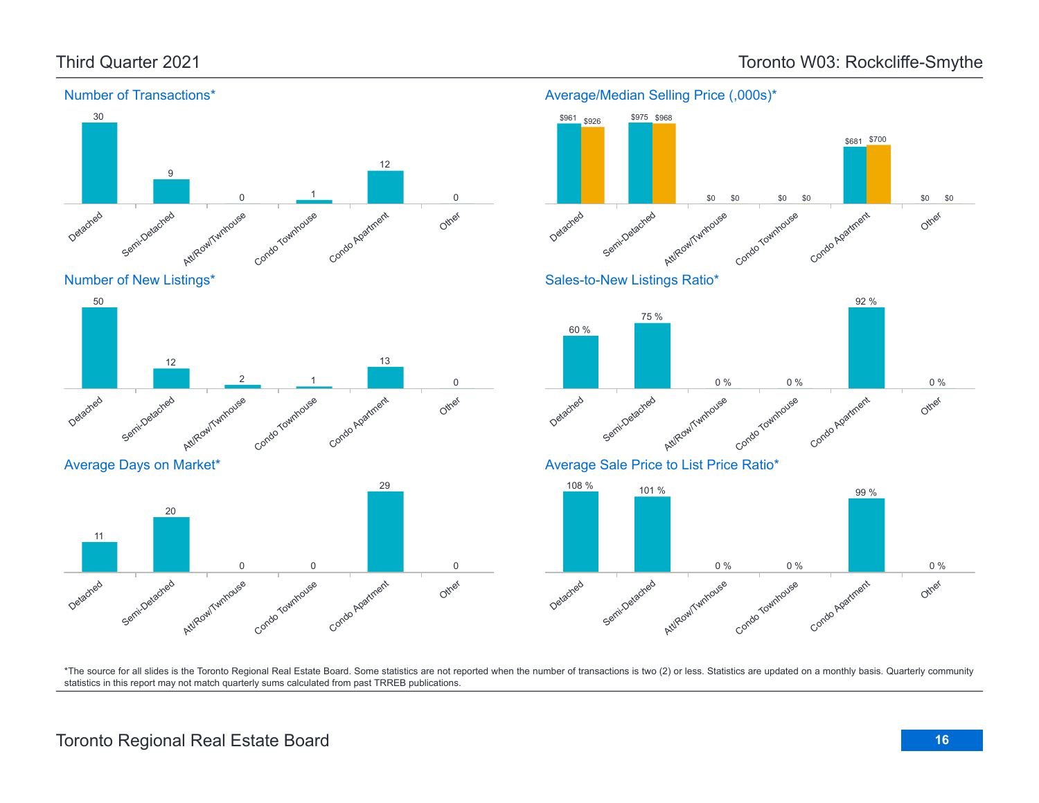Third Quarter 2021

# Toronto W03: Rockcliffe-Smythe

## Number of Transactions*

30
9
0
1
12
0

Detached
Semi-Detached
Att/Row/Twnhouse
Condo Townhouse
Condo Apartment
Other

## Average/Median Selling Price (,000s)*

$961 $926
$975 $968
$0 $0
$0 $0
$681 $700
$0 $0

Detached
Semi-Detached
Att/Row/Twnhouse
Condo Townhouse
Condo Apartment
Other

## Number of New Listings*

50
12
2
1
13
0

Detached
Semi-Detached
Att/Row/Twnhouse
Condo Townhouse
Condo Apartment
Other

## Sales-to-New Listings Ratio*

60 %
75 %
0 %
0 %
92 %
0 %

Detached
Semi-Detached
Att/Row/Twnhouse
Condo Townhouse
Condo Apartment
Other

## Average Days on Market*

11
20
0
0
29
0

Detached
Semi-Detached
Att/Row/Twnhouse
Condo Townhouse
Condo Apartment
Other

## Average Sale Price to List Price Ratio*

108 %
101 %
0 %
0 %
99 %
0 %

Detached
Semi-Detached
Att/Row/Twnhouse
Condo Townhouse
Condo Apartment
Other

*The source for all slides is the Toronto Regional Real Estate Board. Some statistics are not reported when the number of transactions is two (2) or less. Statistics are updated on a monthly basis. Quarterly community statistics in this report may not match quarterly sums calculated from past TRREB publications.

Toronto Regional Real Estate Board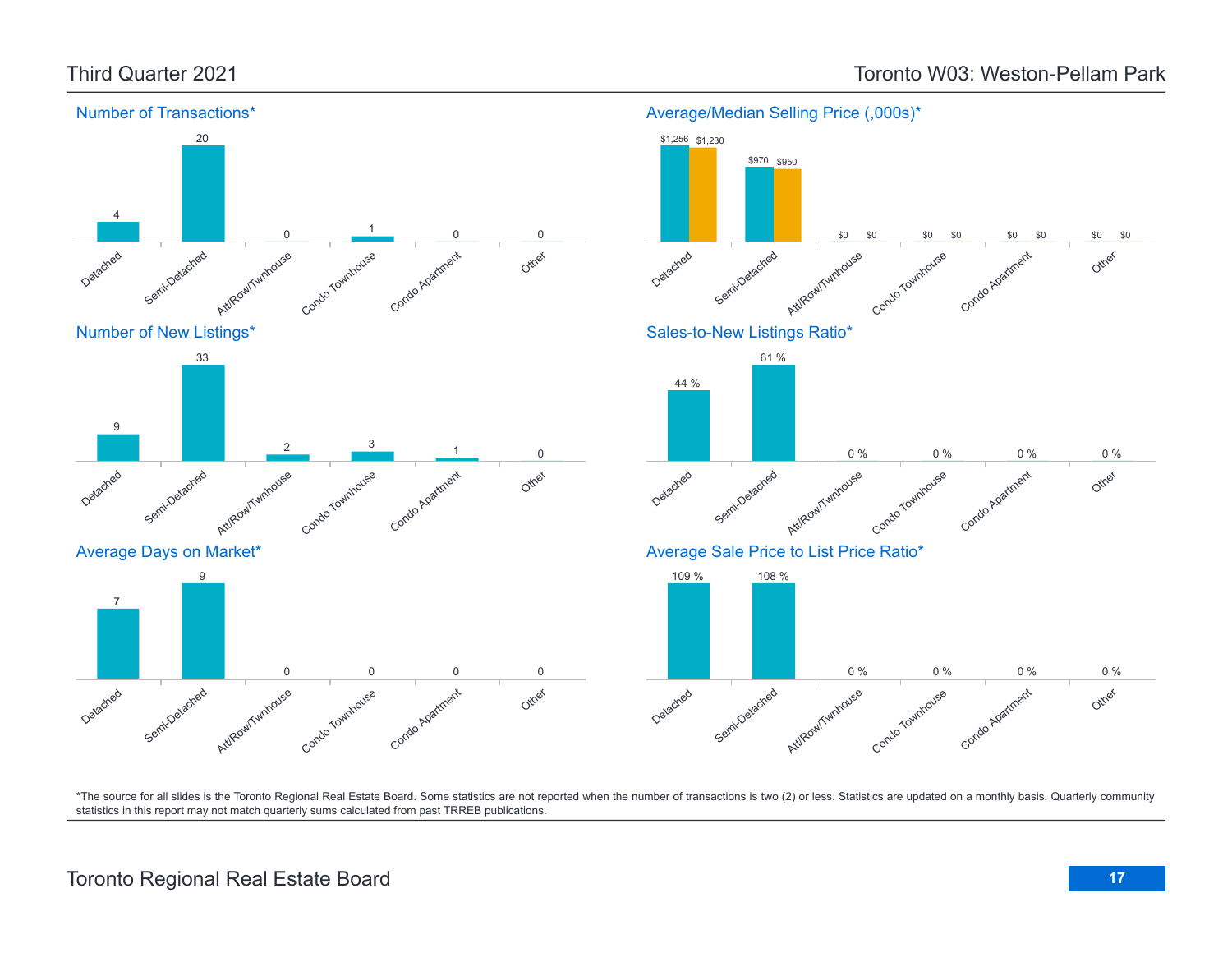Third Quarter 2021

Toronto W03: Weston-Pellam Park

## Number of Transactions*

4
20
0
1
0
0

Detached
Semi-Detached
Att/Row/Twnhouse
Condo Townhouse
Condo Apartment
Other

## Average/Median Selling Price (,000s)*

$1,256 $1,230
$970 $950
$0 $0
$0 $0
$0 $0
$0 $0

Detached
Semi-Detached
Att/Row/Twnhouse
Condo Townhouse
Condo Apartment
Other

## Number of New Listings*

9
33
2
3
1
0

Detached
Semi-Detached
Att/Row/Twnhouse
Condo Townhouse
Condo Apartment
Other

## Sales-to-New Listings Ratio*

44 %
61 %
0 %
0 %
0 %
0 %

Detached
Semi-Detached
Att/Row/Twnhouse
Condo Townhouse
Condo Apartment
Other

## Average Days on Market*

7
9
0
0
0
0

Detached
Semi-Detached
Att/Row/Twnhouse
Condo Townhouse
Condo Apartment
Other

## Average Sale Price to List Price Ratio*

109 %
108 %
0 %
0 %
0 %
0 %

Detached
Semi-Detached
Att/Row/Twnhouse
Condo Townhouse
Condo Apartment
Other

*The source for all slides is the Toronto Regional Real Estate Board. Some statistics are not reported when the number of transactions is two (2) or less. Statistics are updated on a monthly basis. Quarterly community statistics in this report may not match quarterly sums calculated from past TRREB publications.

Toronto Regional Real Estate Board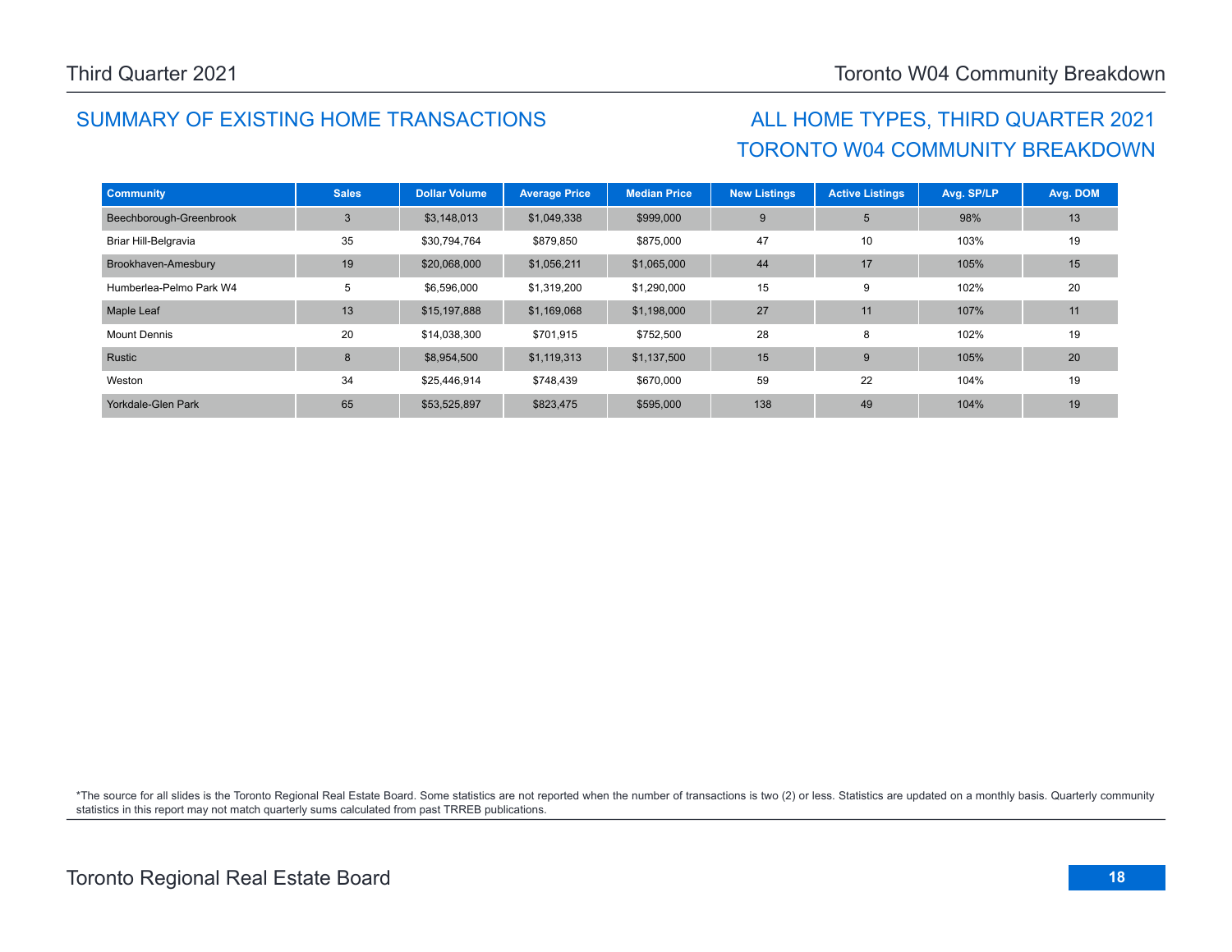## SUMMARY OF EXISTING HOME TRANSACTIONS

## ALL HOME TYPES, THIRD QUARTER 2021
## TORONTO W04 COMMUNITY BREAKDOWN

| Community | Sales | Dollar Volume | Average Price | Median Price | New Listings | Active Listings | Avg. SP/LP | Avg. DOM |
|---|---|---|---|---|---|---|---|---|
| Beechborough-Greenbrook | 3 | $3,148,013 | $1,049,338 | $999,000 | 9 | 5 | 98% | 13 |
| Briar Hill-Belgravia | 35 | $30,794,764 | $879,850 | $875,000 | 47 | 10 | 103% | 19 |
| Brookhaven-Amesbury | 19 | $20,068,000 | $1,056,211 | $1,065,000 | 44 | 17 | 105% | 15 |
| Humberlea-Pelmo Park W4 | 5 | $6,596,000 | $1,319,200 | $1,290,000 | 15 | 9 | 102% | 20 |
| Maple Leaf | 13 | $15,197,888 | $1,169,068 | $1,198,000 | 27 | 11 | 107% | 11 |
| Mount Dennis | 20 | $14,038,300 | $701,915 | $752,500 | 28 | 8 | 102% | 19 |
| Rustic | 8 | $8,954,500 | $1,119,313 | $1,137,500 | 15 | 9 | 105% | 20 |
| Weston | 34 | $25,446,914 | $748,439 | $670,000 | 59 | 22 | 104% | 19 |
| Yorkdale-Glen Park | 65 | $53,525,897 | $823,475 | $595,000 | 138 | 49 | 104% | 19 |

*The source for all slides is the Toronto Regional Real Estate Board. Some statistics are not reported when the number of transactions is two (2) or less. Statistics are updated on a monthly basis. Quarterly community statistics in this report may not match quarterly sums calculated from past TRREB publications.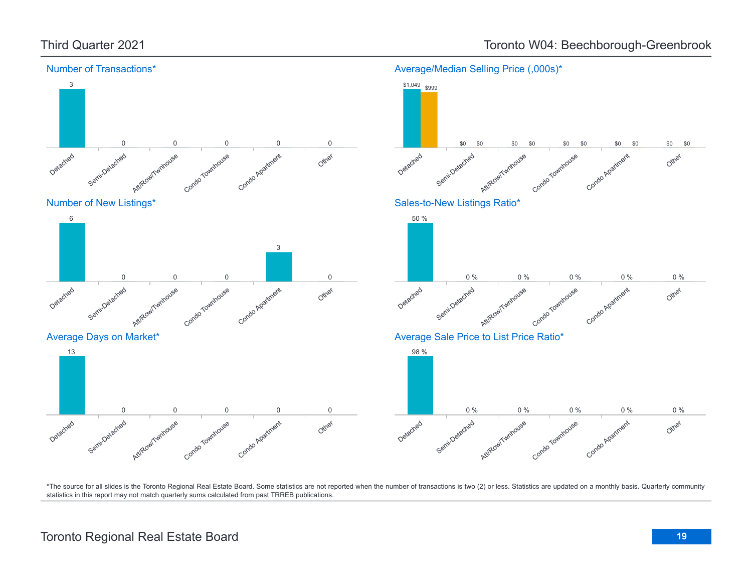Third Quarter 2021

# Toronto W04: Beechborough-Greenbrook

## Number of Transactions*

3
0
0
0
0
0

Detached
Semi-Detached
Att/Row/Twnhouse
Condo Townhouse
Condo Apartment
Other

## Average/Median Selling Price (,000s)*

$1,049
$999
$0 $0
$0 $0
$0 $0
$0 $0
$0 $0

Detached
Semi-Detached
Att/Row/Twnhouse
Condo Townhouse
Condo Apartment
Other

## Number of New Listings*

6
0
0
0
3
0

Detached
Semi-Detached
Att/Row/Twnhouse
Condo Townhouse
Condo Apartment
Other

## Sales-to-New Listings Ratio*

50 %
0 %
0 %
0 %
0 %
0 %

Detached
Semi-Detached
Att/Row/Twnhouse
Condo Townhouse
Condo Apartment
Other

## Average Days on Market*

13
0
0
0
0
0

Detached
Semi-Detached
Att/Row/Twnhouse
Condo Townhouse
Condo Apartment
Other

## Average Sale Price to List Price Ratio*

98 %
0 %
0 %
0 %
0 %
0 %

Detached
Semi-Detached
Att/Row/Twnhouse
Condo Townhouse
Condo Apartment
Other

*The source for all slides is the Toronto Regional Real Estate Board. Some statistics are not reported when the number of transactions is two (2) or less. Statistics are updated on a monthly basis. Quarterly community statistics in this report may not match quarterly sums calculated from past TRREB publications.

Toronto Regional Real Estate Board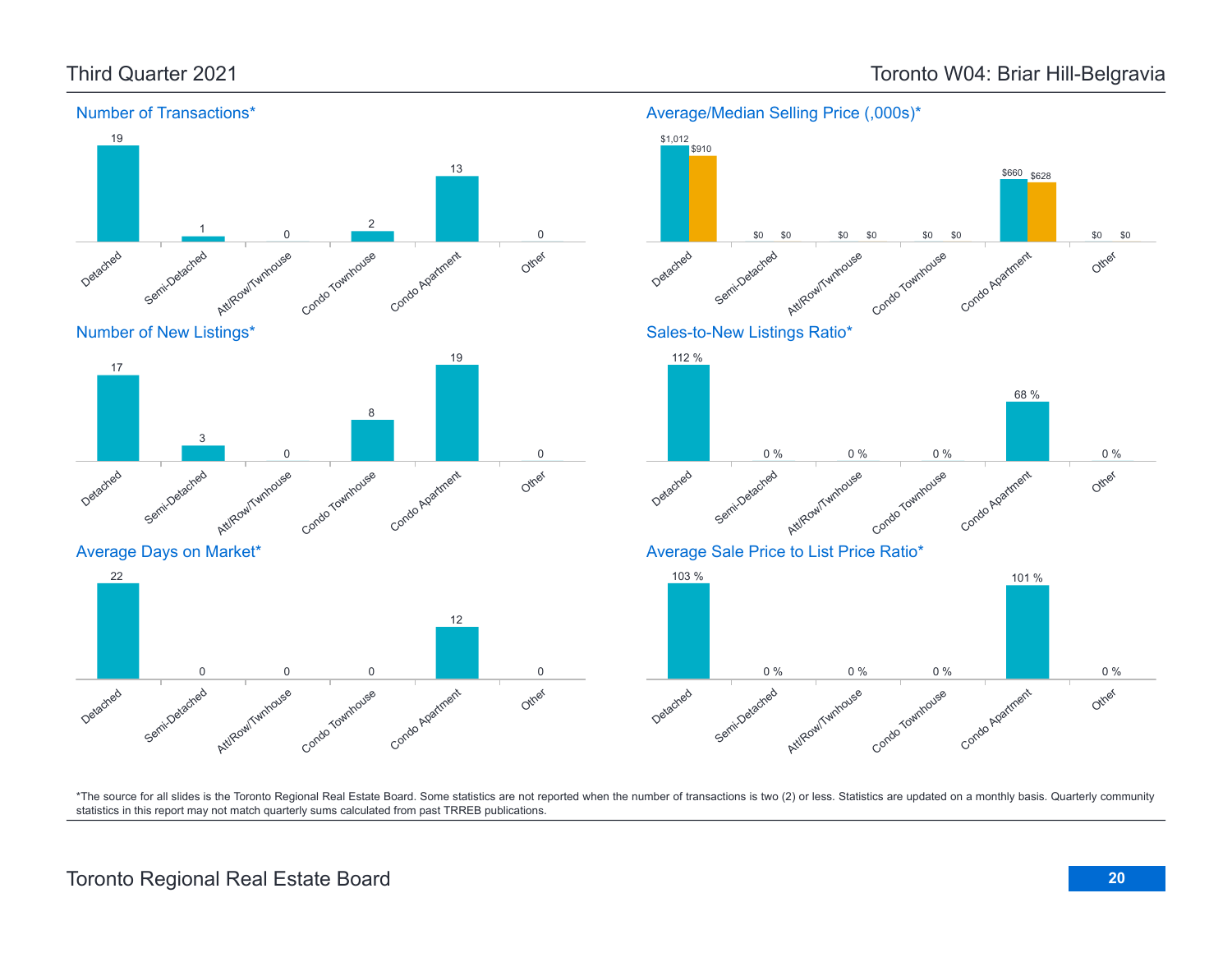Third Quarter 2021

# Toronto W04: Briar Hill-Belgravia

## Number of Transactions*

19
1
0
2
13
0

Detached
Semi-Detached
Att/Row/Twnhouse
Condo Townhouse
Condo Apartment
Other

## Average/Median Selling Price (,000s)*

$1,012
$910
$0
$0
$0
$0
$0
$0
$660
$628
$0
$0

Detached
Semi-Detached
Att/Row/Twnhouse
Condo Townhouse
Condo Apartment
Other

## Number of New Listings*

17
3
0
8
19
0

Detached
Semi-Detached
Att/Row/Twnhouse
Condo Townhouse
Condo Apartment
Other

## Sales-to-New Listings Ratio*

112 %
0 %
0 %
0 %
68 %
0 %

Detached
Semi-Detached
Att/Row/Twnhouse
Condo Townhouse
Condo Apartment
Other

## Average Days on Market*

22
0
0
0
12
0

Detached
Semi-Detached
Att/Row/Twnhouse
Condo Townhouse
Condo Apartment
Other

## Average Sale Price to List Price Ratio*

103 %
0 %
0 %
0 %
101 %
0 %

Detached
Semi-Detached
Att/Row/Twnhouse
Condo Townhouse
Condo Apartment
Other

*The source for all slides is the Toronto Regional Real Estate Board. Some statistics are not reported when the number of transactions is two (2) or less. Statistics are updated on a monthly basis. Quarterly community statistics in this report may not match quarterly sums calculated from past TRREB publications.

Toronto Regional Real Estate Board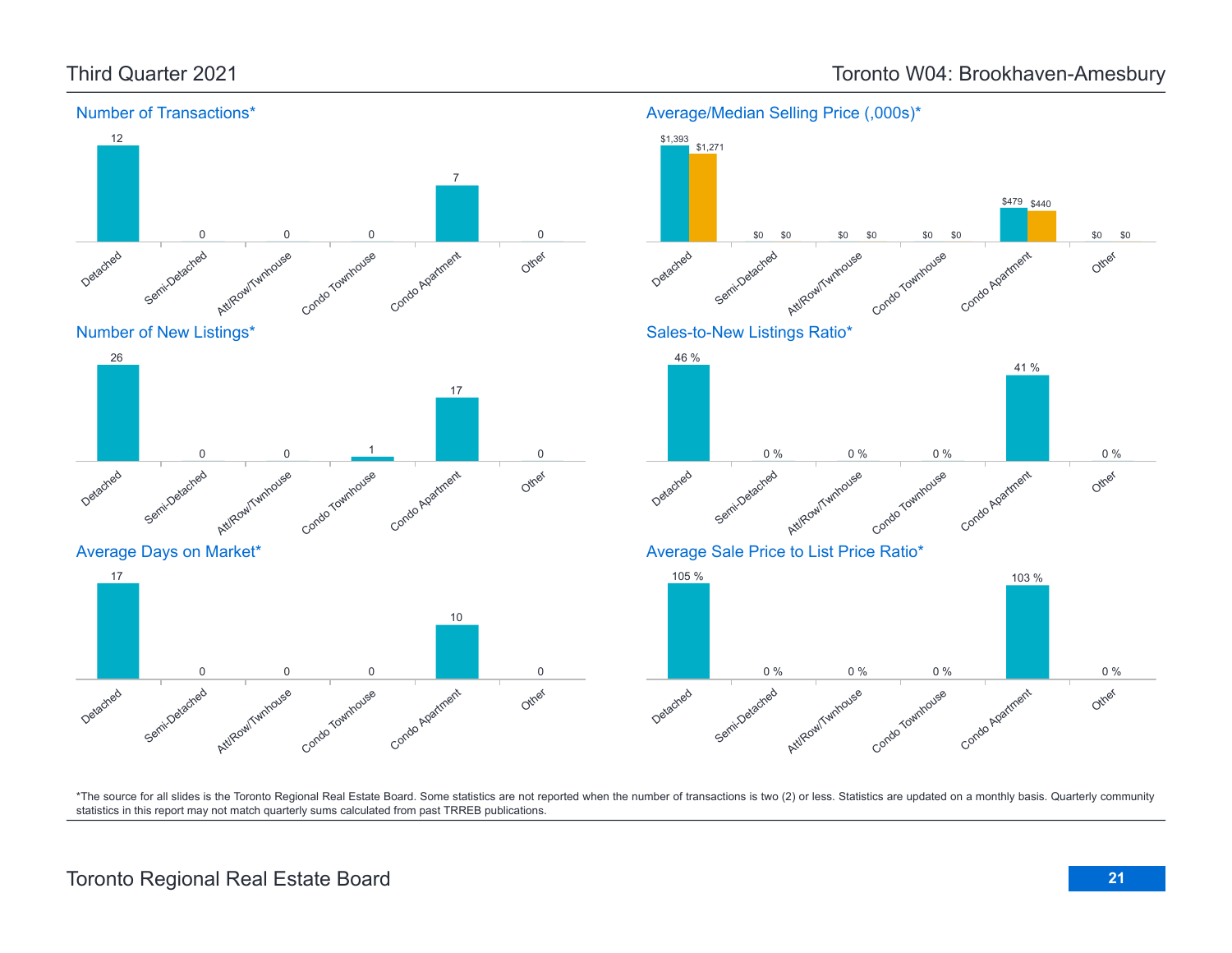## Third Quarter 2021

## Toronto W04: Brookhaven-Amesbury

### Number of Transactions*

| Detached | Semi-Detached | Att/Row/Twnhouse | Condo Townhouse | Condo Apartment | Other |
|---|---|---|---|---|---|
| 12 | 0 | 0 | 0 | 7 | 0 |

### Average/Median Selling Price (,000s)*

| | Detached | Semi-Detached | Att/Row/Twnhouse | Condo Townhouse | Condo Apartment | Other |
|---|---|---|---|---|---|---|
| Average | $1,393 | $0 | $0 | $0 | $479 | $0 |
| Median | $1,271 | $0 | $0 | $0 | $440 | $0 |

### Number of New Listings*

| Detached | Semi-Detached | Att/Row/Twnhouse | Condo Townhouse | Condo Apartment | Other |
|---|---|---|---|---|---|
| 26 | 0 | 0 | 1 | 17 | 0 |

### Sales-to-New Listings Ratio*

| Detached | Semi-Detached | Att/Row/Twnhouse | Condo Townhouse | Condo Apartment | Other |
|---|---|---|---|---|---|
| 46 % | 0 % | 0 % | 0 % | 41 % | 0 % |

### Average Days on Market*

| Detached | Semi-Detached | Att/Row/Twnhouse | Condo Townhouse | Condo Apartment | Other |
|---|---|---|---|---|---|
| 17 | 0 | 0 | 0 | 10 | 0 |

### Average Sale Price to List Price Ratio*

| Detached | Semi-Detached | Att/Row/Twnhouse | Condo Townhouse | Condo Apartment | Other |
|---|---|---|---|---|---|
| 105 % | 0 % | 0 % | 0 % | 103 % | 0 % |

*The source for all slides is the Toronto Regional Real Estate Board. Some statistics are not reported when the number of transactions is two (2) or less. Statistics are updated on a monthly basis. Quarterly community statistics in this report may not match quarterly sums calculated from past TRREB publications.

Toronto Regional Real Estate Board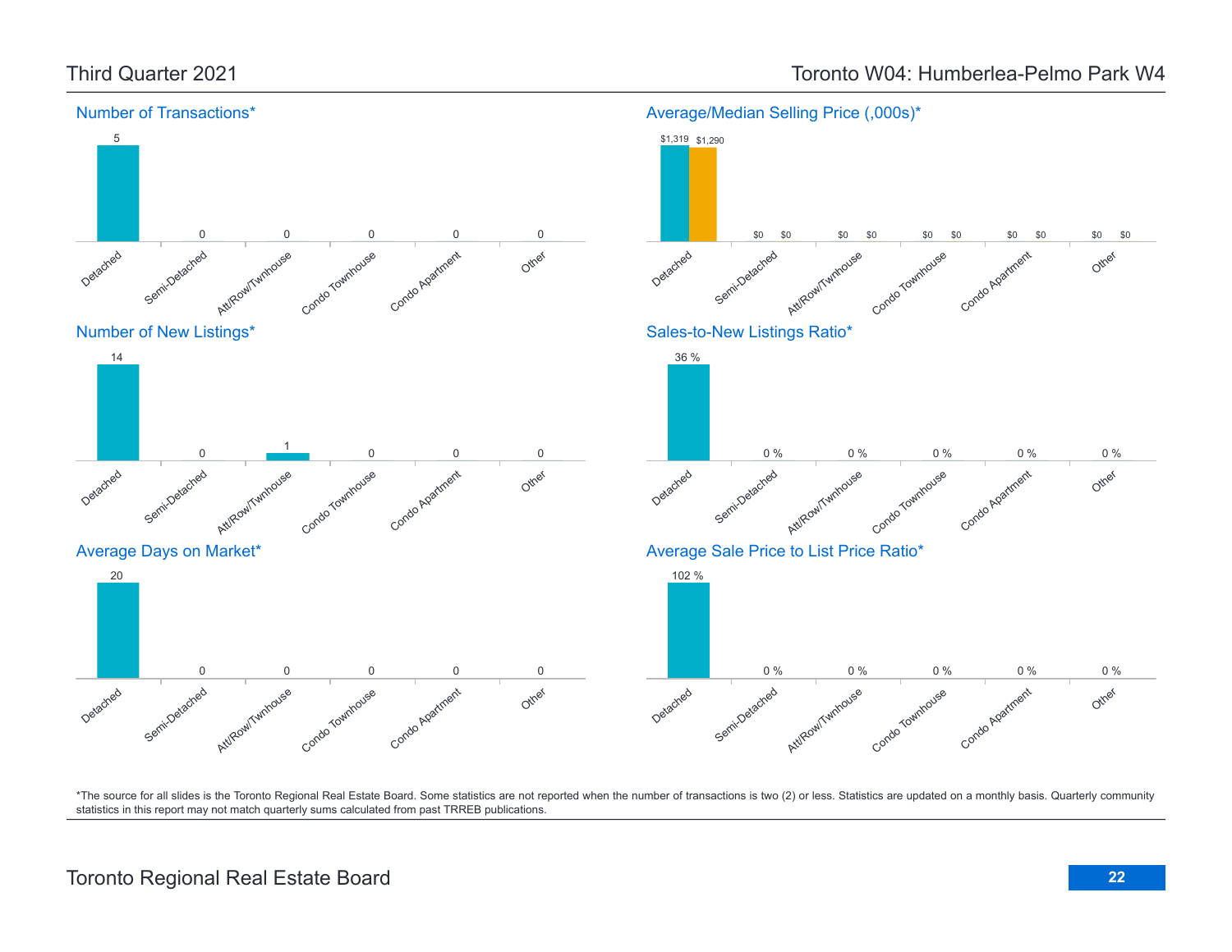Third Quarter 2021

Toronto W04: Humberlea-Pelmo Park W4

## Number of Transactions*

5
0
0
0
0
0

Detached
Semi-Detached
Att/Row/Twnhouse
Condo Townhouse
Condo Apartment
Other

## Average/Median Selling Price (,000s)*

$1,319 $1,290
$0 $0
$0 $0
$0 $0
$0 $0
$0 $0

Detached
Semi-Detached
Att/Row/Twnhouse
Condo Townhouse
Condo Apartment
Other

## Number of New Listings*

14
0
1
0
0
0

Detached
Semi-Detached
Att/Row/Twnhouse
Condo Townhouse
Condo Apartment
Other

## Sales-to-New Listings Ratio*

36 %
0 %
0 %
0 %
0 %
0 %

Detached
Semi-Detached
Att/Row/Twnhouse
Condo Townhouse
Condo Apartment
Other

## Average Days on Market*

20
0
0
0
0
0

Detached
Semi-Detached
Att/Row/Twnhouse
Condo Townhouse
Condo Apartment
Other

## Average Sale Price to List Price Ratio*

102 %
0 %
0 %
0 %
0 %
0 %

Detached
Semi-Detached
Att/Row/Twnhouse
Condo Townhouse
Condo Apartment
Other

*The source for all slides is the Toronto Regional Real Estate Board. Some statistics are not reported when the number of transactions is two (2) or less. Statistics are updated on a monthly basis. Quarterly community statistics in this report may not match quarterly sums calculated from past TRREB publications.

Toronto Regional Real Estate Board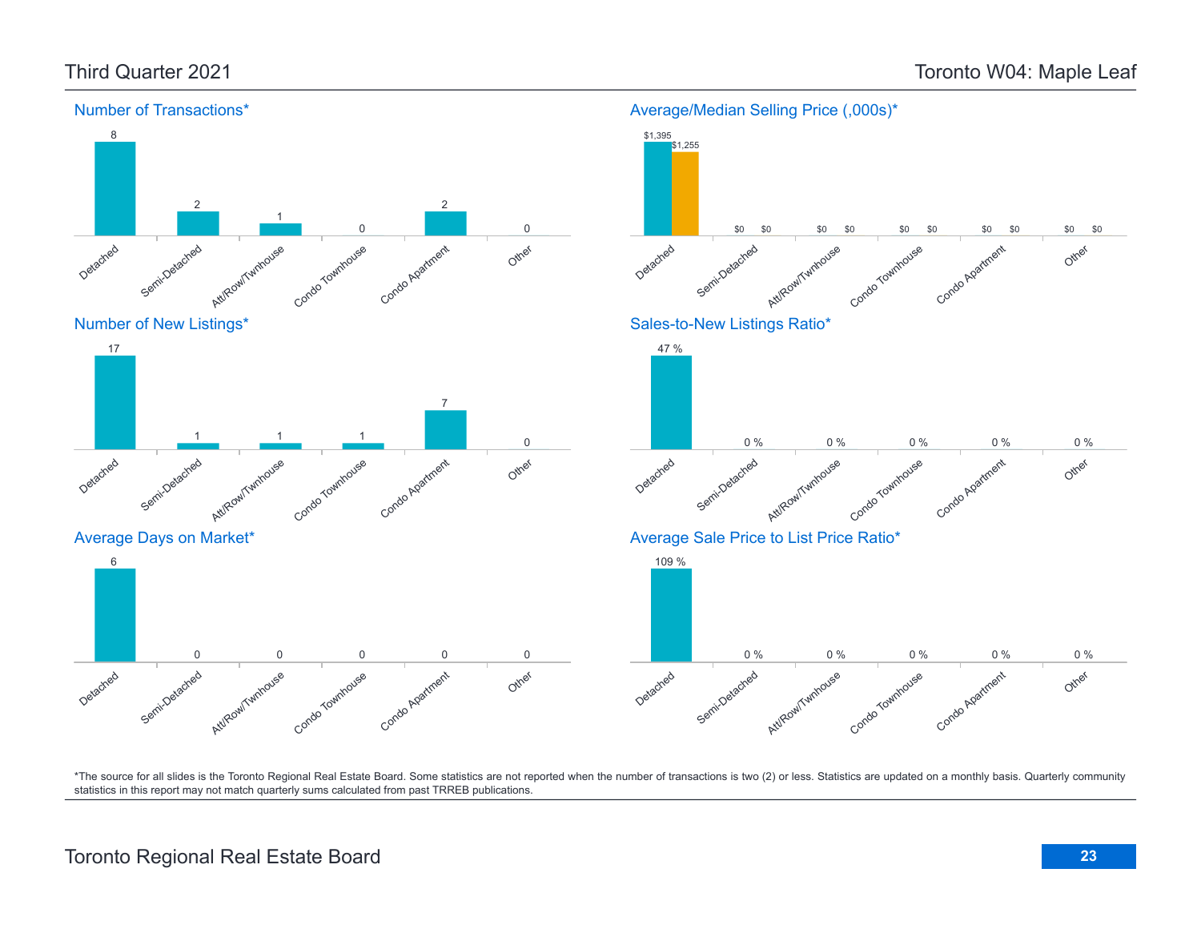Third Quarter 2021

Toronto W04: Maple Leaf

## Number of Transactions*

8
2
1
0
2
0

Detached
Semi-Detached
Att/Row/Twnhouse
Condo Townhouse
Condo Apartment
Other

## Average/Median Selling Price (,000s)*

$1,395
$1,255
$0 $0
$0 $0
$0 $0
$0 $0
$0 $0

Detached
Semi-Detached
Att/Row/Twnhouse
Condo Townhouse
Condo Apartment
Other

## Number of New Listings*

17
1
1
1
7
0

Detached
Semi-Detached
Att/Row/Twnhouse
Condo Townhouse
Condo Apartment
Other

## Sales-to-New Listings Ratio*

47 %
0 %
0 %
0 %
0 %
0 %

Detached
Semi-Detached
Att/Row/Twnhouse
Condo Townhouse
Condo Apartment
Other

## Average Days on Market*

6
0
0
0
0
0

Detached
Semi-Detached
Att/Row/Twnhouse
Condo Townhouse
Condo Apartment
Other

## Average Sale Price to List Price Ratio*

109 %
0 %
0 %
0 %
0 %
0 %

Detached
Semi-Detached
Att/Row/Twnhouse
Condo Townhouse
Condo Apartment
Other

*The source for all slides is the Toronto Regional Real Estate Board. Some statistics are not reported when the number of transactions is two (2) or less. Statistics are updated on a monthly basis. Quarterly community statistics in this report may not match quarterly sums calculated from past TRREB publications.

Toronto Regional Real Estate Board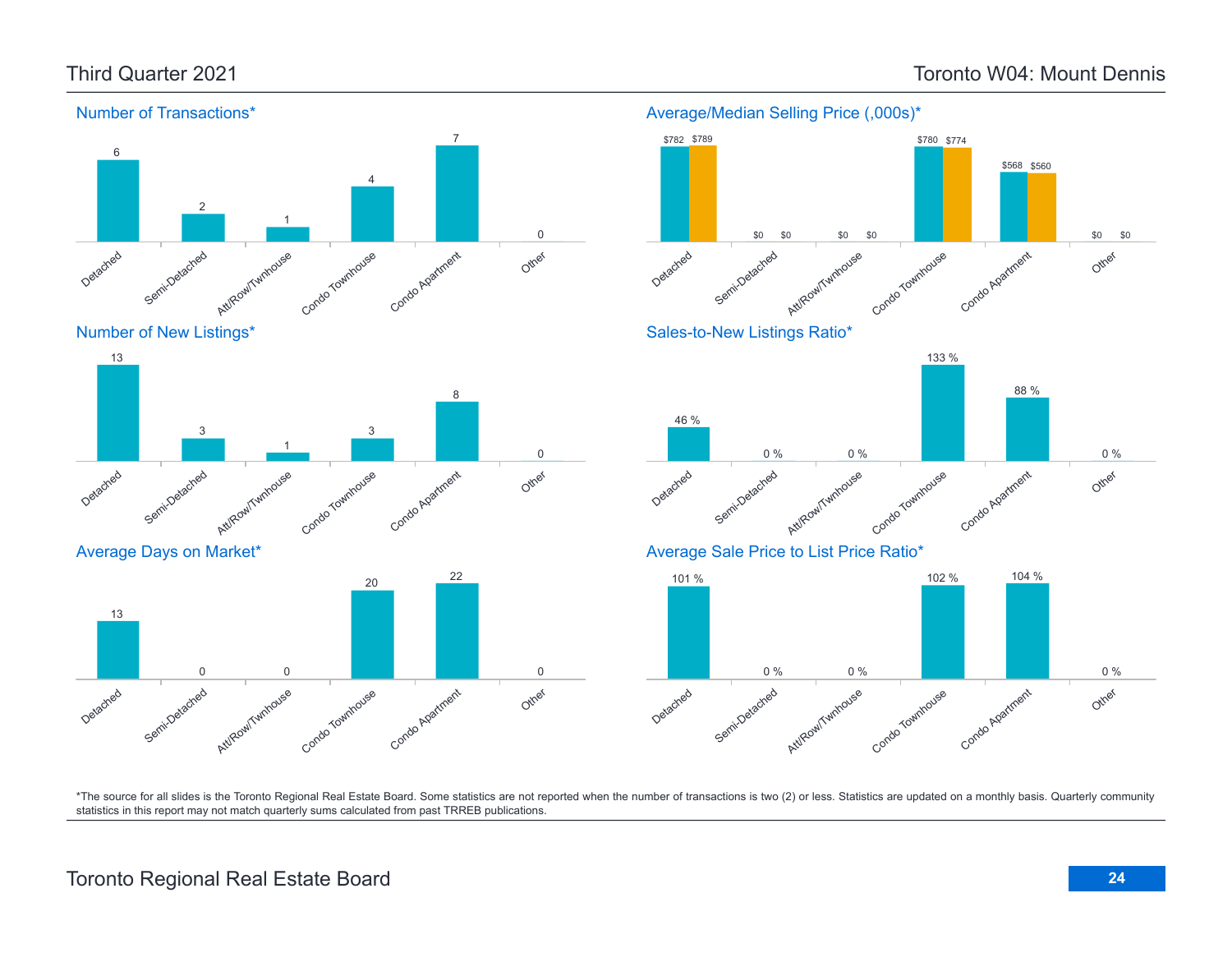Third Quarter 2021

Toronto W04: Mount Dennis

## Number of Transactions*

6
2
1
4
7
0

Detached
Semi-Detached
Att/Row/Twnhouse
Condo Townhouse
Condo Apartment
Other

## Average/Median Selling Price (,000s)*

$782 $789
$0 $0
$0 $0
$780 $774
$568 $560
$0 $0

Detached
Semi-Detached
Att/Row/Twnhouse
Condo Townhouse
Condo Apartment
Other

## Number of New Listings*

13
3
1
3
8
0

Detached
Semi-Detached
Att/Row/Twnhouse
Condo Townhouse
Condo Apartment
Other

## Sales-to-New Listings Ratio*

46 %
0 %
0 %
133 %
88 %
0 %

Detached
Semi-Detached
Att/Row/Twnhouse
Condo Townhouse
Condo Apartment
Other

## Average Days on Market*

13
0
0
20
22
0

Detached
Semi-Detached
Att/Row/Twnhouse
Condo Townhouse
Condo Apartment
Other

## Average Sale Price to List Price Ratio*

101 %
0 %
0 %
102 %
104 %
0 %

Detached
Semi-Detached
Att/Row/Twnhouse
Condo Townhouse
Condo Apartment
Other

*The source for all slides is the Toronto Regional Real Estate Board. Some statistics are not reported when the number of transactions is two (2) or less. Statistics are updated on a monthly basis. Quarterly community statistics in this report may not match quarterly sums calculated from past TRREB publications.

Toronto Regional Real Estate Board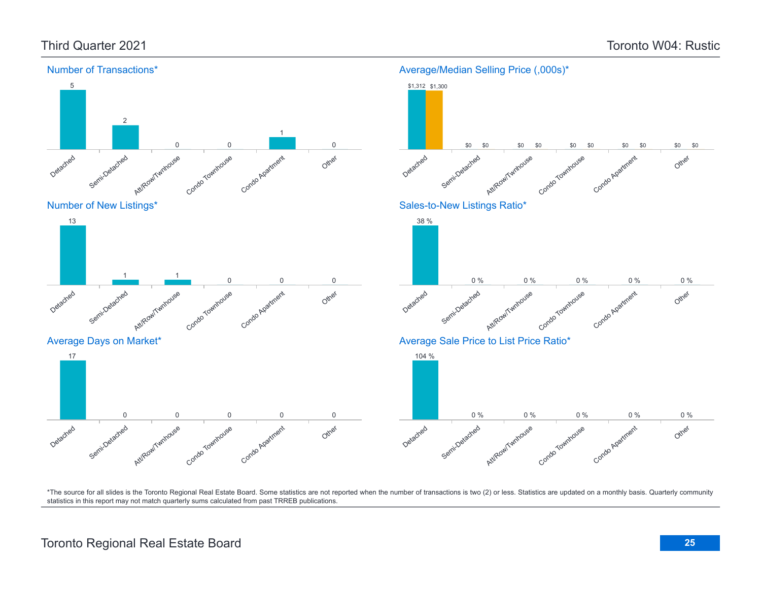# Third Quarter 2021

# Toronto W04: Rustic

## Number of Transactions*

5
2
0
0
1
0

Detached
Semi-Detached
Att/Row/Twnhouse
Condo Townhouse
Condo Apartment
Other

## Average/Median Selling Price (,000s)*

$1,312 $1,300
$0 $0
$0 $0
$0 $0
$0 $0
$0 $0

Detached
Semi-Detached
Att/Row/Twnhouse
Condo Townhouse
Condo Apartment
Other

## Number of New Listings*

13
1
1
0
0
0

Detached
Semi-Detached
Att/Row/Twnhouse
Condo Townhouse
Condo Apartment
Other

## Sales-to-New Listings Ratio*

38 %
0 %
0 %
0 %
0 %
0 %

Detached
Semi-Detached
Att/Row/Twnhouse
Condo Townhouse
Condo Apartment
Other

## Average Days on Market*

17
0
0
0
0
0

Detached
Semi-Detached
Att/Row/Twnhouse
Condo Townhouse
Condo Apartment
Other

## Average Sale Price to List Price Ratio*

104 %
0 %
0 %
0 %
0 %
0 %

Detached
Semi-Detached
Att/Row/Twnhouse
Condo Townhouse
Condo Apartment
Other

*The source for all slides is the Toronto Regional Real Estate Board. Some statistics are not reported when the number of transactions is two (2) or less. Statistics are updated on a monthly basis. Quarterly community statistics in this report may not match quarterly sums calculated from past TRREB publications.

Toronto Regional Real Estate Board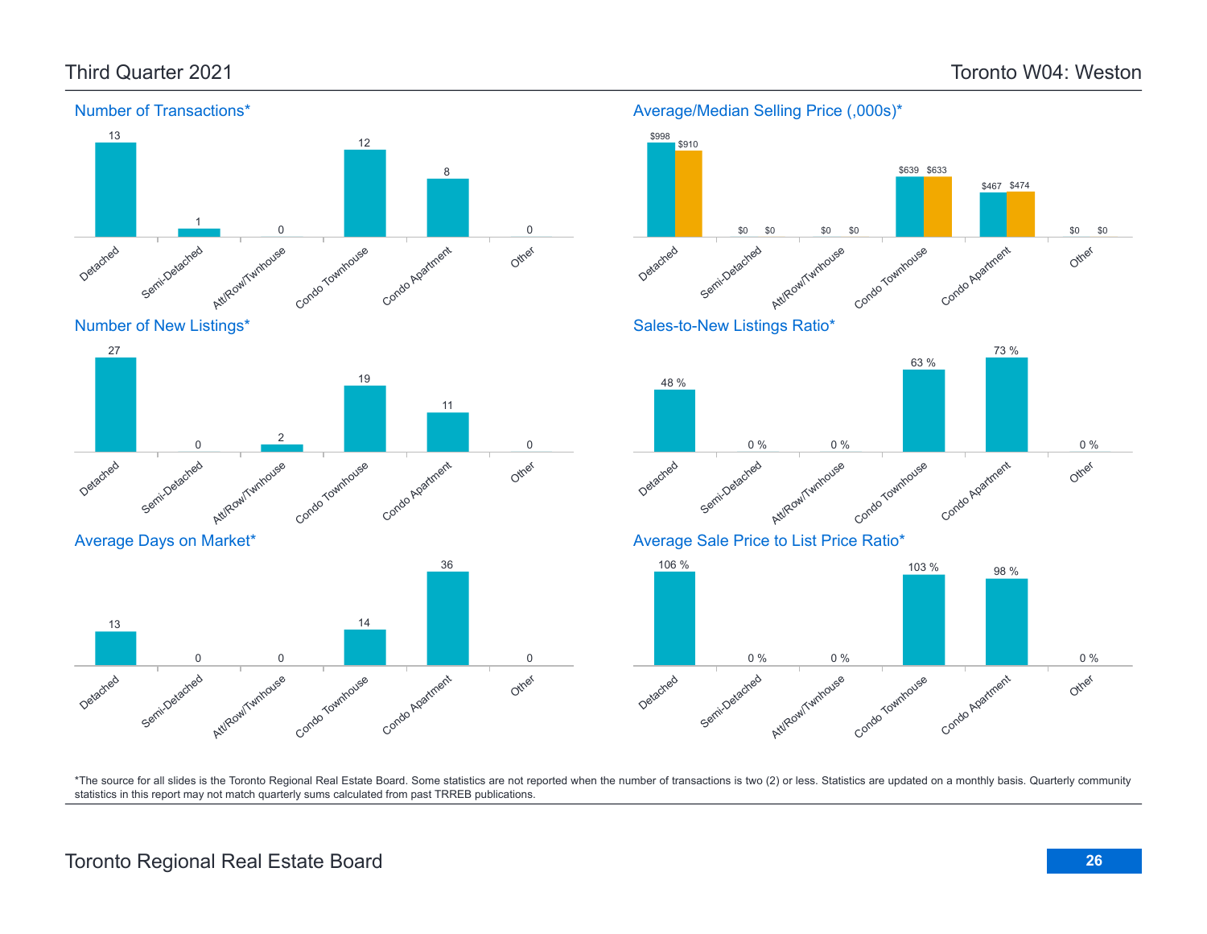Third Quarter 2021

Toronto W04: Weston

## Number of Transactions*

13
1
0
12
8
0

Detached
Semi-Detached
Att/Row/Twnhouse
Condo Townhouse
Condo Apartment
Other

## Average/Median Selling Price (,000s)*

$998
$910
$0
$0
$0
$0
$639
$633
$467
$474
$0
$0

Detached
Semi-Detached
Att/Row/Twnhouse
Condo Townhouse
Condo Apartment
Other

## Number of New Listings*

27
0
2
19
11
0

Detached
Semi-Detached
Att/Row/Twnhouse
Condo Townhouse
Condo Apartment
Other

## Sales-to-New Listings Ratio*

48 %
0 %
0 %
63 %
73 %
0 %

Detached
Semi-Detached
Att/Row/Twnhouse
Condo Townhouse
Condo Apartment
Other

## Average Days on Market*

13
0
0
14
36
0

Detached
Semi-Detached
Att/Row/Twnhouse
Condo Townhouse
Condo Apartment
Other

## Average Sale Price to List Price Ratio*

106 %
0 %
0 %
103 %
98 %
0 %

Detached
Semi-Detached
Att/Row/Twnhouse
Condo Townhouse
Condo Apartment
Other

*The source for all slides is the Toronto Regional Real Estate Board. Some statistics are not reported when the number of transactions is two (2) or less. Statistics are updated on a monthly basis. Quarterly community statistics in this report may not match quarterly sums calculated from past TRREB publications.

Toronto Regional Real Estate Board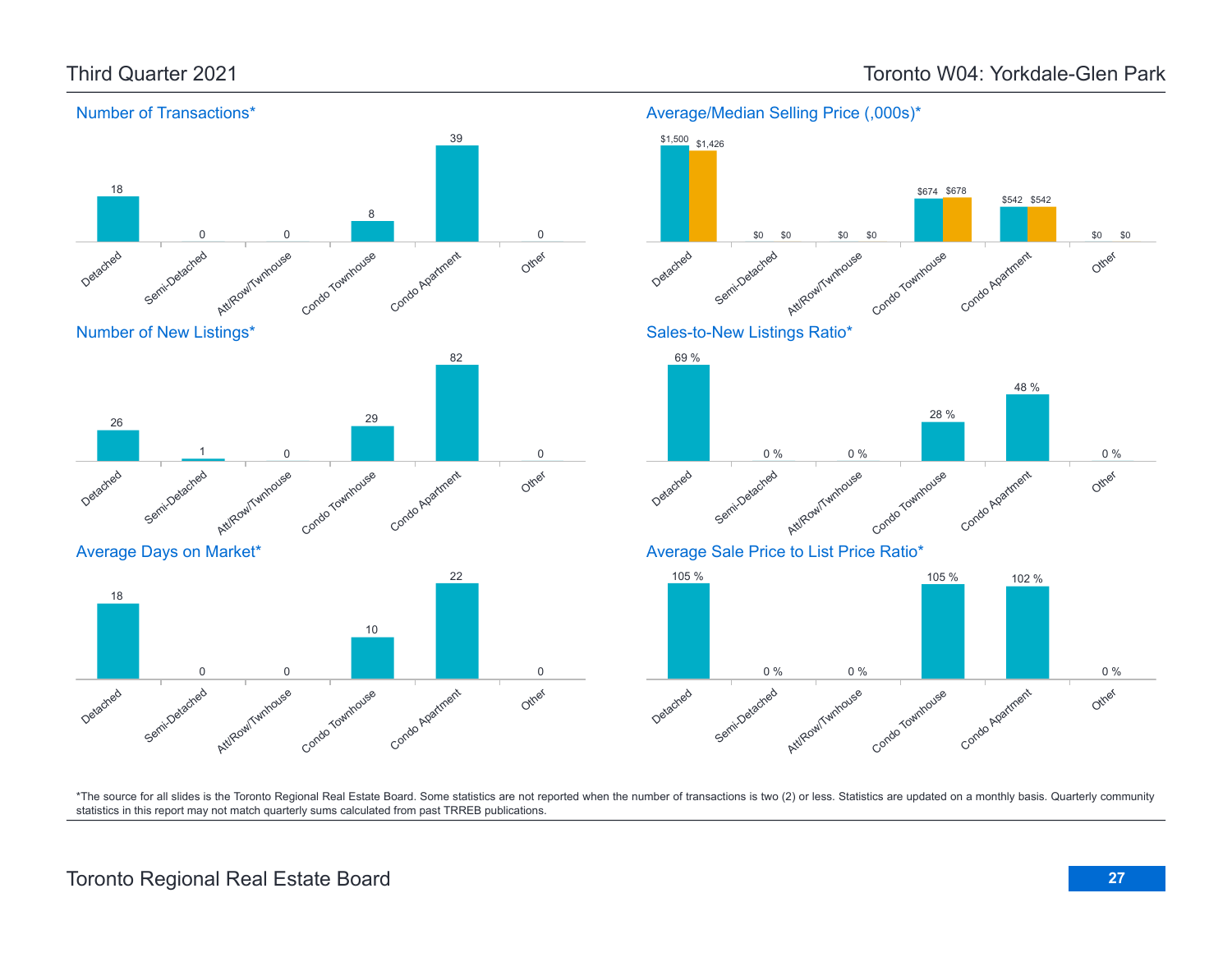Third Quarter 2021

Toronto W04: Yorkdale-Glen Park

## Number of Transactions*

18
0
0
8
39
0

Detached
Semi-Detached
Att/Row/Twnhouse
Condo Townhouse
Condo Apartment
Other

## Average/Median Selling Price (,000s)*

$1,500
$1,426
$0
$0
$0
$0
$674
$678
$542
$542
$0
$0

Detached
Semi-Detached
Att/Row/Twnhouse
Condo Townhouse
Condo Apartment
Other

## Number of New Listings*

26
1
0
29
82
0

Detached
Semi-Detached
Att/Row/Twnhouse
Condo Townhouse
Condo Apartment
Other

## Sales-to-New Listings Ratio*

69 %
0 %
0 %
28 %
48 %
0 %

Detached
Semi-Detached
Att/Row/Twnhouse
Condo Townhouse
Condo Apartment
Other

## Average Days on Market*

18
0
0
10
22
0

Detached
Semi-Detached
Att/Row/Twnhouse
Condo Townhouse
Condo Apartment
Other

## Average Sale Price to List Price Ratio*

105 %
0 %
0 %
105 %
102 %
0 %

Detached
Semi-Detached
Att/Row/Twnhouse
Condo Townhouse
Condo Apartment
Other

*The source for all slides is the Toronto Regional Real Estate Board. Some statistics are not reported when the number of transactions is two (2) or less. Statistics are updated on a monthly basis. Quarterly community statistics in this report may not match quarterly sums calculated from past TRREB publications.

Toronto Regional Real Estate Board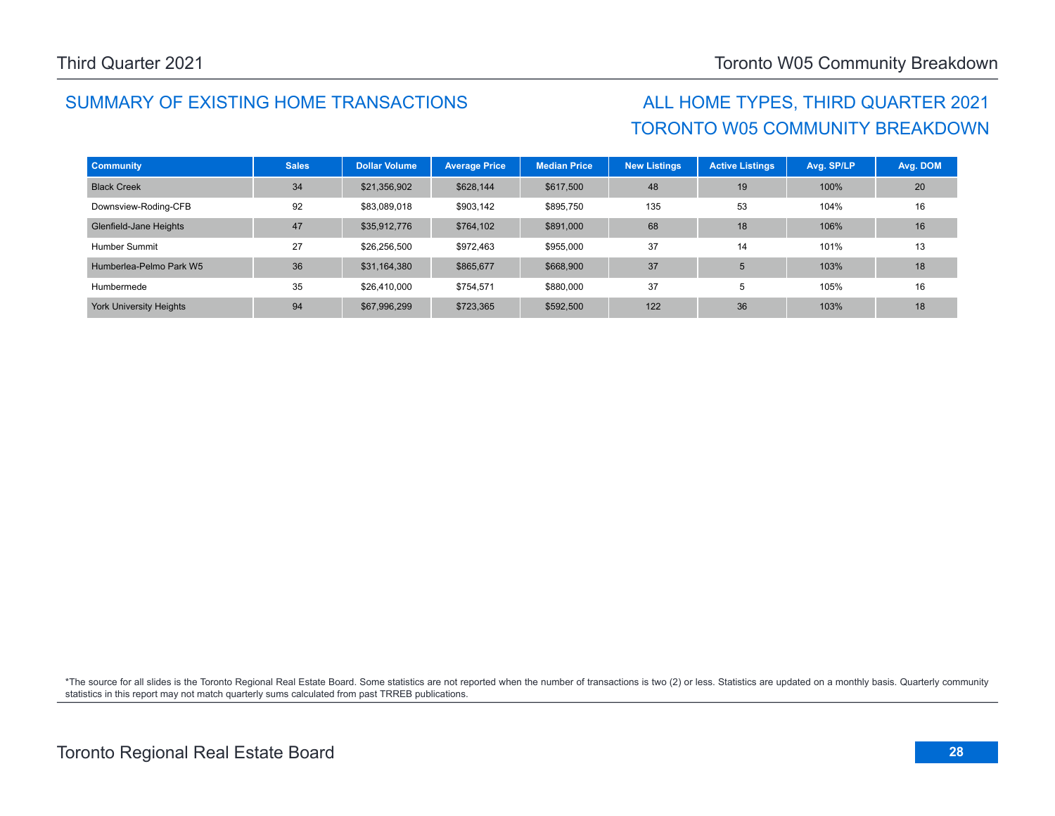## SUMMARY OF EXISTING HOME TRANSACTIONS

## ALL HOME TYPES, THIRD QUARTER 2021
## TORONTO W05 COMMUNITY BREAKDOWN

| Community | Sales | Dollar Volume | Average Price | Median Price | New Listings | Active Listings | Avg. SP/LP | Avg. DOM |
|---|---|---|---|---|---|---|---|---|
| Black Creek | 34 | $21,356,902 | $628,144 | $617,500 | 48 | 19 | 100% | 20 |
| Downsview-Roding-CFB | 92 | $83,089,018 | $903,142 | $895,750 | 135 | 53 | 104% | 16 |
| Glenfield-Jane Heights | 47 | $35,912,776 | $764,102 | $891,000 | 68 | 18 | 106% | 16 |
| Humber Summit | 27 | $26,256,500 | $972,463 | $955,000 | 37 | 14 | 101% | 13 |
| Humberlea-Pelmo Park W5 | 36 | $31,164,380 | $865,677 | $668,900 | 37 | 5 | 103% | 18 |
| Humbermede | 35 | $26,410,000 | $754,571 | $880,000 | 37 | 5 | 105% | 16 |
| York University Heights | 94 | $67,996,299 | $723,365 | $592,500 | 122 | 36 | 103% | 18 |

*The source for all slides is the Toronto Regional Real Estate Board. Some statistics are not reported when the number of transactions is two (2) or less. Statistics are updated on a monthly basis. Quarterly community statistics in this report may not match quarterly sums calculated from past TRREB publications.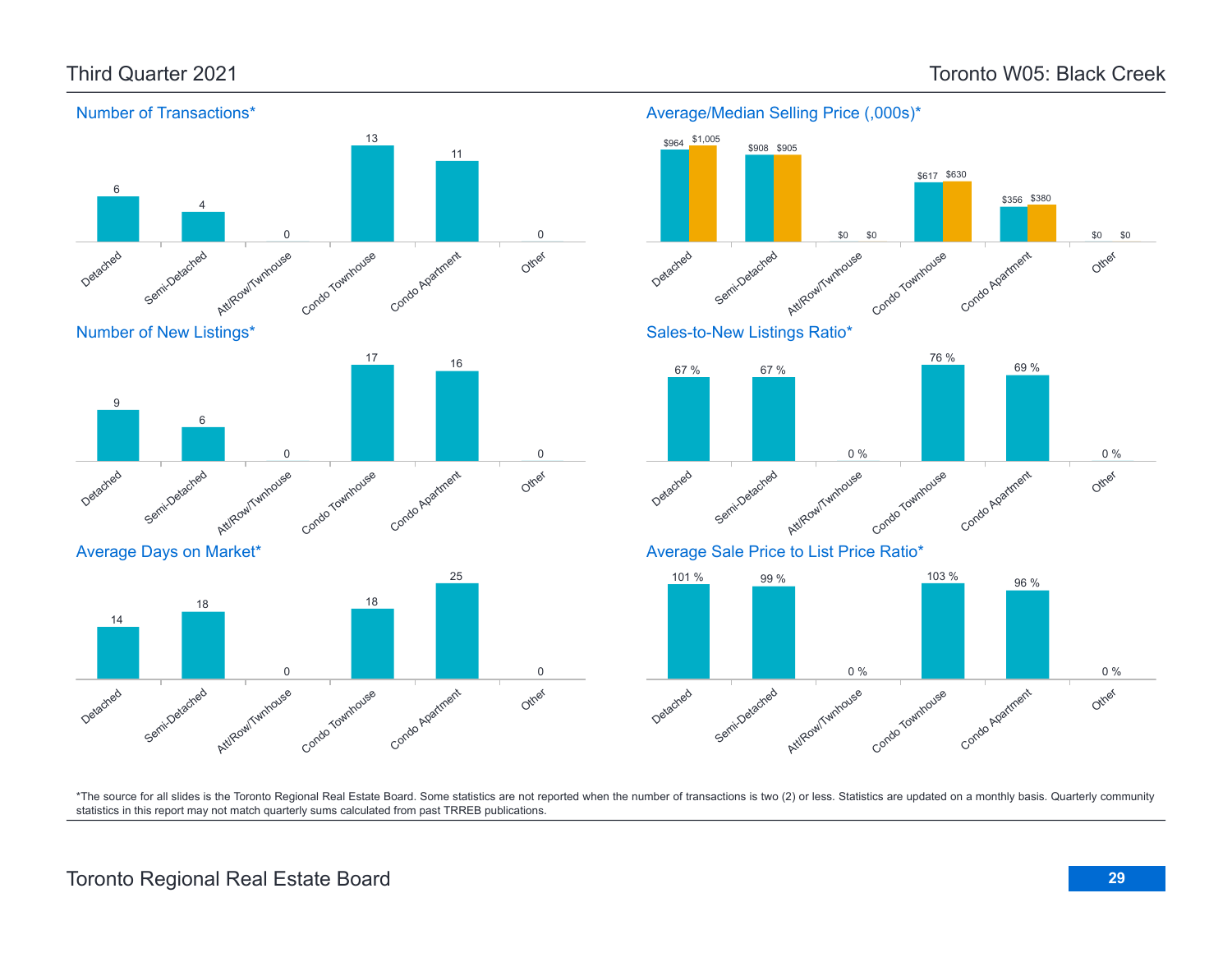Third Quarter 2021

Toronto W05: Black Creek

## Number of Transactions*

6
4
0
13
11
0

Detached
Semi-Detached
Att/Row/Twnhouse
Condo Townhouse
Condo Apartment
Other

## Average/Median Selling Price (,000s)*

$964 $1,005
$908 $905
$0 $0
$617 $630
$356 $380
$0 $0

Detached
Semi-Detached
Att/Row/Twnhouse
Condo Townhouse
Condo Apartment
Other

## Number of New Listings*

9
6
0
17
16
0

Detached
Semi-Detached
Att/Row/Twnhouse
Condo Townhouse
Condo Apartment
Other

## Sales-to-New Listings Ratio*

67 %
67 %
0 %
76 %
69 %
0 %

Detached
Semi-Detached
Att/Row/Twnhouse
Condo Townhouse
Condo Apartment
Other

## Average Days on Market*

14
18
0
18
25
0

Detached
Semi-Detached
Att/Row/Twnhouse
Condo Townhouse
Condo Apartment
Other

## Average Sale Price to List Price Ratio*

101 %
99 %
0 %
103 %
96 %
0 %

Detached
Semi-Detached
Att/Row/Twnhouse
Condo Townhouse
Condo Apartment
Other

*The source for all slides is the Toronto Regional Real Estate Board. Some statistics are not reported when the number of transactions is two (2) or less. Statistics are updated on a monthly basis. Quarterly community statistics in this report may not match quarterly sums calculated from past TRREB publications.

Toronto Regional Real Estate Board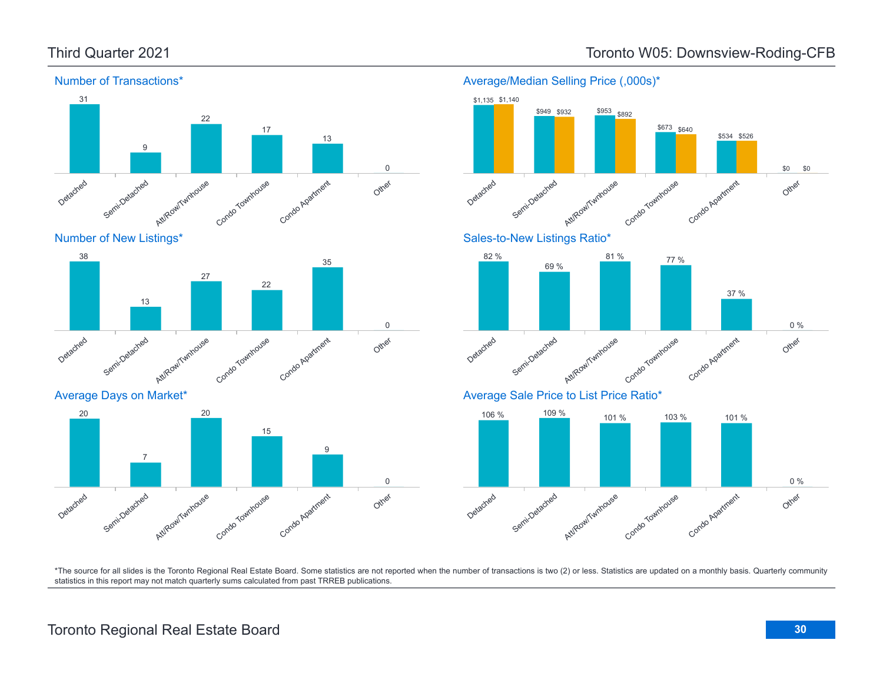Third Quarter 2021

Toronto W05: Downsview-Roding-CFB

## Number of Transactions*

31
9
22
17
13
0

Detached
Semi-Detached
Att/Row/Twnhouse
Condo Townhouse
Condo Apartment
Other

## Average/Median Selling Price (,000s)*

$1,135 $1,140
$949 $932
$953 $892
$673 $640
$534 $526
$0 $0

Detached
Semi-Detached
Att/Row/Twnhouse
Condo Townhouse
Condo Apartment
Other

## Number of New Listings*

38
13
27
22
35
0

Detached
Semi-Detached
Att/Row/Twnhouse
Condo Townhouse
Condo Apartment
Other

## Sales-to-New Listings Ratio*

82 %
69 %
81 %
77 %
37 %
0 %

Detached
Semi-Detached
Att/Row/Twnhouse
Condo Townhouse
Condo Apartment
Other

## Average Days on Market*

20
7
20
15
9
0

Detached
Semi-Detached
Att/Row/Twnhouse
Condo Townhouse
Condo Apartment
Other

## Average Sale Price to List Price Ratio*

106 %
109 %
101 %
103 %
101 %
0 %

Detached
Semi-Detached
Att/Row/Twnhouse
Condo Townhouse
Condo Apartment
Other

*The source for all slides is the Toronto Regional Real Estate Board. Some statistics are not reported when the number of transactions is two (2) or less. Statistics are updated on a monthly basis. Quarterly community statistics in this report may not match quarterly sums calculated from past TRREB publications.

Toronto Regional Real Estate Board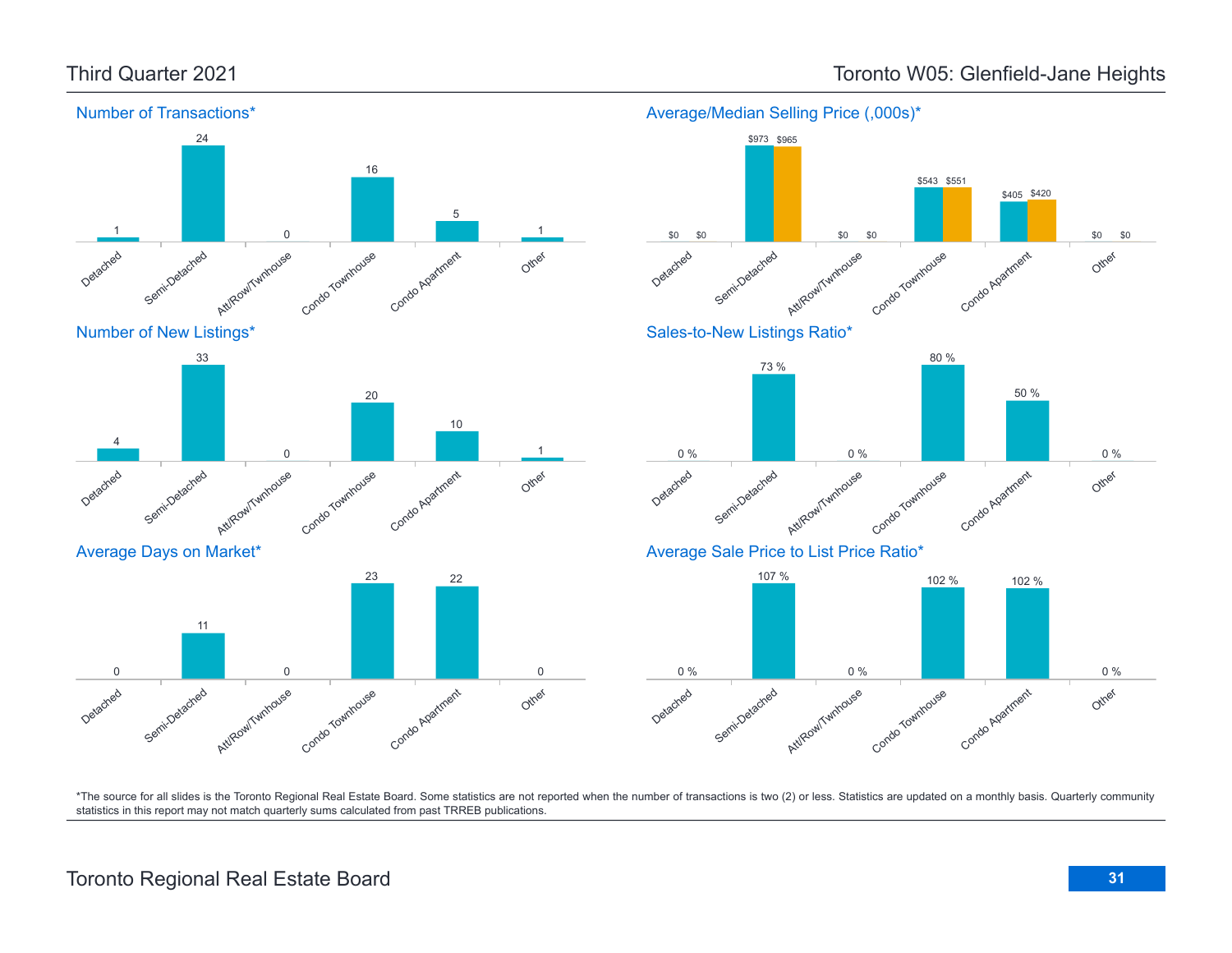Third Quarter 2021

Toronto W05: Glenfield-Jane Heights

## Number of Transactions*

1
24
0
16
5
1

Detached
Semi-Detached
Att/Row/Twnhouse
Condo Townhouse
Condo Apartment
Other

## Average/Median Selling Price (,000s)*

$0 $0
$973 $965
$0 $0
$543 $551
$405 $420
$0 $0

Detached
Semi-Detached
Att/Row/Twnhouse
Condo Townhouse
Condo Apartment
Other

## Number of New Listings*

4
33
0
20
10
1

Detached
Semi-Detached
Att/Row/Twnhouse
Condo Townhouse
Condo Apartment
Other

## Sales-to-New Listings Ratio*

0 %
73 %
0 %
80 %
50 %
0 %

Detached
Semi-Detached
Att/Row/Twnhouse
Condo Townhouse
Condo Apartment
Other

## Average Days on Market*

0
11
0
23
22
0

Detached
Semi-Detached
Att/Row/Twnhouse
Condo Townhouse
Condo Apartment
Other

## Average Sale Price to List Price Ratio*

0 %
107 %
0 %
102 %
102 %
0 %

Detached
Semi-Detached
Att/Row/Twnhouse
Condo Townhouse
Condo Apartment
Other

*The source for all slides is the Toronto Regional Real Estate Board. Some statistics are not reported when the number of transactions is two (2) or less. Statistics are updated on a monthly basis. Quarterly community statistics in this report may not match quarterly sums calculated from past TRREB publications.

Toronto Regional Real Estate Board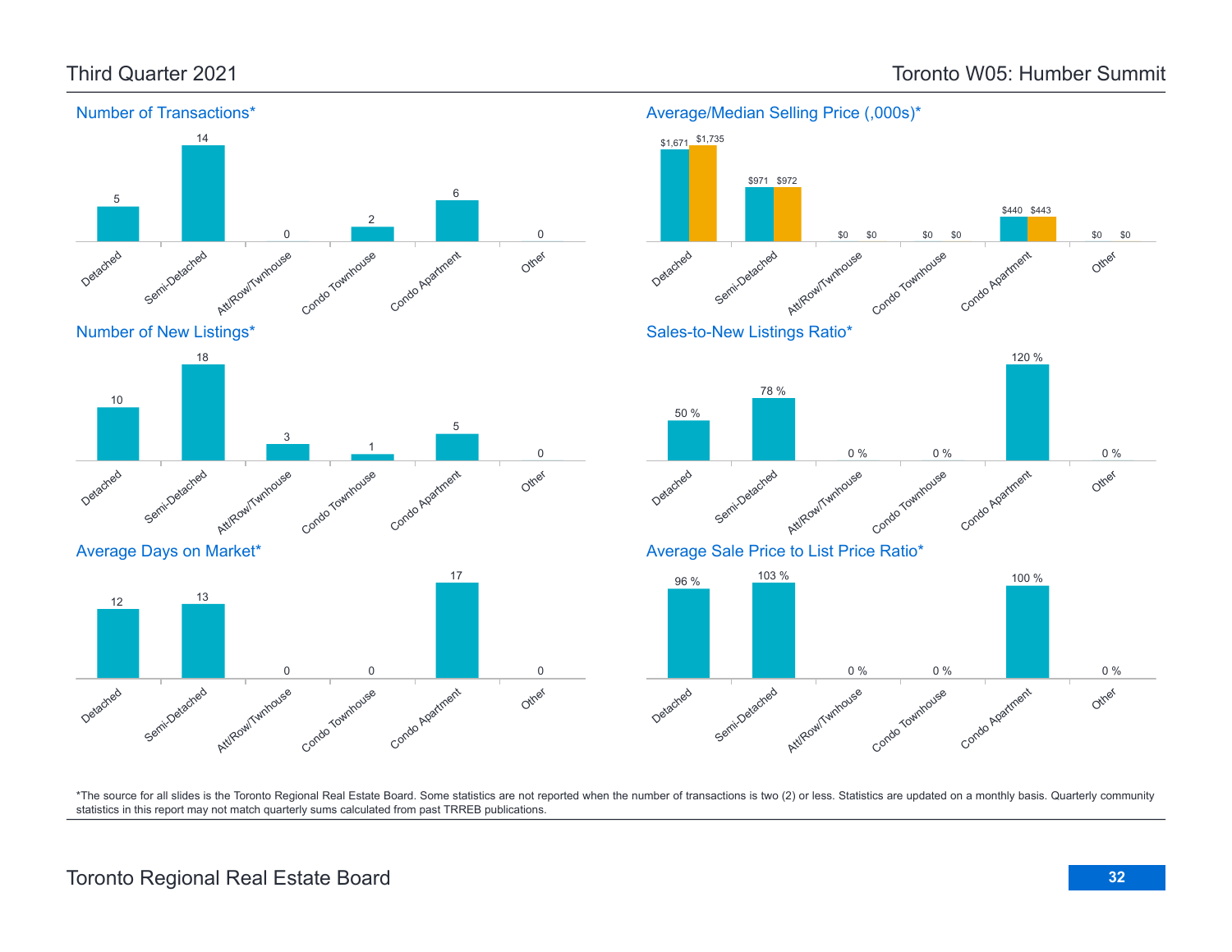# Third Quarter 2021

# Toronto W05: Humber Summit

## Number of Transactions*

5
14
0
2
6
0

Detached
Semi-Detached
Att/Row/Twnhouse
Condo Townhouse
Condo Apartment
Other

## Average/Median Selling Price (,000s)*

$1,671 $1,735
$971 $972
$0 $0
$0 $0
$440 $443
$0 $0

Detached
Semi-Detached
Att/Row/Twnhouse
Condo Townhouse
Condo Apartment
Other

## Number of New Listings*

10
18
3
1
5
0

Detached
Semi-Detached
Att/Row/Twnhouse
Condo Townhouse
Condo Apartment
Other

## Sales-to-New Listings Ratio*

50 %
78 %
0 %
0 %
120 %
0 %

Detached
Semi-Detached
Att/Row/Twnhouse
Condo Townhouse
Condo Apartment
Other

## Average Days on Market*

12
13
0
0
17
0

Detached
Semi-Detached
Att/Row/Twnhouse
Condo Townhouse
Condo Apartment
Other

## Average Sale Price to List Price Ratio*

96 %
103 %
0 %
0 %
100 %
0 %

Detached
Semi-Detached
Att/Row/Twnhouse
Condo Townhouse
Condo Apartment
Other

*The source for all slides is the Toronto Regional Real Estate Board. Some statistics are not reported when the number of transactions is two (2) or less. Statistics are updated on a monthly basis. Quarterly community statistics in this report may not match quarterly sums calculated from past TRREB publications.

Toronto Regional Real Estate Board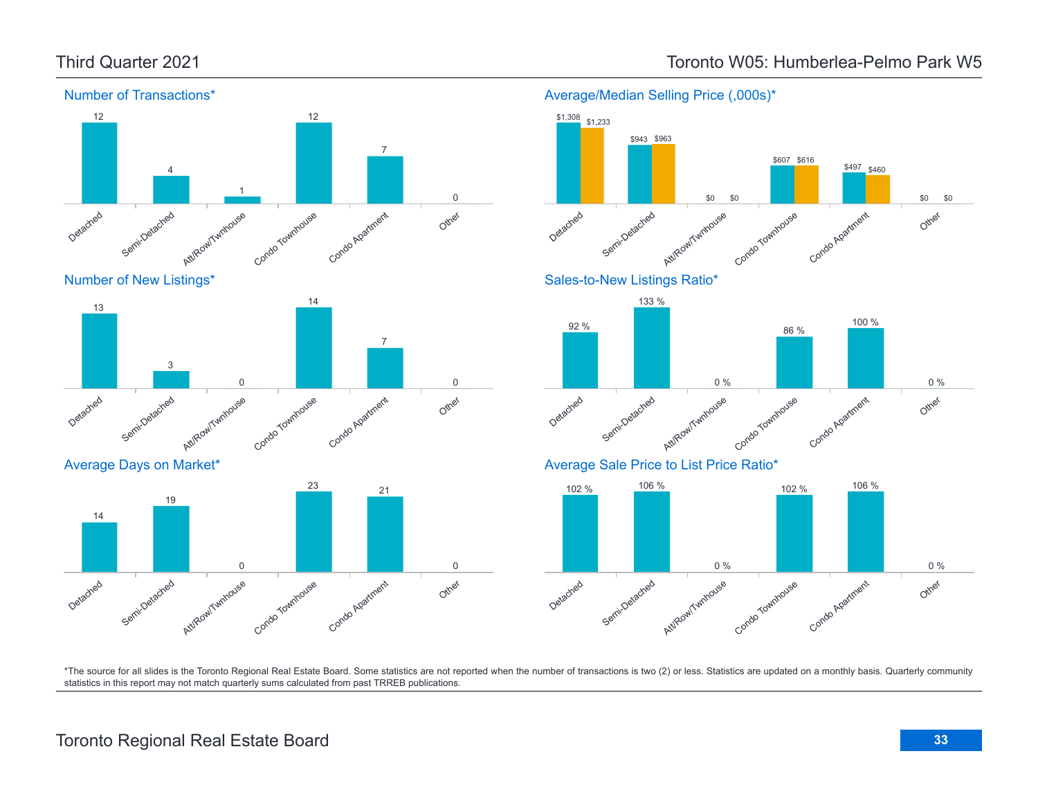Third Quarter 2021

# Toronto W05: Humberlea-Pelmo Park W5

## Number of Transactions*

12
4
1
12
7
0

Detached
Semi-Detached
Att/Row/Twnhouse
Condo Townhouse
Condo Apartment
Other

## Average/Median Selling Price (,000s)*

$1,308
$1,233
$943
$963
$0
$0
$607
$616
$497
$460
$0
$0

Detached
Semi-Detached
Att/Row/Twnhouse
Condo Townhouse
Condo Apartment
Other

## Number of New Listings*

13
3
0
14
7
0

Detached
Semi-Detached
Att/Row/Twnhouse
Condo Townhouse
Condo Apartment
Other

## Sales-to-New Listings Ratio*

92 %
133 %
0 %
86 %
100 %
0 %

Detached
Semi-Detached
Att/Row/Twnhouse
Condo Townhouse
Condo Apartment
Other

## Average Days on Market*

14
19
0
23
21
0

Detached
Semi-Detached
Att/Row/Twnhouse
Condo Townhouse
Condo Apartment
Other

## Average Sale Price to List Price Ratio*

102 %
106 %
0 %
102 %
106 %
0 %

Detached
Semi-Detached
Att/Row/Twnhouse
Condo Townhouse
Condo Apartment
Other

*The source for all slides is the Toronto Regional Real Estate Board. Some statistics are not reported when the number of transactions is two (2) or less. Statistics are updated on a monthly basis. Quarterly community statistics in this report may not match quarterly sums calculated from past TRREB publications.

Toronto Regional Real Estate Board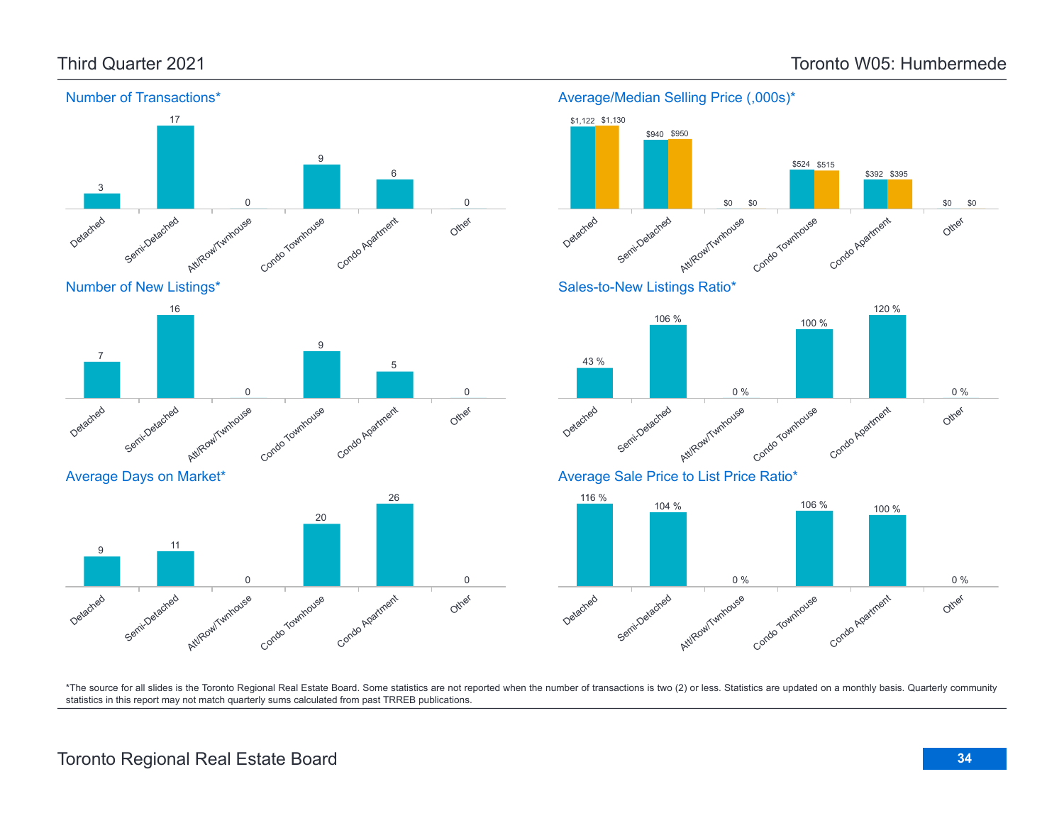# Third Quarter 2021 — Toronto W05: Humbermede

## Number of Transactions*

| Detached | Semi-Detached | Att/Row/Twnhouse | Condo Townhouse | Condo Apartment | Other |
|---|---|---|---|---|---|
| 3 | 17 | 0 | 9 | 6 | 0 |

## Average/Median Selling Price (,000s)*

| | Detached | Semi-Detached | Att/Row/Twnhouse | Condo Townhouse | Condo Apartment | Other |
|---|---|---|---|---|---|---|
| Average | $1,122 | $940 | $0 | $524 | $392 | $0 |
| Median | $1,130 | $950 | $0 | $515 | $395 | $0 |

## Number of New Listings*

| Detached | Semi-Detached | Att/Row/Twnhouse | Condo Townhouse | Condo Apartment | Other |
|---|---|---|---|---|---|
| 7 | 16 | 0 | 9 | 5 | 0 |

## Sales-to-New Listings Ratio*

| Detached | Semi-Detached | Att/Row/Twnhouse | Condo Townhouse | Condo Apartment | Other |
|---|---|---|---|---|---|
| 43 % | 106 % | 0 % | 100 % | 120 % | 0 % |

## Average Days on Market*

| Detached | Semi-Detached | Att/Row/Twnhouse | Condo Townhouse | Condo Apartment | Other |
|---|---|---|---|---|---|
| 9 | 11 | 0 | 20 | 26 | 0 |

## Average Sale Price to List Price Ratio*

| Detached | Semi-Detached | Att/Row/Twnhouse | Condo Townhouse | Condo Apartment | Other |
|---|---|---|---|---|---|
| 116 % | 104 % | 0 % | 106 % | 100 % | 0 % |

*The source for all slides is the Toronto Regional Real Estate Board. Some statistics are not reported when the number of transactions is two (2) or less. Statistics are updated on a monthly basis. Quarterly community statistics in this report may not match quarterly sums calculated from past TRREB publications.

Toronto Regional Real Estate Board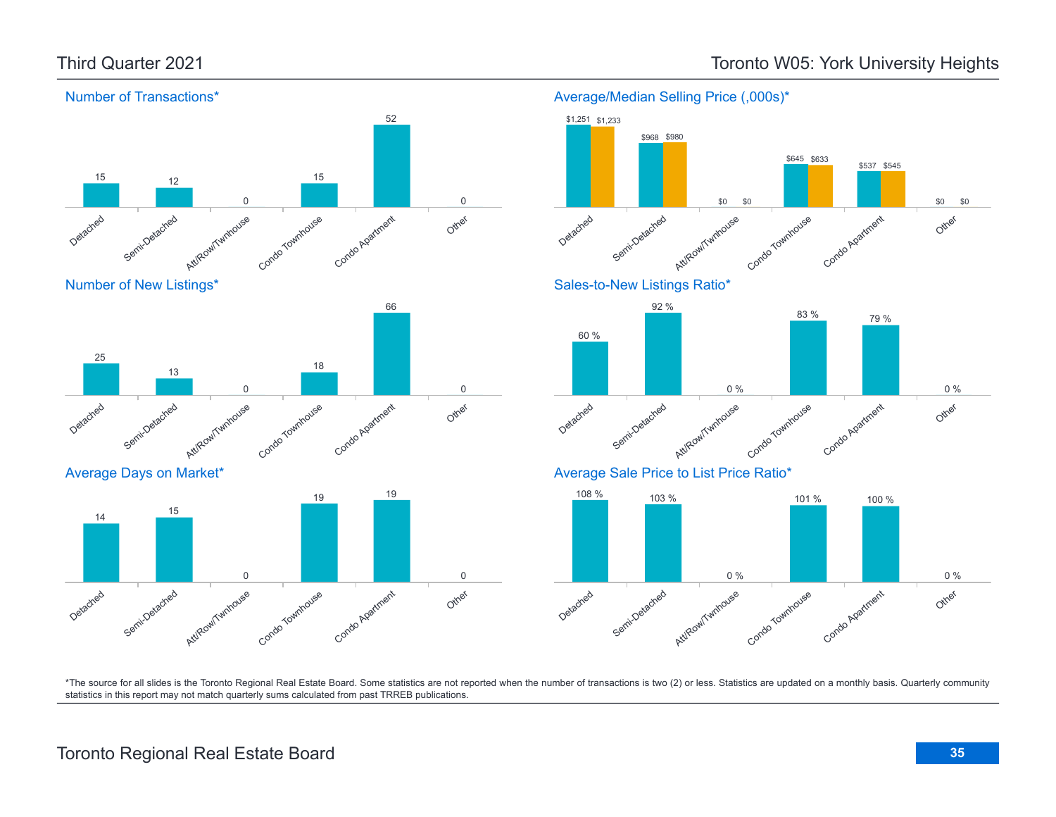Third Quarter 2021

Toronto W05: York University Heights

## Number of Transactions*

15
12
0
15
52
0

Detached
Semi-Detached
Att/Row/Twnhouse
Condo Townhouse
Condo Apartment
Other

## Average/Median Selling Price (,000s)*

$1,251 $1,233
$968 $980
$0 $0
$645 $633
$537 $545
$0 $0

Detached
Semi-Detached
Att/Row/Twnhouse
Condo Townhouse
Condo Apartment
Other

## Number of New Listings*

25
13
0
18
66
0

Detached
Semi-Detached
Att/Row/Twnhouse
Condo Townhouse
Condo Apartment
Other

## Sales-to-New Listings Ratio*

60 %
92 %
0 %
83 %
79 %
0 %

Detached
Semi-Detached
Att/Row/Twnhouse
Condo Townhouse
Condo Apartment
Other

## Average Days on Market*

14
15
0
19
19
0

Detached
Semi-Detached
Att/Row/Twnhouse
Condo Townhouse
Condo Apartment
Other

## Average Sale Price to List Price Ratio*

108 %
103 %
0 %
101 %
100 %
0 %

Detached
Semi-Detached
Att/Row/Twnhouse
Condo Townhouse
Condo Apartment
Other

*The source for all slides is the Toronto Regional Real Estate Board. Some statistics are not reported when the number of transactions is two (2) or less. Statistics are updated on a monthly basis. Quarterly community statistics in this report may not match quarterly sums calculated from past TRREB publications.

Toronto Regional Real Estate Board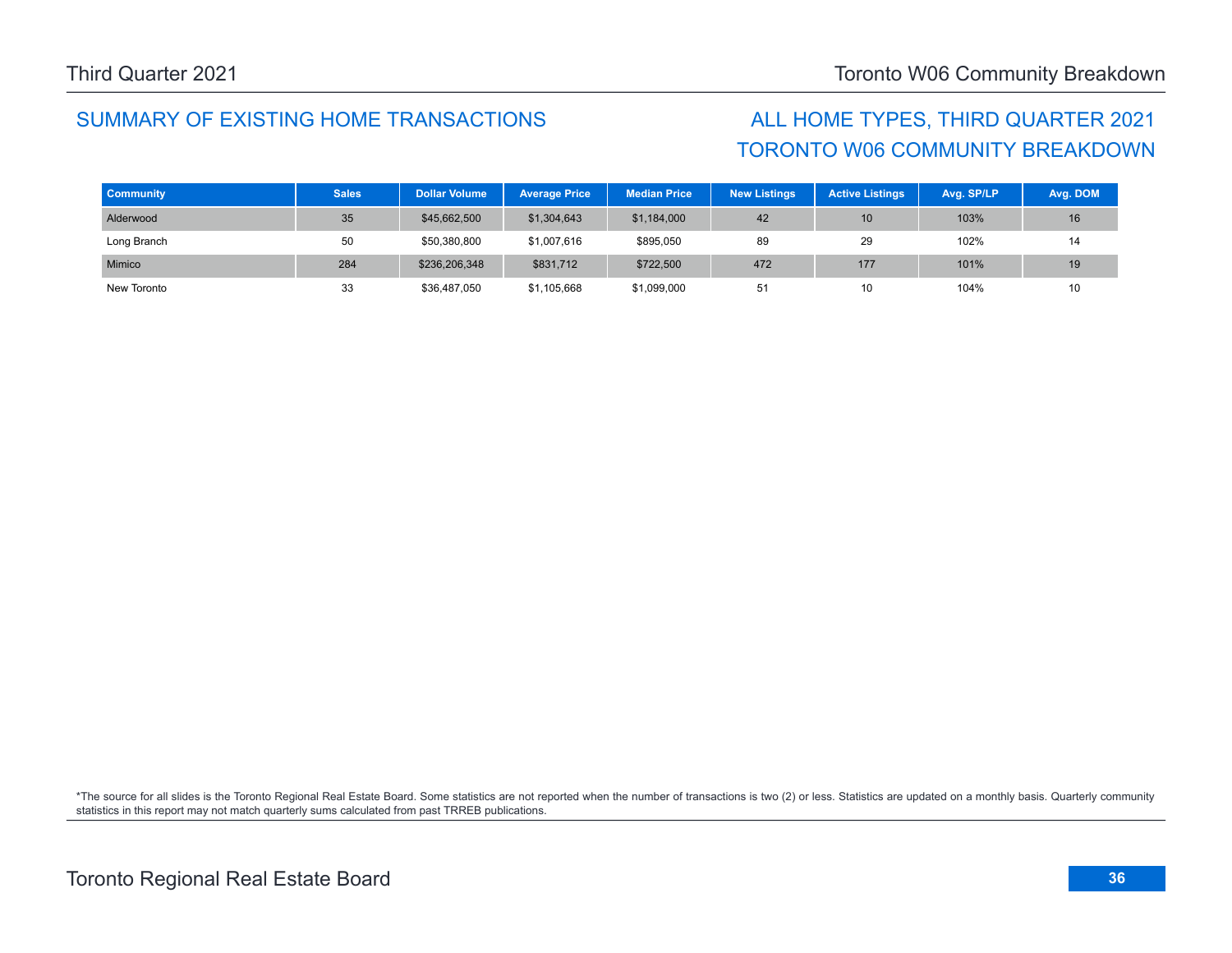## SUMMARY OF EXISTING HOME TRANSACTIONS

## ALL HOME TYPES, THIRD QUARTER 2021
## TORONTO W06 COMMUNITY BREAKDOWN

| Community | Sales | Dollar Volume | Average Price | Median Price | New Listings | Active Listings | Avg. SP/LP | Avg. DOM |
|---|---|---|---|---|---|---|---|---|
| Alderwood | 35 | $45,662,500 | $1,304,643 | $1,184,000 | 42 | 10 | 103% | 16 |
| Long Branch | 50 | $50,380,800 | $1,007,616 | $895,050 | 89 | 29 | 102% | 14 |
| Mimico | 284 | $236,206,348 | $831,712 | $722,500 | 472 | 177 | 101% | 19 |
| New Toronto | 33 | $36,487,050 | $1,105,668 | $1,099,000 | 51 | 10 | 104% | 10 |

*The source for all slides is the Toronto Regional Real Estate Board. Some statistics are not reported when the number of transactions is two (2) or less. Statistics are updated on a monthly basis. Quarterly community statistics in this report may not match quarterly sums calculated from past TRREB publications.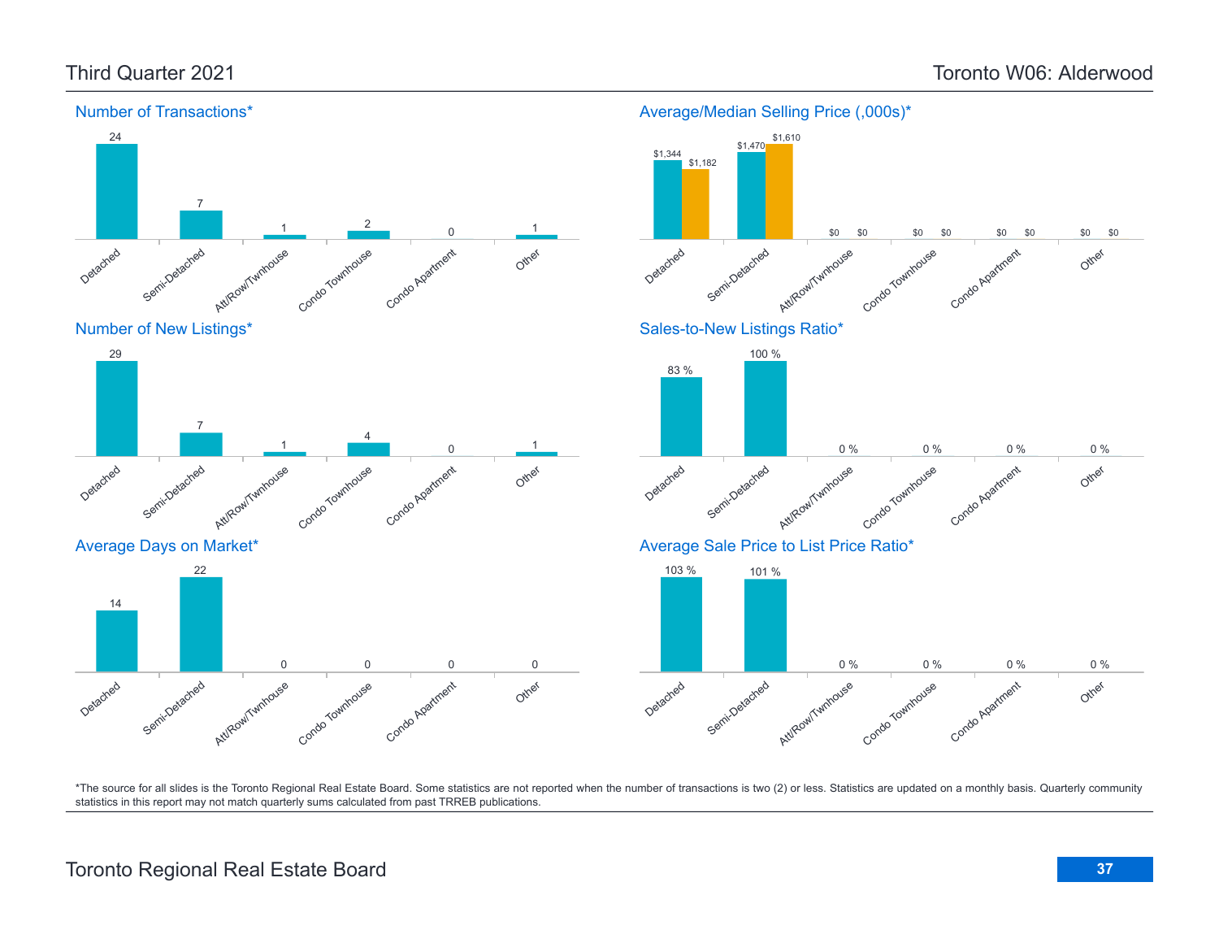# Third Quarter 2021

# Toronto W06: Alderwood

## Number of Transactions*

24
7
1
2
0
1

Detached
Semi-Detached
Att/Row/Twnhouse
Condo Townhouse
Condo Apartment
Other

## Average/Median Selling Price (,000s)*

$1,344
$1,182
$1,470
$1,610
$0 $0
$0 $0
$0 $0
$0 $0

Detached
Semi-Detached
Att/Row/Twnhouse
Condo Townhouse
Condo Apartment
Other

## Number of New Listings*

29
7
1
4
0
1

Detached
Semi-Detached
Att/Row/Twnhouse
Condo Townhouse
Condo Apartment
Other

## Sales-to-New Listings Ratio*

83 %
100 %
0 %
0 %
0 %
0 %

Detached
Semi-Detached
Att/Row/Twnhouse
Condo Townhouse
Condo Apartment
Other

## Average Days on Market*

14
22
0
0
0
0

Detached
Semi-Detached
Att/Row/Twnhouse
Condo Townhouse
Condo Apartment
Other

## Average Sale Price to List Price Ratio*

103 %
101 %
0 %
0 %
0 %
0 %

Detached
Semi-Detached
Att/Row/Twnhouse
Condo Townhouse
Condo Apartment
Other

*The source for all slides is the Toronto Regional Real Estate Board. Some statistics are not reported when the number of transactions is two (2) or less. Statistics are updated on a monthly basis. Quarterly community statistics in this report may not match quarterly sums calculated from past TRREB publications.

Toronto Regional Real Estate Board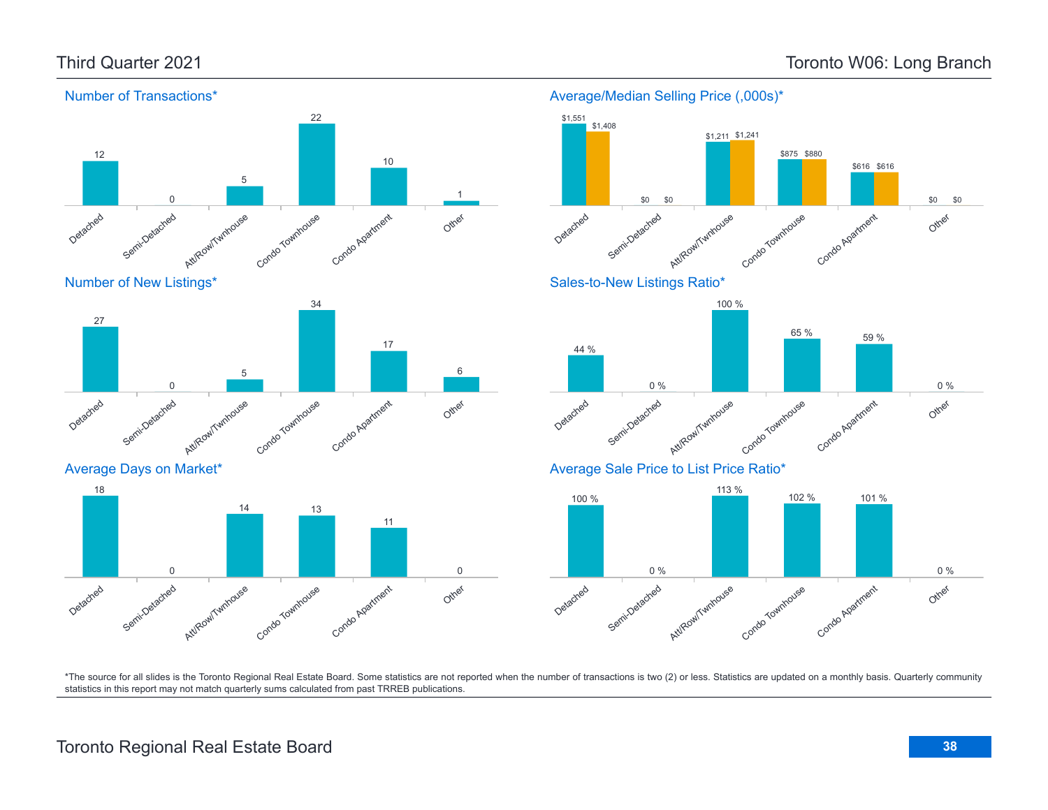# Third Quarter 2021

# Toronto W06: Long Branch

## Number of Transactions*

| Detached | Semi-Detached | Att/Row/Twnhouse | Condo Townhouse | Condo Apartment | Other |
|---|---|---|---|---|---|
| 12 | 0 | 5 | 22 | 10 | 1 |

## Average/Median Selling Price (,000s)*

| | Detached | Semi-Detached | Att/Row/Twnhouse | Condo Townhouse | Condo Apartment | Other |
|---|---|---|---|---|---|---|
| Average | $1,551 | $0 | $1,211 | $875 | $616 | $0 |
| Median | $1,408 | $0 | $1,241 | $880 | $616 | $0 |

## Number of New Listings*

| Detached | Semi-Detached | Att/Row/Twnhouse | Condo Townhouse | Condo Apartment | Other |
|---|---|---|---|---|---|
| 27 | 0 | 5 | 34 | 17 | 6 |

## Sales-to-New Listings Ratio*

| Detached | Semi-Detached | Att/Row/Twnhouse | Condo Townhouse | Condo Apartment | Other |
|---|---|---|---|---|---|
| 44 % | 0 % | 100 % | 65 % | 59 % | 0 % |

## Average Days on Market*

| Detached | Semi-Detached | Att/Row/Twnhouse | Condo Townhouse | Condo Apartment | Other |
|---|---|---|---|---|---|
| 18 | 0 | 14 | 13 | 11 | 0 |

## Average Sale Price to List Price Ratio*

| Detached | Semi-Detached | Att/Row/Twnhouse | Condo Townhouse | Condo Apartment | Other |
|---|---|---|---|---|---|
| 100 % | 0 % | 113 % | 102 % | 101 % | 0 % |

*The source for all slides is the Toronto Regional Real Estate Board. Some statistics are not reported when the number of transactions is two (2) or less. Statistics are updated on a monthly basis. Quarterly community statistics in this report may not match quarterly sums calculated from past TRREB publications.

Toronto Regional Real Estate Board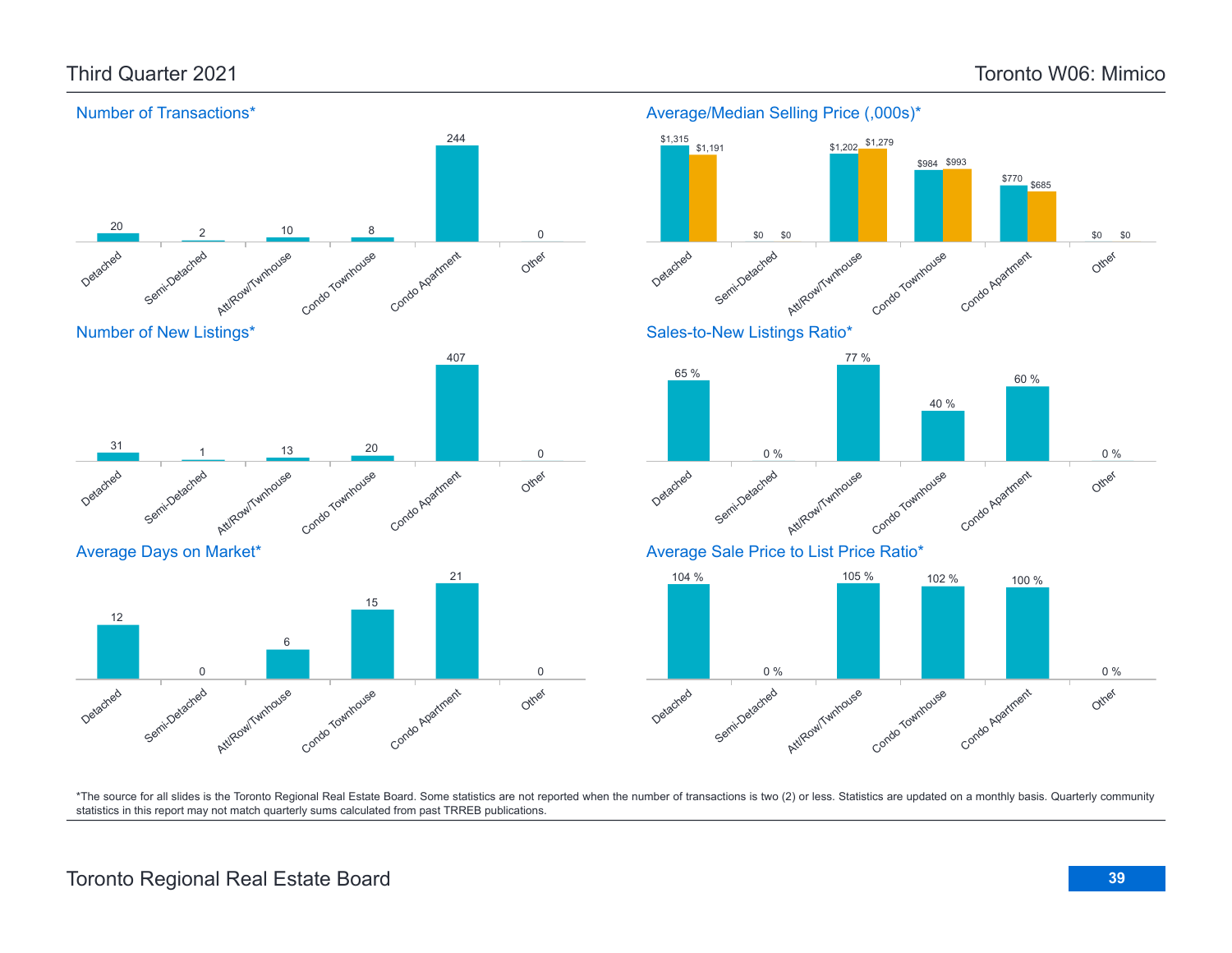Third Quarter 2021

Toronto W06: Mimico

## Number of Transactions*

| Detached | Semi-Detached | Att/Row/Twnhouse | Condo Townhouse | Condo Apartment | Other |
|---|---|---|---|---|---|
| 20 | 2 | 10 | 8 | 244 | 0 |

## Average/Median Selling Price (,000s)*

| | Detached | Semi-Detached | Att/Row/Twnhouse | Condo Townhouse | Condo Apartment | Other |
|---|---|---|---|---|---|---|
| Average | $1,315 | $0 | $1,202 | $984 | $770 | $0 |
| Median | $1,191 | $0 | $1,279 | $993 | $685 | $0 |

## Number of New Listings*

| Detached | Semi-Detached | Att/Row/Twnhouse | Condo Townhouse | Condo Apartment | Other |
|---|---|---|---|---|---|
| 31 | 1 | 13 | 20 | 407 | 0 |

## Sales-to-New Listings Ratio*

| Detached | Semi-Detached | Att/Row/Twnhouse | Condo Townhouse | Condo Apartment | Other |
|---|---|---|---|---|---|
| 65 % | 0 % | 77 % | 40 % | 60 % | 0 % |

## Average Days on Market*

| Detached | Semi-Detached | Att/Row/Twnhouse | Condo Townhouse | Condo Apartment | Other |
|---|---|---|---|---|---|
| 12 | 0 | 6 | 15 | 21 | 0 |

## Average Sale Price to List Price Ratio*

| Detached | Semi-Detached | Att/Row/Twnhouse | Condo Townhouse | Condo Apartment | Other |
|---|---|---|---|---|---|
| 104 % | 0 % | 105 % | 102 % | 100 % | 0 % |

*The source for all slides is the Toronto Regional Real Estate Board. Some statistics are not reported when the number of transactions is two (2) or less. Statistics are updated on a monthly basis. Quarterly community statistics in this report may not match quarterly sums calculated from past TRREB publications.

Toronto Regional Real Estate Board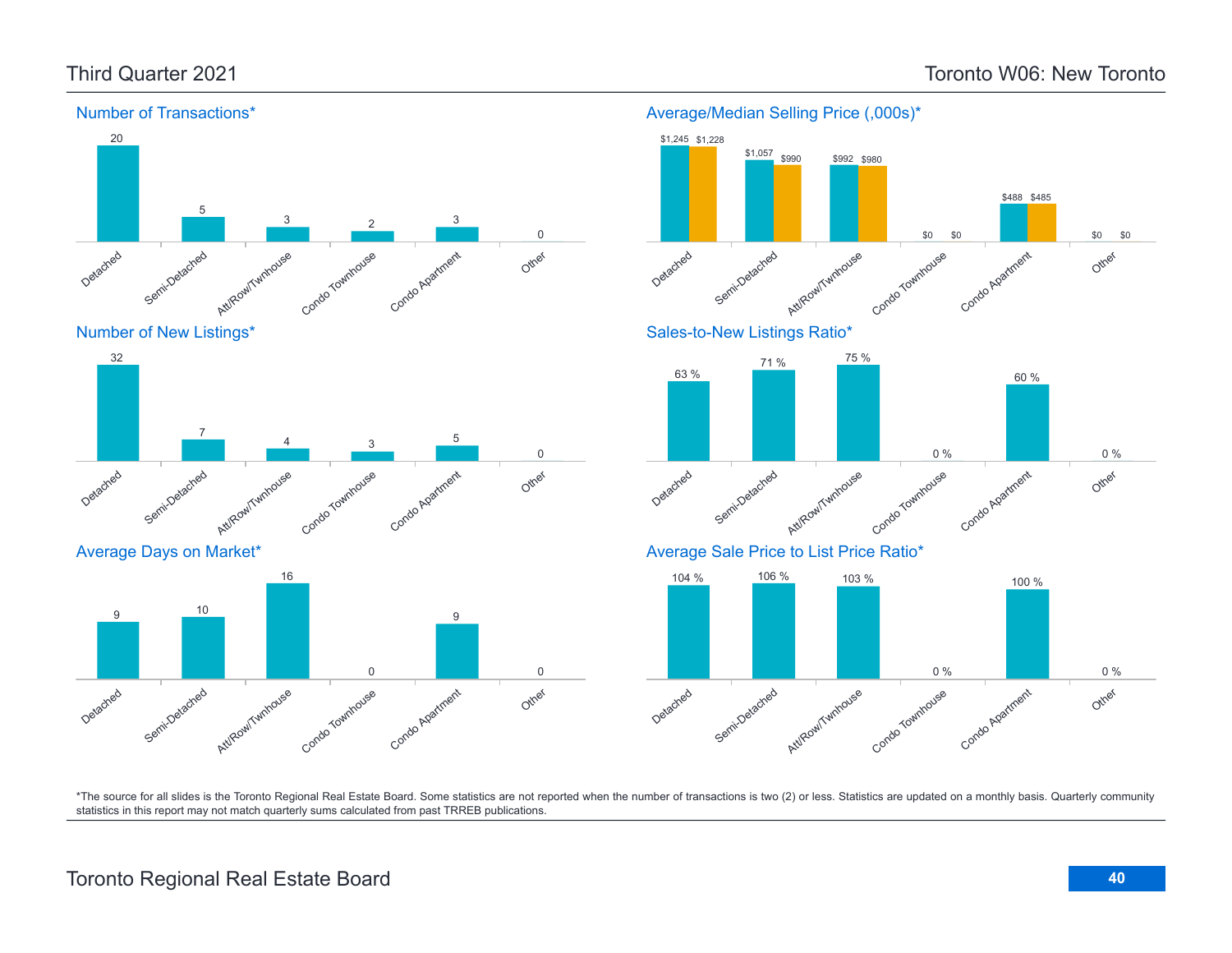Third Quarter 2021

Toronto W06: New Toronto

## Number of Transactions*

20
5
3
2
3
0

Detached
Semi-Detached
Att/Row/Twnhouse
Condo Townhouse
Condo Apartment
Other

## Average/Median Selling Price (,000s)*

$1,245 $1,228
$1,057 $990
$992 $980
$0 $0
$488 $485
$0 $0

Detached
Semi-Detached
Att/Row/Twnhouse
Condo Townhouse
Condo Apartment
Other

## Number of New Listings*

32
7
4
3
5
0

Detached
Semi-Detached
Att/Row/Twnhouse
Condo Townhouse
Condo Apartment
Other

## Sales-to-New Listings Ratio*

63 %
71 %
75 %
0 %
60 %
0 %

Detached
Semi-Detached
Att/Row/Twnhouse
Condo Townhouse
Condo Apartment
Other

## Average Days on Market*

9
10
16
0
9
0

Detached
Semi-Detached
Att/Row/Twnhouse
Condo Townhouse
Condo Apartment
Other

## Average Sale Price to List Price Ratio*

104 %
106 %
103 %
0 %
100 %
0 %

Detached
Semi-Detached
Att/Row/Twnhouse
Condo Townhouse
Condo Apartment
Other

*The source for all slides is the Toronto Regional Real Estate Board. Some statistics are not reported when the number of transactions is two (2) or less. Statistics are updated on a monthly basis. Quarterly community statistics in this report may not match quarterly sums calculated from past TRREB publications.

Toronto Regional Real Estate Board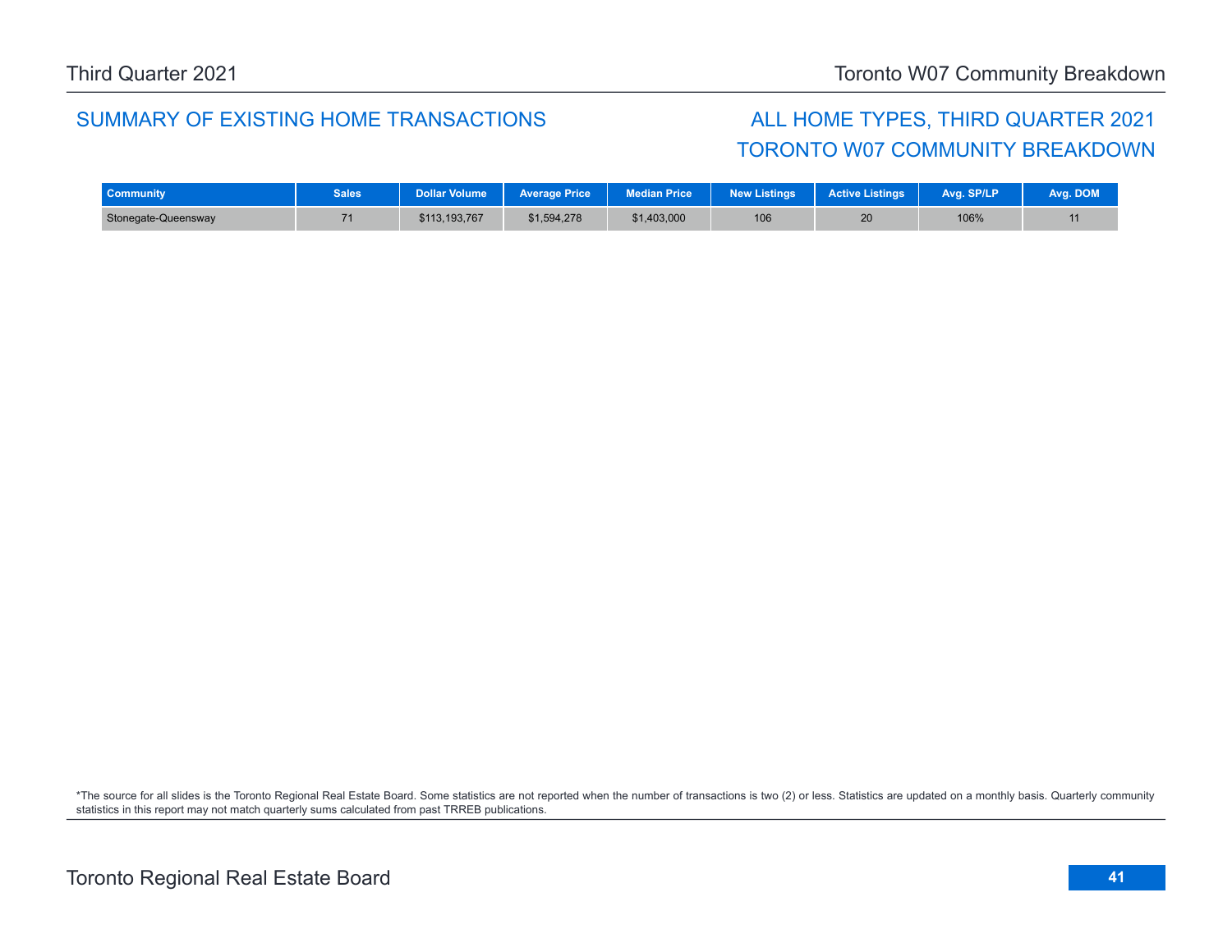## SUMMARY OF EXISTING HOME TRANSACTIONS

## ALL HOME TYPES, THIRD QUARTER 2021
## TORONTO W07 COMMUNITY BREAKDOWN

| Community | Sales | Dollar Volume | Average Price | Median Price | New Listings | Active Listings | Avg. SP/LP | Avg. DOM |
|---|---|---|---|---|---|---|---|---|
| Stonegate-Queensway | 71 | $113,193,767 | $1,594,278 | $1,403,000 | 106 | 20 | 106% | 11 |

*The source for all slides is the Toronto Regional Real Estate Board. Some statistics are not reported when the number of transactions is two (2) or less. Statistics are updated on a monthly basis. Quarterly community statistics in this report may not match quarterly sums calculated from past TRREB publications.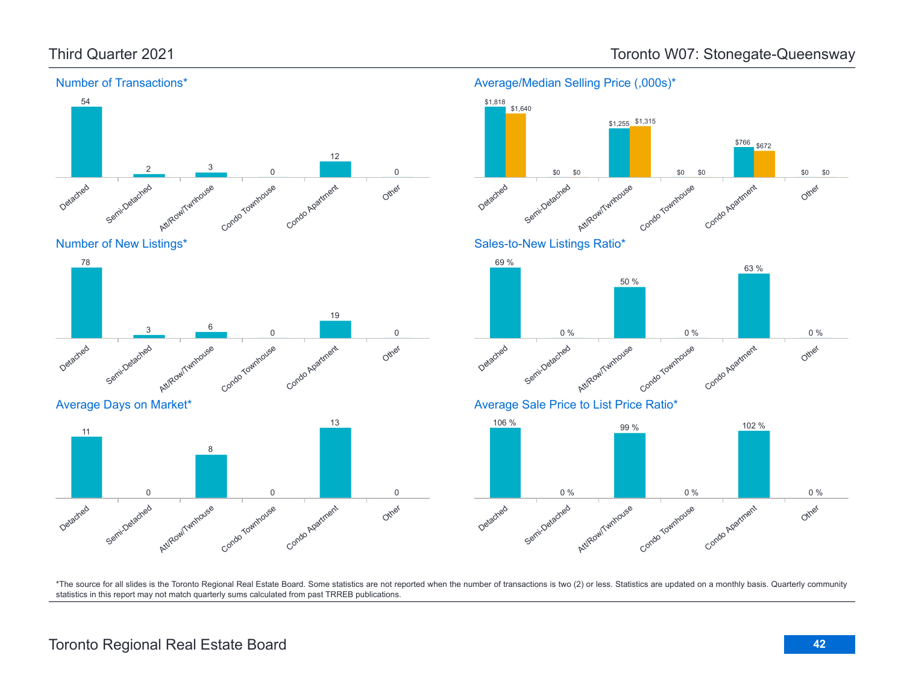Third Quarter 2021

Toronto W07: Stonegate-Queensway

## Number of Transactions*

54
2
3
0
12
0

Detached
Semi-Detached
Att/Row/Twnhouse
Condo Townhouse
Condo Apartment
Other

## Average/Median Selling Price (,000s)*

$1,818
$1,640
$0
$0
$1,255
$1,315
$0
$0
$766
$672
$0
$0

Detached
Semi-Detached
Att/Row/Twnhouse
Condo Townhouse
Condo Apartment
Other

## Number of New Listings*

78
3
6
0
19
0

Detached
Semi-Detached
Att/Row/Twnhouse
Condo Townhouse
Condo Apartment
Other

## Sales-to-New Listings Ratio*

69 %
0 %
50 %
0 %
63 %
0 %

Detached
Semi-Detached
Att/Row/Twnhouse
Condo Townhouse
Condo Apartment
Other

## Average Days on Market*

11
0
8
0
13
0

Detached
Semi-Detached
Att/Row/Twnhouse
Condo Townhouse
Condo Apartment
Other

## Average Sale Price to List Price Ratio*

106 %
0 %
99 %
0 %
102 %
0 %

Detached
Semi-Detached
Att/Row/Twnhouse
Condo Townhouse
Condo Apartment
Other

*The source for all slides is the Toronto Regional Real Estate Board. Some statistics are not reported when the number of transactions is two (2) or less. Statistics are updated on a monthly basis. Quarterly community statistics in this report may not match quarterly sums calculated from past TRREB publications.

Toronto Regional Real Estate Board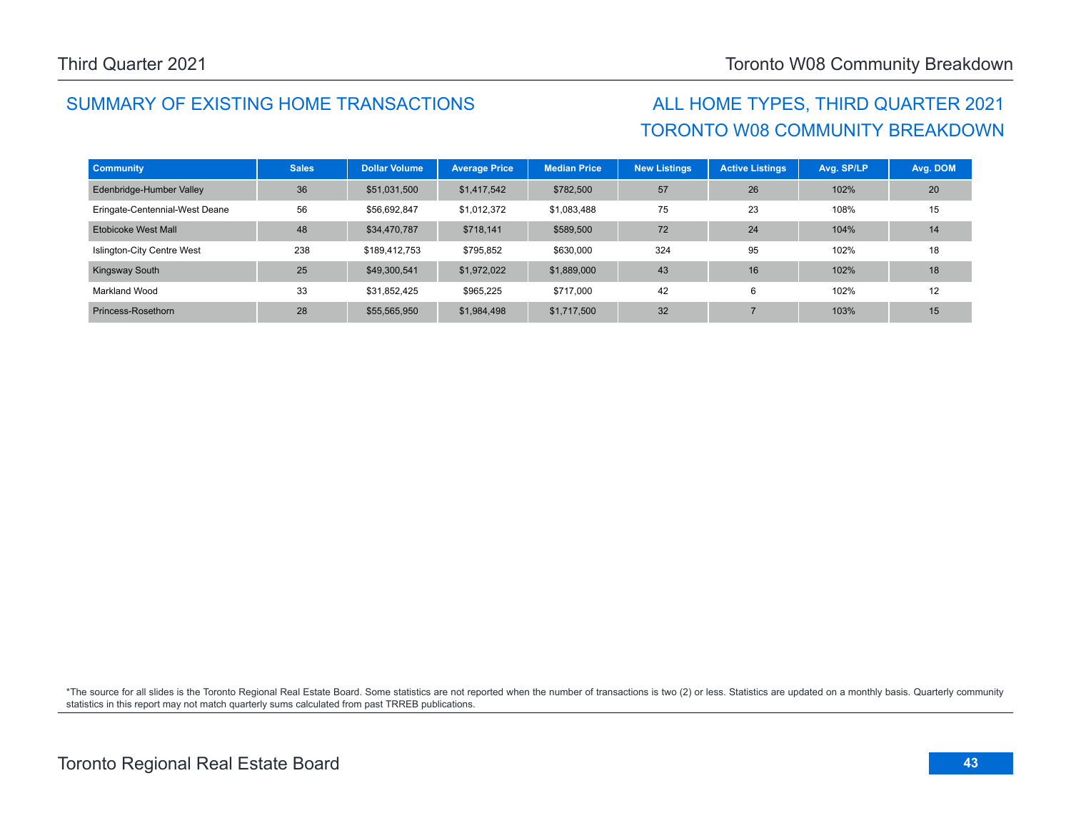## SUMMARY OF EXISTING HOME TRANSACTIONS

## ALL HOME TYPES, THIRD QUARTER 2021
## TORONTO W08 COMMUNITY BREAKDOWN

| Community | Sales | Dollar Volume | Average Price | Median Price | New Listings | Active Listings | Avg. SP/LP | Avg. DOM |
|---|---|---|---|---|---|---|---|---|
| Edenbridge-Humber Valley | 36 | $51,031,500 | $1,417,542 | $782,500 | 57 | 26 | 102% | 20 |
| Eringate-Centennial-West Deane | 56 | $56,692,847 | $1,012,372 | $1,083,488 | 75 | 23 | 108% | 15 |
| Etobicoke West Mall | 48 | $34,470,787 | $718,141 | $589,500 | 72 | 24 | 104% | 14 |
| Islington-City Centre West | 238 | $189,412,753 | $795,852 | $630,000 | 324 | 95 | 102% | 18 |
| Kingsway South | 25 | $49,300,541 | $1,972,022 | $1,889,000 | 43 | 16 | 102% | 18 |
| Markland Wood | 33 | $31,852,425 | $965,225 | $717,000 | 42 | 6 | 102% | 12 |
| Princess-Rosethorn | 28 | $55,565,950 | $1,984,498 | $1,717,500 | 32 | 7 | 103% | 15 |

*The source for all slides is the Toronto Regional Real Estate Board. Some statistics are not reported when the number of transactions is two (2) or less. Statistics are updated on a monthly basis. Quarterly community statistics in this report may not match quarterly sums calculated from past TRREB publications.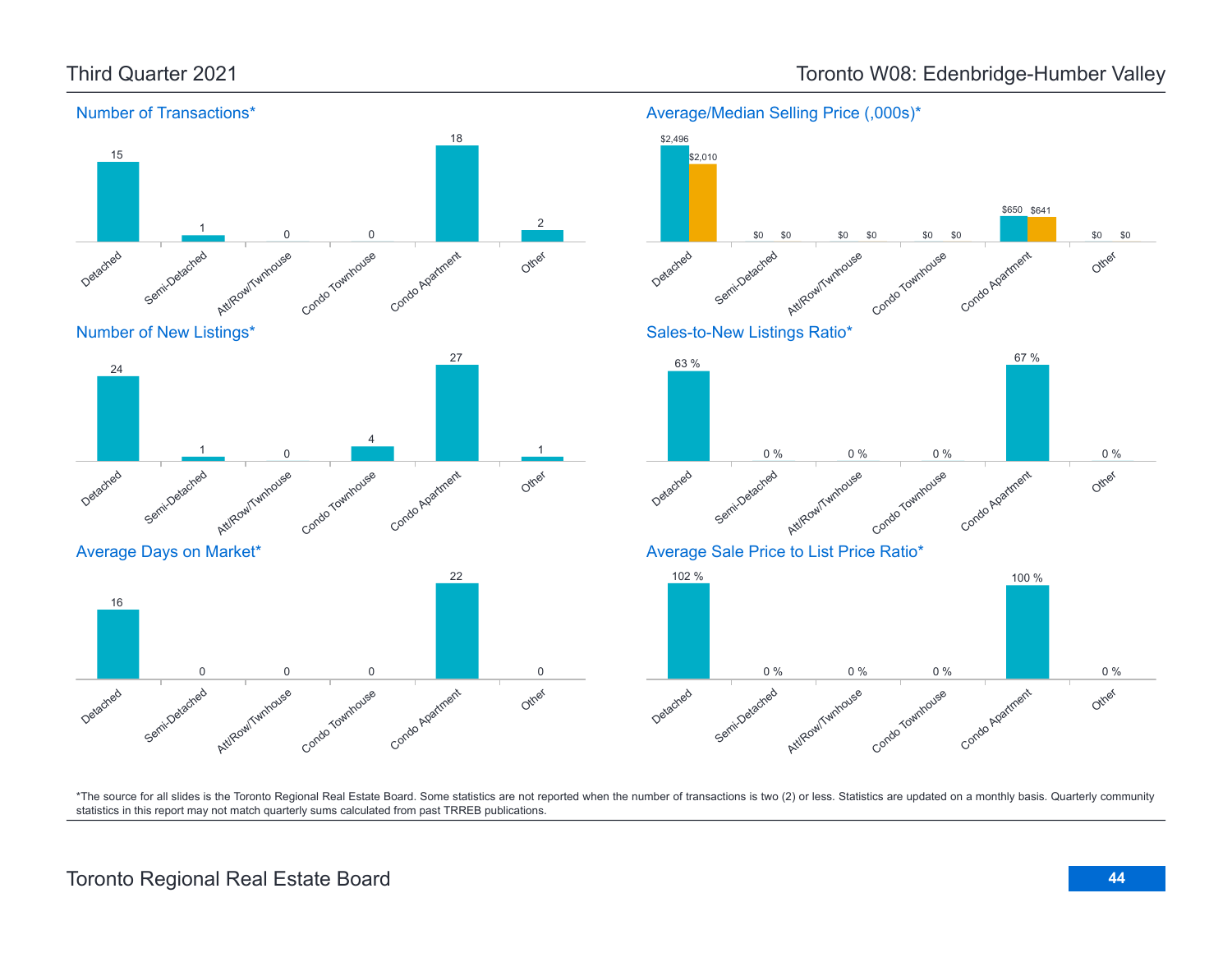Third Quarter 2021

Toronto W08: Edenbridge-Humber Valley

## Number of Transactions*

15
1
0
0
18
2

Detached
Semi-Detached
Att/Row/Twnhouse
Condo Townhouse
Condo Apartment
Other

## Average/Median Selling Price (,000s)*

$2,496
$2,010
$0 $0
$0 $0
$0 $0
$650 $641
$0 $0

Detached
Semi-Detached
Att/Row/Twnhouse
Condo Townhouse
Condo Apartment
Other

## Number of New Listings*

24
1
0
4
27
1

Detached
Semi-Detached
Att/Row/Twnhouse
Condo Townhouse
Condo Apartment
Other

## Sales-to-New Listings Ratio*

63 %
0 %
0 %
0 %
67 %
0 %

Detached
Semi-Detached
Att/Row/Twnhouse
Condo Townhouse
Condo Apartment
Other

## Average Days on Market*

16
0
0
0
22
0

Detached
Semi-Detached
Att/Row/Twnhouse
Condo Townhouse
Condo Apartment
Other

## Average Sale Price to List Price Ratio*

102 %
0 %
0 %
0 %
100 %
0 %

Detached
Semi-Detached
Att/Row/Twnhouse
Condo Townhouse
Condo Apartment
Other

*The source for all slides is the Toronto Regional Real Estate Board. Some statistics are not reported when the number of transactions is two (2) or less. Statistics are updated on a monthly basis. Quarterly community statistics in this report may not match quarterly sums calculated from past TRREB publications.

Toronto Regional Real Estate Board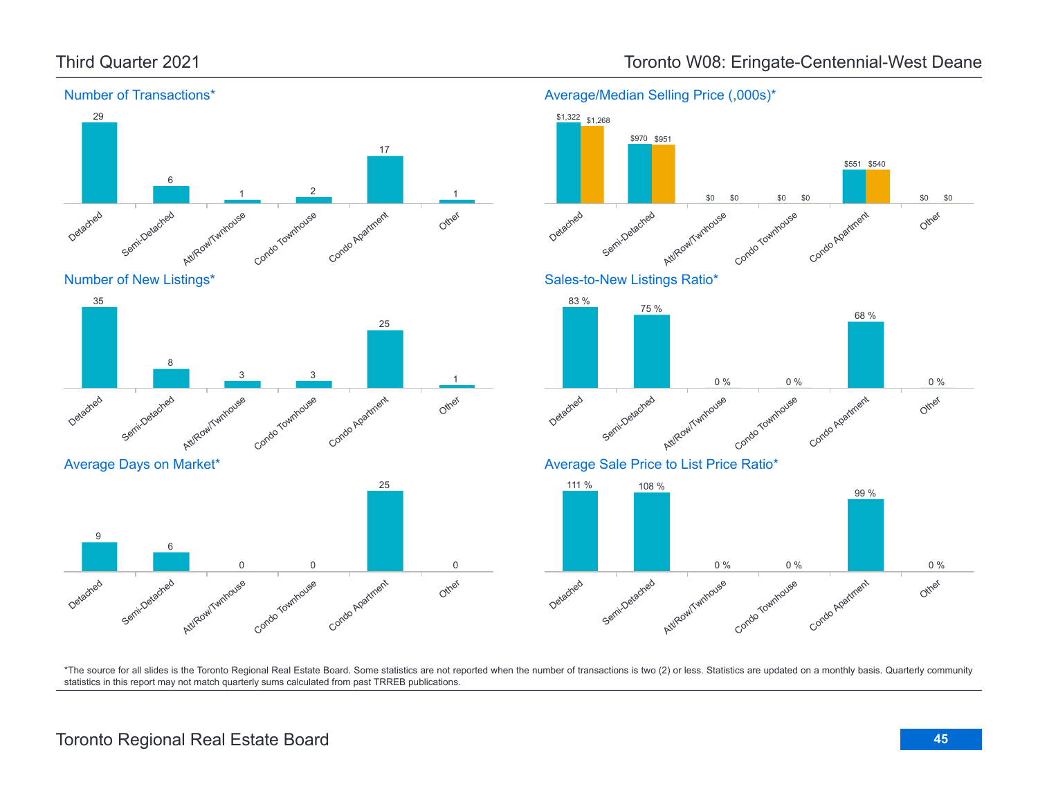Third Quarter 2021

# Toronto W08: Eringate-Centennial-West Deane

## Number of Transactions*

29
6
1
2
17
1

Detached
Semi-Detached
Att/Row/Twnhouse
Condo Townhouse
Condo Apartment
Other

## Average/Median Selling Price (,000s)*

$1,322 $1,268
$970 $951
$0 $0
$0 $0
$551 $540
$0 $0

Detached
Semi-Detached
Att/Row/Twnhouse
Condo Townhouse
Condo Apartment
Other

## Number of New Listings*

35
8
3
3
25
1

Detached
Semi-Detached
Att/Row/Twnhouse
Condo Townhouse
Condo Apartment
Other

## Sales-to-New Listings Ratio*

83 %
75 %
0 %
0 %
68 %
0 %

Detached
Semi-Detached
Att/Row/Twnhouse
Condo Townhouse
Condo Apartment
Other

## Average Days on Market*

9
6
0
0
25
0

Detached
Semi-Detached
Att/Row/Twnhouse
Condo Townhouse
Condo Apartment
Other

## Average Sale Price to List Price Ratio*

111 %
108 %
0 %
0 %
99 %
0 %

Detached
Semi-Detached
Att/Row/Twnhouse
Condo Townhouse
Condo Apartment
Other

*The source for all slides is the Toronto Regional Real Estate Board. Some statistics are not reported when the number of transactions is two (2) or less. Statistics are updated on a monthly basis. Quarterly community statistics in this report may not match quarterly sums calculated from past TRREB publications.

Toronto Regional Real Estate Board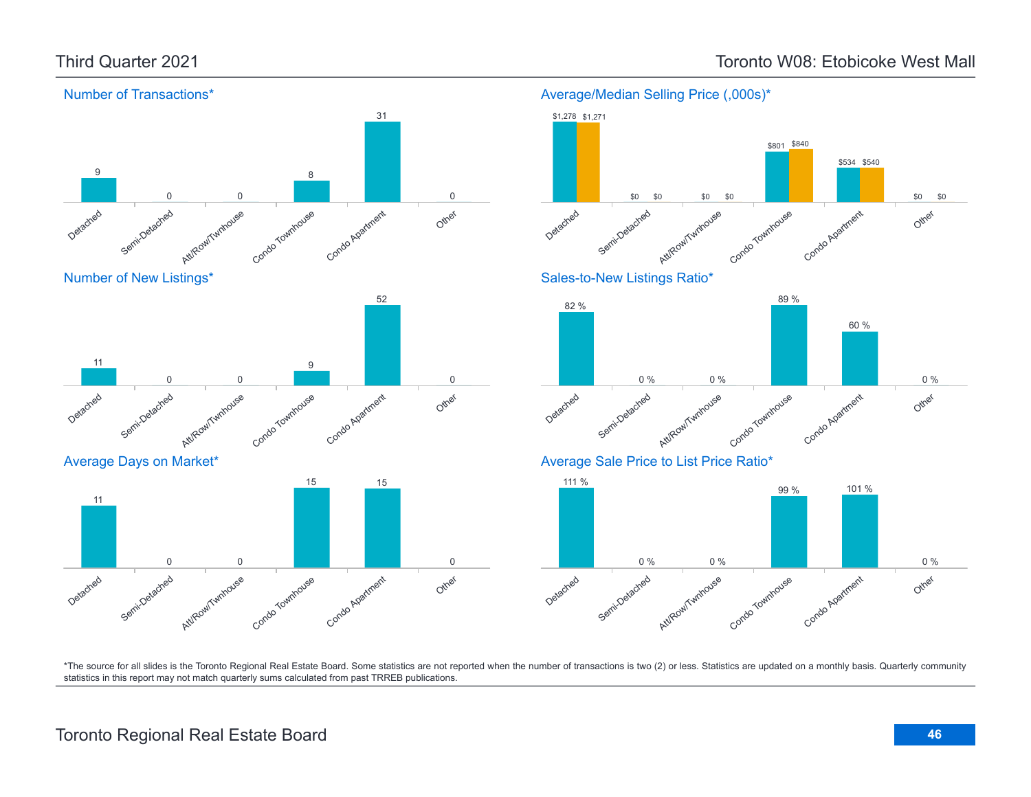Third Quarter 2021

Toronto W08: Etobicoke West Mall

## Number of Transactions*

9
0
0
8
31
0

Detached
Semi-Detached
Att/Row/Twnhouse
Condo Townhouse
Condo Apartment
Other

## Average/Median Selling Price (,000s)*

$1,278 $1,271
$0 $0
$0 $0
$801 $840
$534 $540
$0 $0

Detached
Semi-Detached
Att/Row/Twnhouse
Condo Townhouse
Condo Apartment
Other

## Number of New Listings*

11
0
0
9
52
0

Detached
Semi-Detached
Att/Row/Twnhouse
Condo Townhouse
Condo Apartment
Other

## Sales-to-New Listings Ratio*

82 %
0 %
0 %
89 %
60 %
0 %

Detached
Semi-Detached
Att/Row/Twnhouse
Condo Townhouse
Condo Apartment
Other

## Average Days on Market*

11
0
0
15
15
0

Detached
Semi-Detached
Att/Row/Twnhouse
Condo Townhouse
Condo Apartment
Other

## Average Sale Price to List Price Ratio*

111 %
0 %
0 %
99 %
101 %
0 %

Detached
Semi-Detached
Att/Row/Twnhouse
Condo Townhouse
Condo Apartment
Other

*The source for all slides is the Toronto Regional Real Estate Board. Some statistics are not reported when the number of transactions is two (2) or less. Statistics are updated on a monthly basis. Quarterly community statistics in this report may not match quarterly sums calculated from past TRREB publications.

Toronto Regional Real Estate Board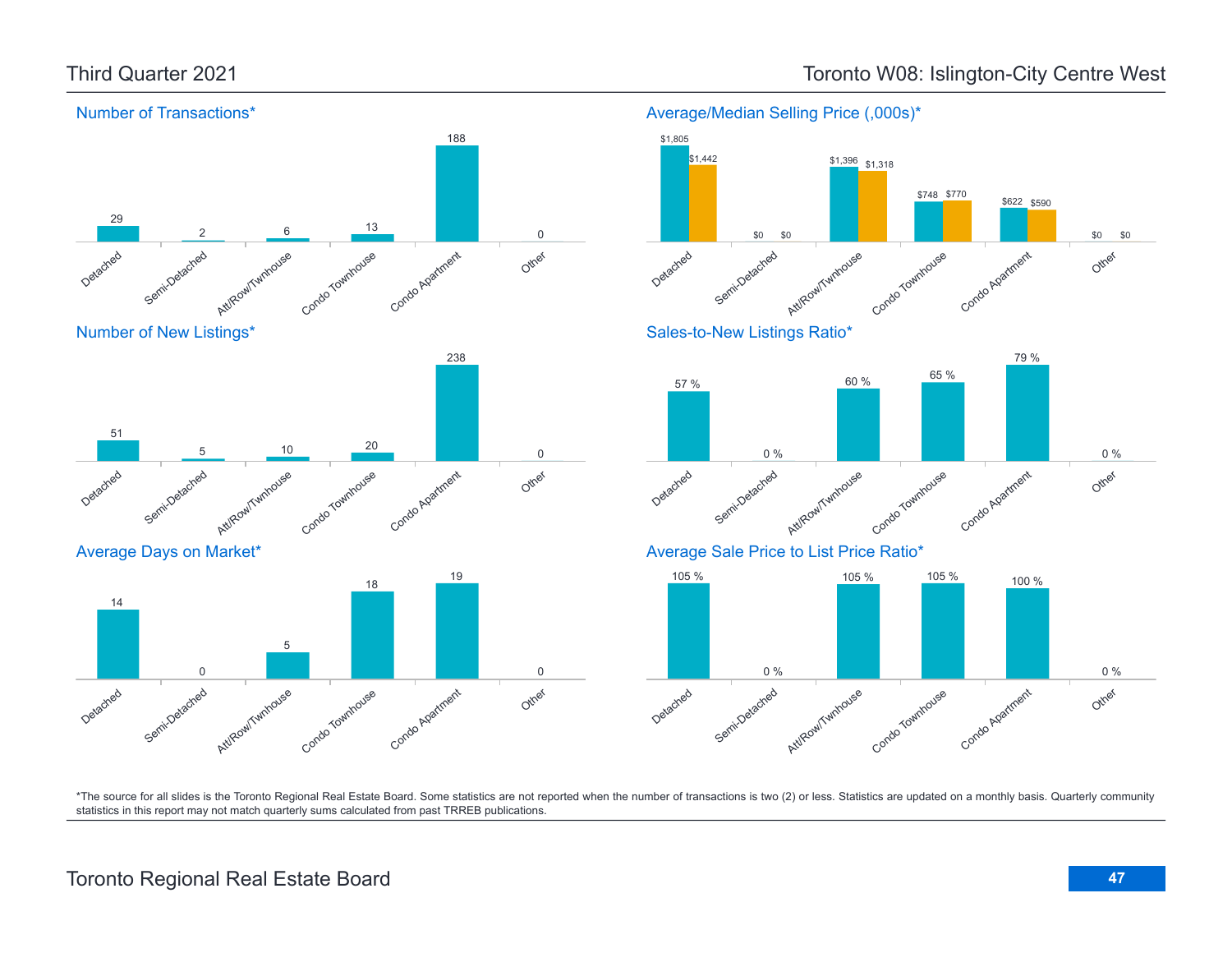Third Quarter 2021

Toronto W08: Islington-City Centre West

## Number of Transactions*

29
2
6
13
188
0

Detached
Semi-Detached
Att/Row/Twnhouse
Condo Townhouse
Condo Apartment
Other

## Average/Median Selling Price (,000s)*

$1,805
$1,442
$0
$0
$1,396
$1,318
$748
$770
$622
$590
$0
$0

Detached
Semi-Detached
Att/Row/Twnhouse
Condo Townhouse
Condo Apartment
Other

## Number of New Listings*

51
5
10
20
238
0

Detached
Semi-Detached
Att/Row/Twnhouse
Condo Townhouse
Condo Apartment
Other

## Sales-to-New Listings Ratio*

57 %
0 %
60 %
65 %
79 %
0 %

Detached
Semi-Detached
Att/Row/Twnhouse
Condo Townhouse
Condo Apartment
Other

## Average Days on Market*

14
0
5
18
19
0

Detached
Semi-Detached
Att/Row/Twnhouse
Condo Townhouse
Condo Apartment
Other

## Average Sale Price to List Price Ratio*

105 %
0 %
105 %
105 %
100 %
0 %

Detached
Semi-Detached
Att/Row/Twnhouse
Condo Townhouse
Condo Apartment
Other

*The source for all slides is the Toronto Regional Real Estate Board. Some statistics are not reported when the number of transactions is two (2) or less. Statistics are updated on a monthly basis. Quarterly community statistics in this report may not match quarterly sums calculated from past TRREB publications.

Toronto Regional Real Estate Board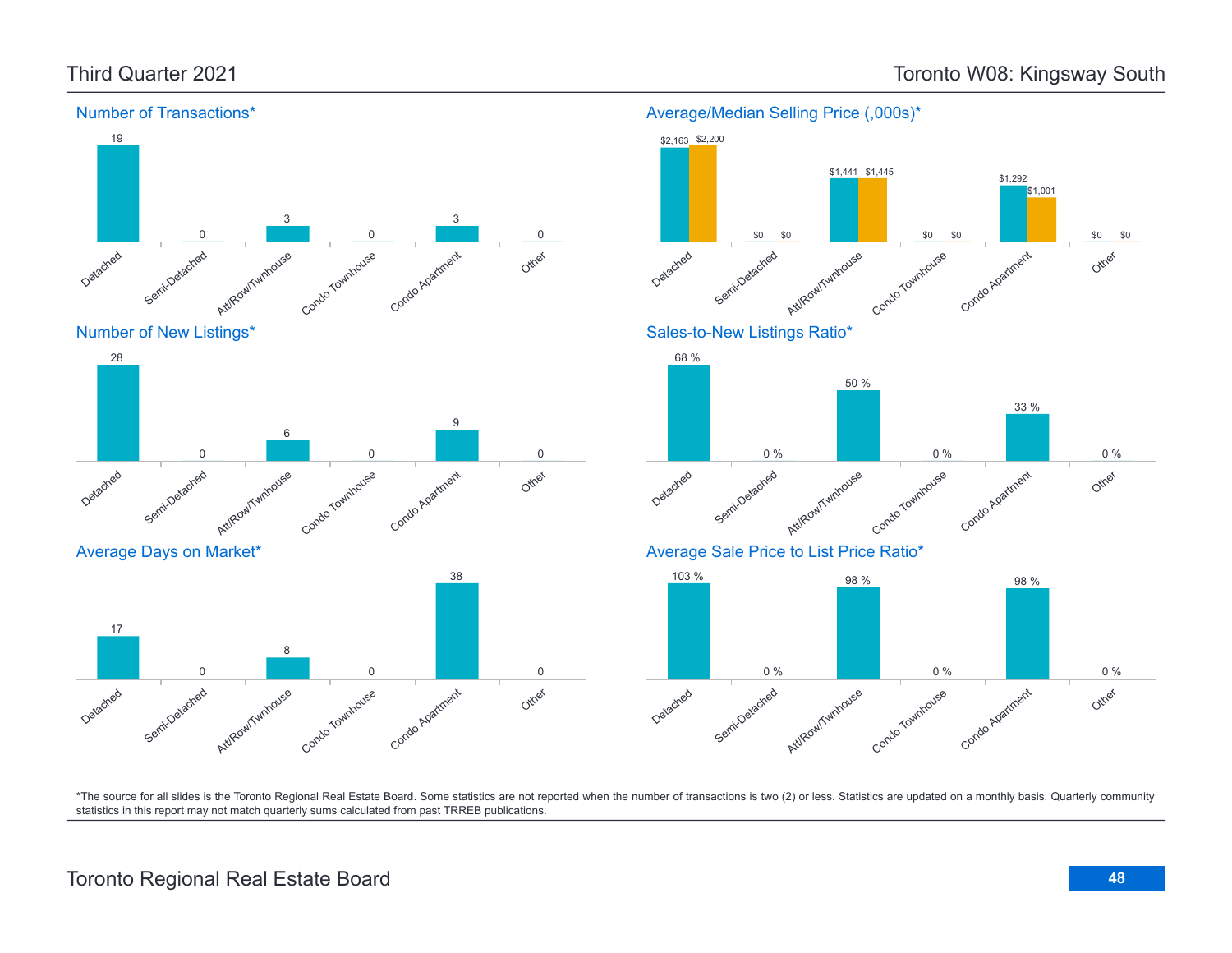Third Quarter 2021

Toronto W08: Kingsway South

## Number of Transactions*

19
0
3
0
3
0

Detached
Semi-Detached
Att/Row/Twnhouse
Condo Townhouse
Condo Apartment
Other

## Average/Median Selling Price (,000s)*

$2,163 $2,200
$0 $0
$1,441 $1,445
$0 $0
$1,292 $1,001
$0 $0

Detached
Semi-Detached
Att/Row/Twnhouse
Condo Townhouse
Condo Apartment
Other

## Number of New Listings*

28
0
6
0
9
0

Detached
Semi-Detached
Att/Row/Twnhouse
Condo Townhouse
Condo Apartment
Other

## Sales-to-New Listings Ratio*

68 %
0 %
50 %
0 %
33 %
0 %

Detached
Semi-Detached
Att/Row/Twnhouse
Condo Townhouse
Condo Apartment
Other

## Average Days on Market*

17
0
8
0
38
0

Detached
Semi-Detached
Att/Row/Twnhouse
Condo Townhouse
Condo Apartment
Other

## Average Sale Price to List Price Ratio*

103 %
0 %
98 %
0 %
98 %
0 %

Detached
Semi-Detached
Att/Row/Twnhouse
Condo Townhouse
Condo Apartment
Other

*The source for all slides is the Toronto Regional Real Estate Board. Some statistics are not reported when the number of transactions is two (2) or less. Statistics are updated on a monthly basis. Quarterly community statistics in this report may not match quarterly sums calculated from past TRREB publications.

Toronto Regional Real Estate Board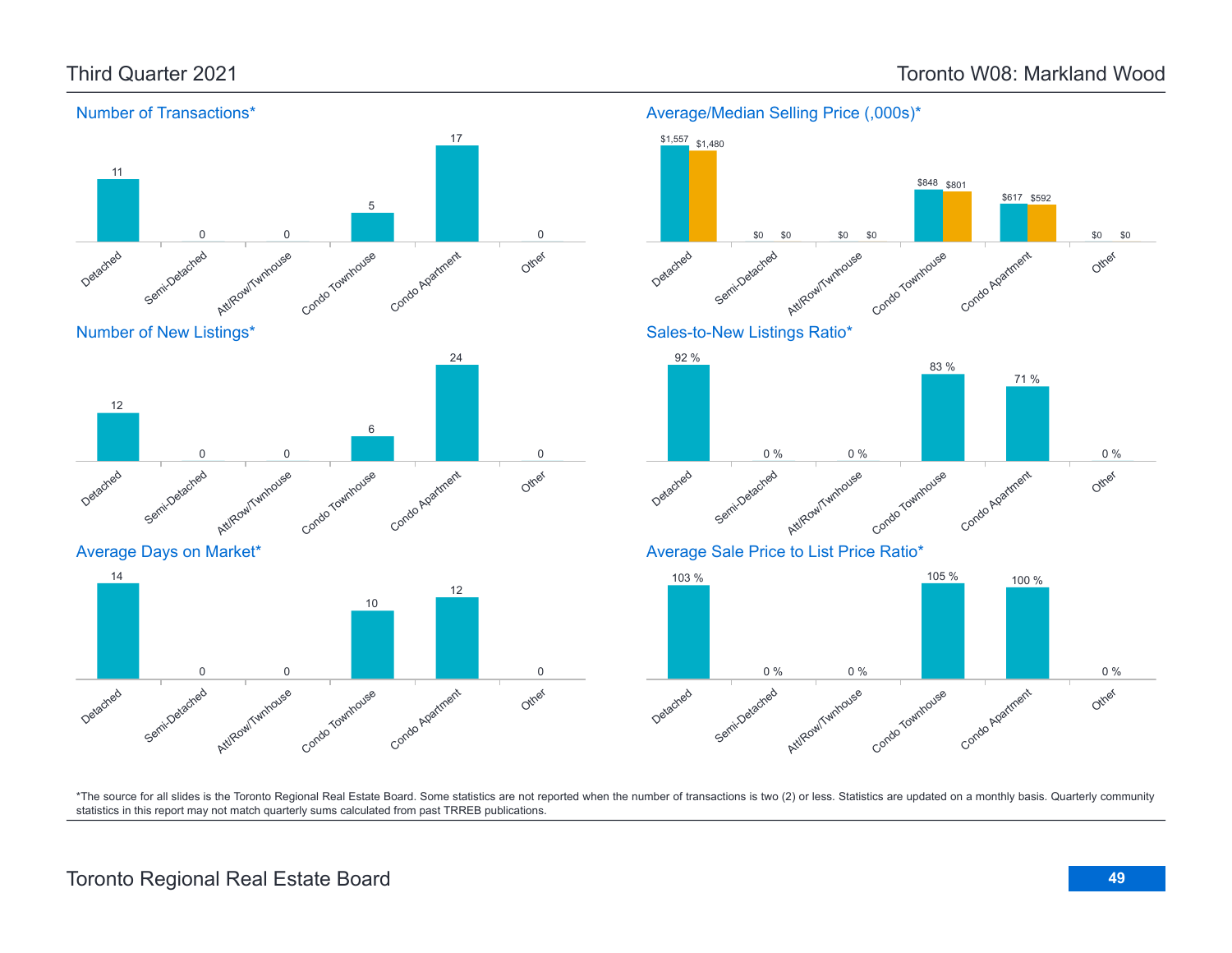Third Quarter 2021

# Toronto W08: Markland Wood

## Number of Transactions*

11
0
0
5
17
0

Detached
Semi-Detached
Att/Row/Twnhouse
Condo Townhouse
Condo Apartment
Other

## Average/Median Selling Price (,000s)*

$1,557
$1,480
$0
$0
$0
$0
$848
$801
$617
$592
$0
$0

Detached
Semi-Detached
Att/Row/Twnhouse
Condo Townhouse
Condo Apartment
Other

## Number of New Listings*

12
0
0
6
24
0

Detached
Semi-Detached
Att/Row/Twnhouse
Condo Townhouse
Condo Apartment
Other

## Sales-to-New Listings Ratio*

92 %
0 %
0 %
83 %
71 %
0 %

Detached
Semi-Detached
Att/Row/Twnhouse
Condo Townhouse
Condo Apartment
Other

## Average Days on Market*

14
0
0
10
12
0

Detached
Semi-Detached
Att/Row/Twnhouse
Condo Townhouse
Condo Apartment
Other

## Average Sale Price to List Price Ratio*

103 %
0 %
0 %
105 %
100 %
0 %

Detached
Semi-Detached
Att/Row/Twnhouse
Condo Townhouse
Condo Apartment
Other

*The source for all slides is the Toronto Regional Real Estate Board. Some statistics are not reported when the number of transactions is two (2) or less. Statistics are updated on a monthly basis. Quarterly community statistics in this report may not match quarterly sums calculated from past TRREB publications.

Toronto Regional Real Estate Board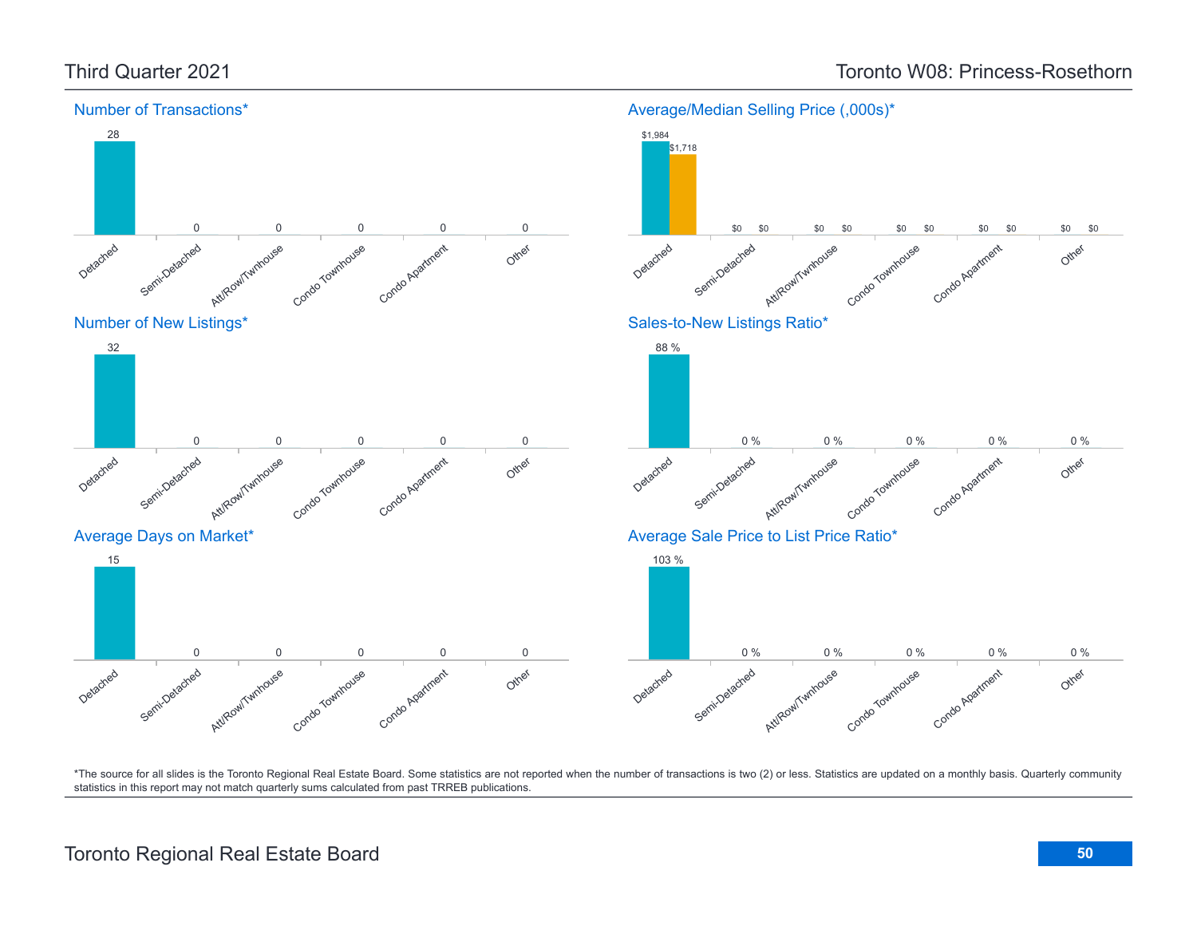Third Quarter 2021

# Toronto W08: Princess-Rosethorn

## Number of Transactions*

28
0
0
0
0
0

Detached
Semi-Detached
Att/Row/Twnhouse
Condo Townhouse
Condo Apartment
Other

## Average/Median Selling Price (,000s)*

$1,984
$1,718
$0 $0
$0 $0
$0 $0
$0 $0
$0 $0

Detached
Semi-Detached
Att/Row/Twnhouse
Condo Townhouse
Condo Apartment
Other

## Number of New Listings*

32
0
0
0
0
0

Detached
Semi-Detached
Att/Row/Twnhouse
Condo Townhouse
Condo Apartment
Other

## Sales-to-New Listings Ratio*

88 %
0 %
0 %
0 %
0 %
0 %

Detached
Semi-Detached
Att/Row/Twnhouse
Condo Townhouse
Condo Apartment
Other

## Average Days on Market*

15
0
0
0
0
0

Detached
Semi-Detached
Att/Row/Twnhouse
Condo Townhouse
Condo Apartment
Other

## Average Sale Price to List Price Ratio*

103 %
0 %
0 %
0 %
0 %
0 %

Detached
Semi-Detached
Att/Row/Twnhouse
Condo Townhouse
Condo Apartment
Other

*The source for all slides is the Toronto Regional Real Estate Board. Some statistics are not reported when the number of transactions is two (2) or less. Statistics are updated on a monthly basis. Quarterly community statistics in this report may not match quarterly sums calculated from past TRREB publications.

Toronto Regional Real Estate Board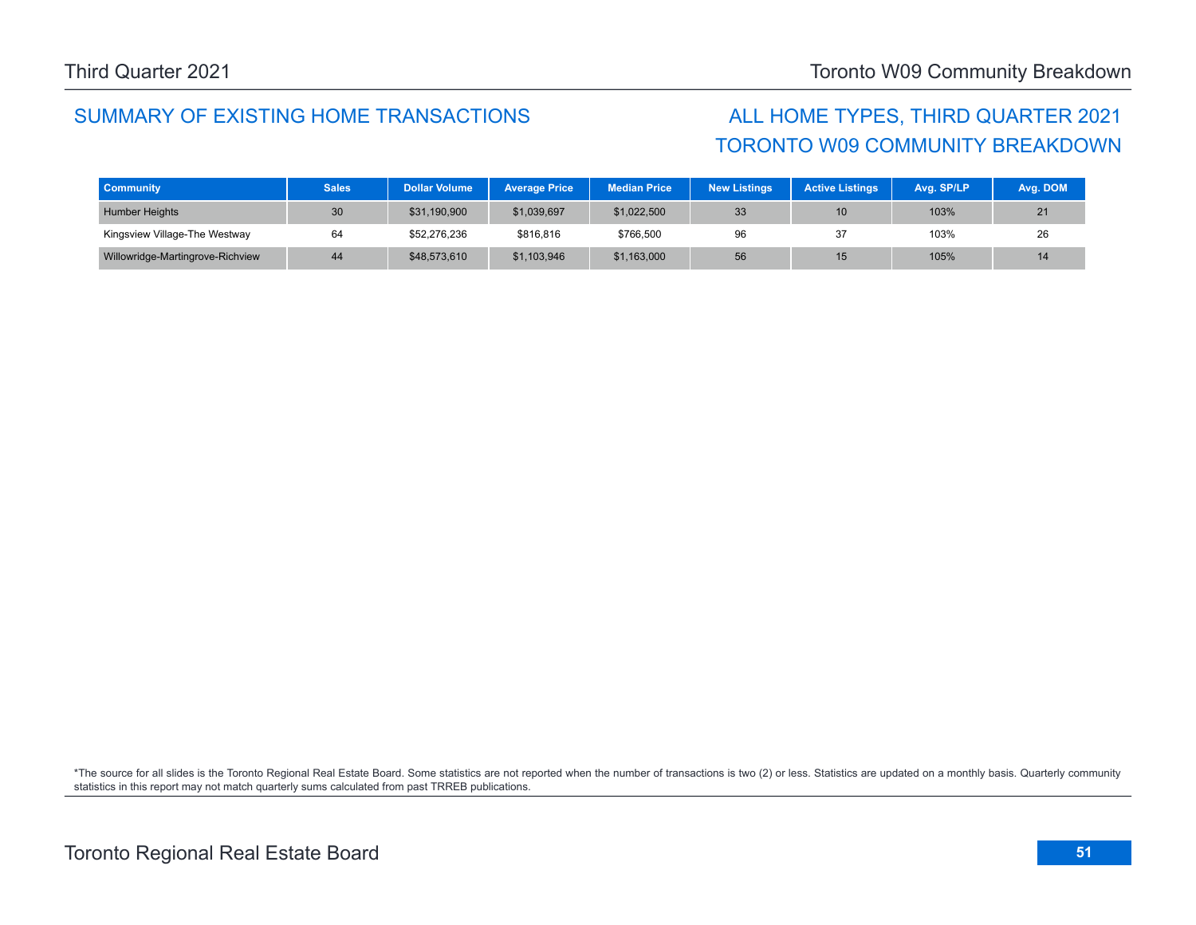## SUMMARY OF EXISTING HOME TRANSACTIONS

## ALL HOME TYPES, THIRD QUARTER 2021
## TORONTO W09 COMMUNITY BREAKDOWN

| Community | Sales | Dollar Volume | Average Price | Median Price | New Listings | Active Listings | Avg. SP/LP | Avg. DOM |
|---|---|---|---|---|---|---|---|---|
| Humber Heights | 30 | $31,190,900 | $1,039,697 | $1,022,500 | 33 | 10 | 103% | 21 |
| Kingsview Village-The Westway | 64 | $52,276,236 | $816,816 | $766,500 | 96 | 37 | 103% | 26 |
| Willowridge-Martingrove-Richview | 44 | $48,573,610 | $1,103,946 | $1,163,000 | 56 | 15 | 105% | 14 |

*The source for all slides is the Toronto Regional Real Estate Board. Some statistics are not reported when the number of transactions is two (2) or less. Statistics are updated on a monthly basis. Quarterly community statistics in this report may not match quarterly sums calculated from past TRREB publications.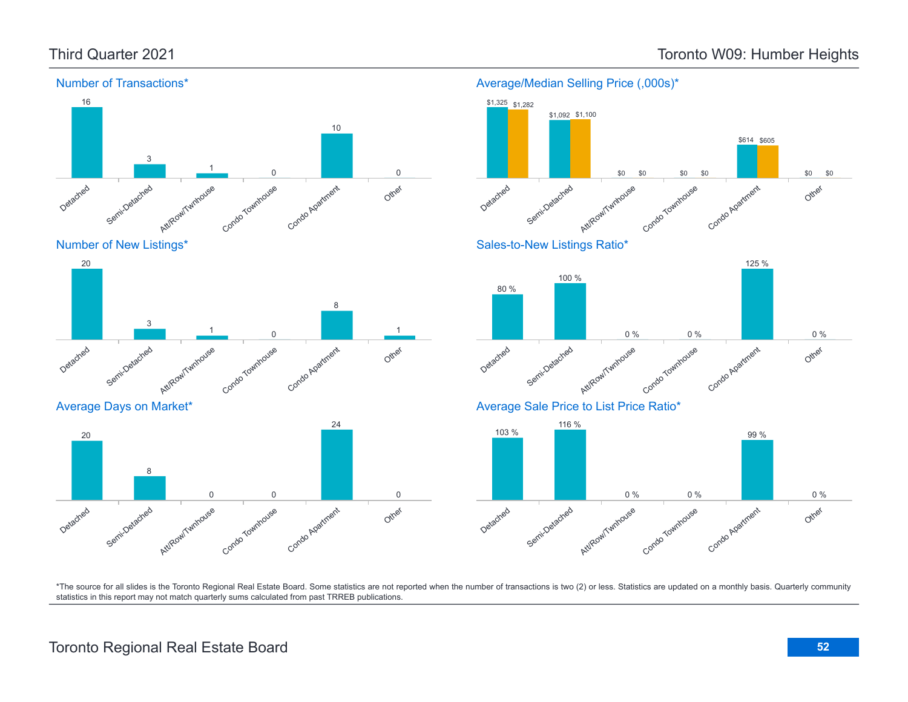Third Quarter 2021

Toronto W09: Humber Heights

### Number of Transactions*

16
3
1
0
10
0

Detached
Semi-Detached
Att/Row/Twnhouse
Condo Townhouse
Condo Apartment
Other

### Average/Median Selling Price (,000s)*

$1,325 $1,282
$1,092 $1,100
$0 $0
$0 $0
$614 $605
$0 $0

Detached
Semi-Detached
Att/Row/Twnhouse
Condo Townhouse
Condo Apartment
Other

### Number of New Listings*

20
3
1
0
8
1

Detached
Semi-Detached
Att/Row/Twnhouse
Condo Townhouse
Condo Apartment
Other

### Sales-to-New Listings Ratio*

80 %
100 %
0 %
0 %
125 %
0 %

Detached
Semi-Detached
Att/Row/Twnhouse
Condo Townhouse
Condo Apartment
Other

### Average Days on Market*

20
8
0
0
24
0

Detached
Semi-Detached
Att/Row/Twnhouse
Condo Townhouse
Condo Apartment
Other

### Average Sale Price to List Price Ratio*

103 %
116 %
0 %
0 %
99 %
0 %

Detached
Semi-Detached
Att/Row/Twnhouse
Condo Townhouse
Condo Apartment
Other

*The source for all slides is the Toronto Regional Real Estate Board. Some statistics are not reported when the number of transactions is two (2) or less. Statistics are updated on a monthly basis. Quarterly community statistics in this report may not match quarterly sums calculated from past TRREB publications.

Toronto Regional Real Estate Board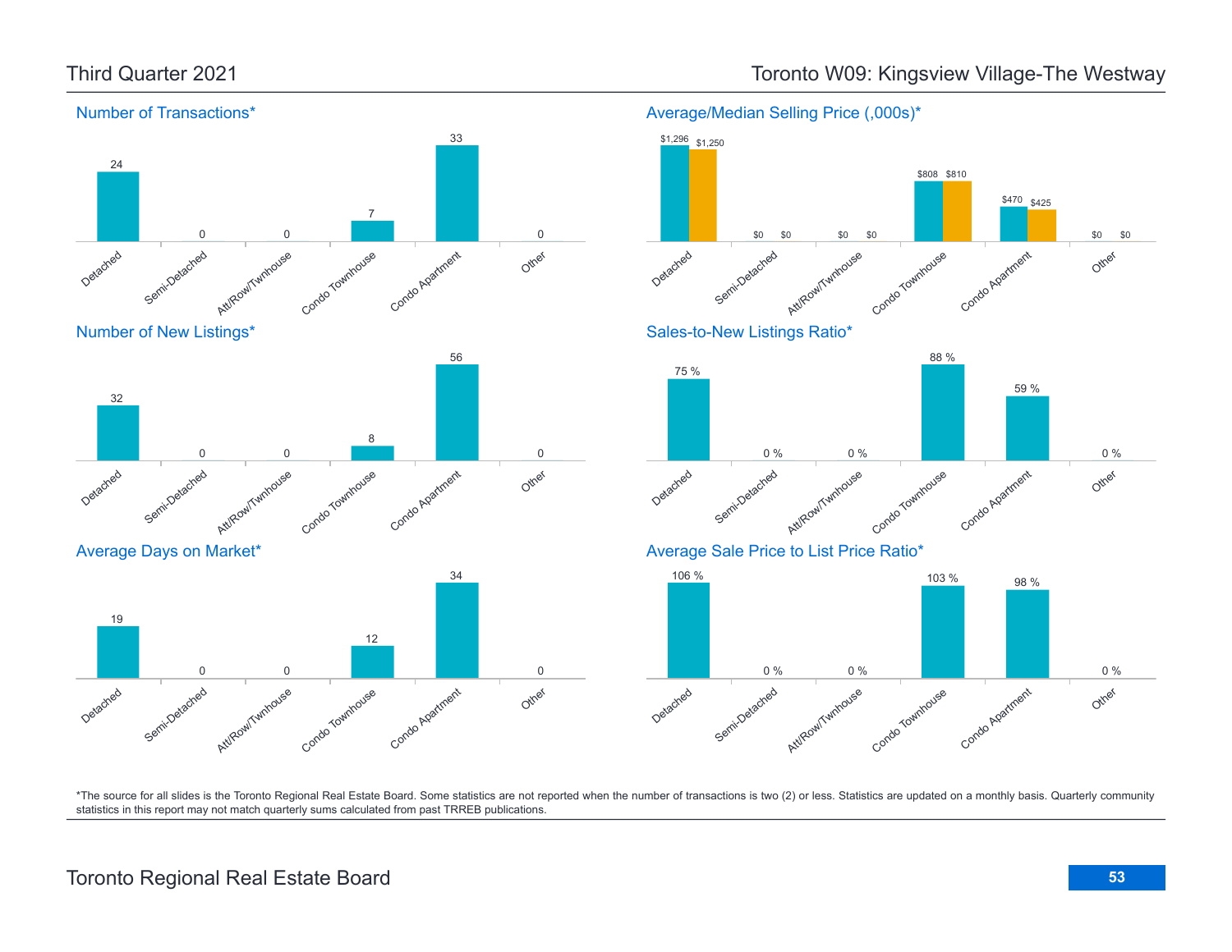Third Quarter 2021

# Toronto W09: Kingsview Village-The Westway

## Number of Transactions*

24
0
0
7
33
0

Detached
Semi-Detached
Att/Row/Twnhouse
Condo Townhouse
Condo Apartment
Other

## Average/Median Selling Price (,000s)*

$1,296 $1,250
$0 $0
$0 $0
$808 $810
$470 $425
$0 $0

Detached
Semi-Detached
Att/Row/Twnhouse
Condo Townhouse
Condo Apartment
Other

## Number of New Listings*

32
0
0
8
56
0

Detached
Semi-Detached
Att/Row/Twnhouse
Condo Townhouse
Condo Apartment
Other

## Sales-to-New Listings Ratio*

75 %
0 %
0 %
88 %
59 %
0 %

Detached
Semi-Detached
Att/Row/Twnhouse
Condo Townhouse
Condo Apartment
Other

## Average Days on Market*

19
0
0
12
34
0

Detached
Semi-Detached
Att/Row/Twnhouse
Condo Townhouse
Condo Apartment
Other

## Average Sale Price to List Price Ratio*

106 %
0 %
0 %
103 %
98 %
0 %

Detached
Semi-Detached
Att/Row/Twnhouse
Condo Townhouse
Condo Apartment
Other

*The source for all slides is the Toronto Regional Real Estate Board. Some statistics are not reported when the number of transactions is two (2) or less. Statistics are updated on a monthly basis. Quarterly community statistics in this report may not match quarterly sums calculated from past TRREB publications.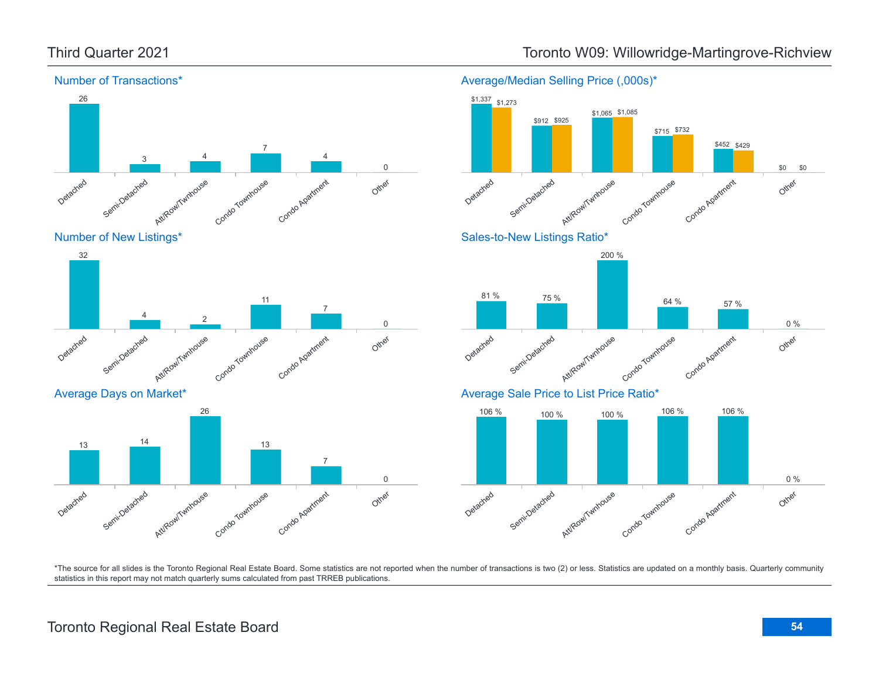Third Quarter 2021

Toronto W09: Willowridge-Martingrove-Richview

## Number of Transactions*

26
3
4
7
4
0

Detached
Semi-Detached
Att/Row/Twnhouse
Condo Townhouse
Condo Apartment
Other

## Average/Median Selling Price (,000s)*

$1,337
$1,273
$912
$925
$1,065
$1,085
$715
$732
$452
$429
$0
$0

Detached
Semi-Detached
Att/Row/Twnhouse
Condo Townhouse
Condo Apartment
Other

## Number of New Listings*

32
4
2
11
7
0

Detached
Semi-Detached
Att/Row/Twnhouse
Condo Townhouse
Condo Apartment
Other

## Sales-to-New Listings Ratio*

81 %
75 %
200 %
64 %
57 %
0 %

Detached
Semi-Detached
Att/Row/Twnhouse
Condo Townhouse
Condo Apartment
Other

## Average Days on Market*

13
14
26
13
7
0

Detached
Semi-Detached
Att/Row/Twnhouse
Condo Townhouse
Condo Apartment
Other

## Average Sale Price to List Price Ratio*

106 %
100 %
100 %
106 %
106 %
0 %

Detached
Semi-Detached
Att/Row/Twnhouse
Condo Townhouse
Condo Apartment
Other

*The source for all slides is the Toronto Regional Real Estate Board. Some statistics are not reported when the number of transactions is two (2) or less. Statistics are updated on a monthly basis. Quarterly community statistics in this report may not match quarterly sums calculated from past TRREB publications.

Toronto Regional Real Estate Board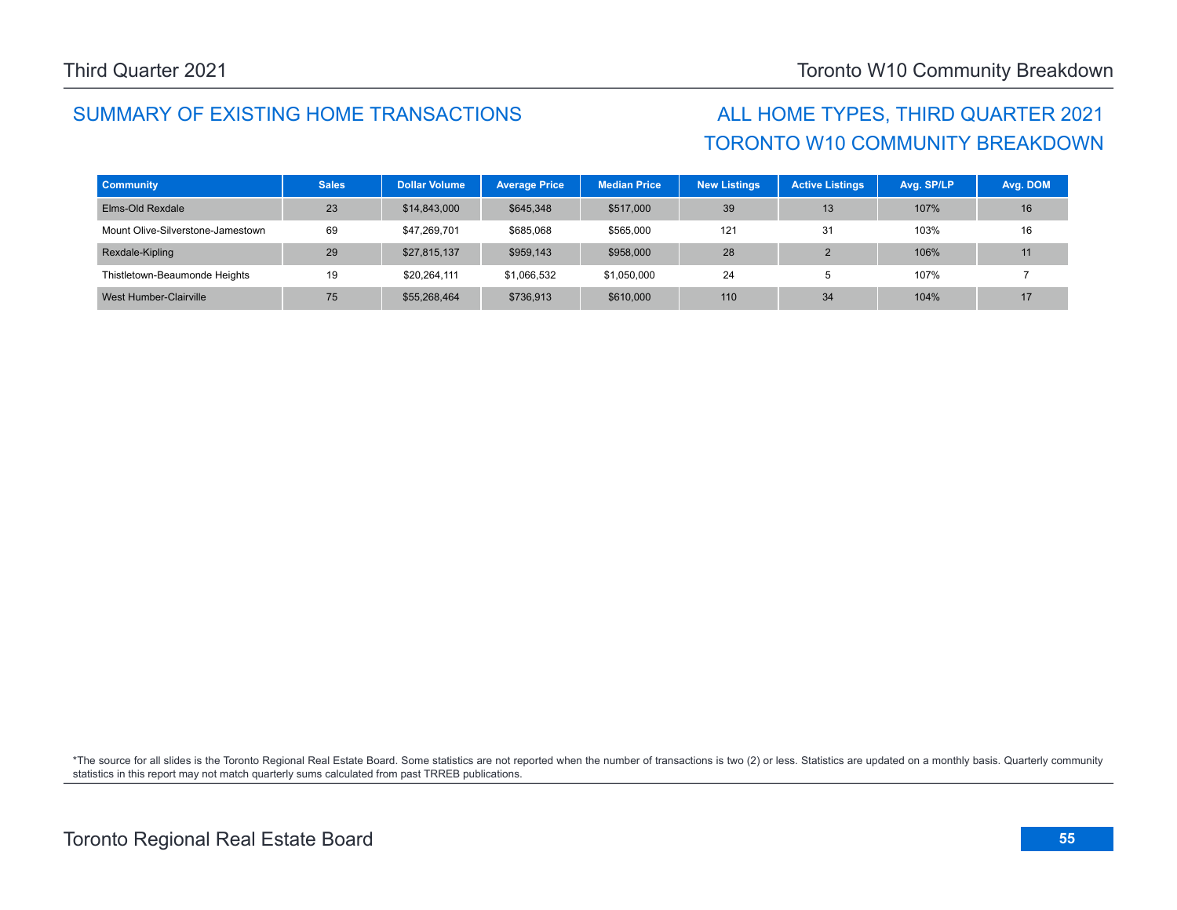## SUMMARY OF EXISTING HOME TRANSACTIONS

## ALL HOME TYPES, THIRD QUARTER 2021
## TORONTO W10 COMMUNITY BREAKDOWN

| Community | Sales | Dollar Volume | Average Price | Median Price | New Listings | Active Listings | Avg. SP/LP | Avg. DOM |
|---|---|---|---|---|---|---|---|---|
| Elms-Old Rexdale | 23 | $14,843,000 | $645,348 | $517,000 | 39 | 13 | 107% | 16 |
| Mount Olive-Silverstone-Jamestown | 69 | $47,269,701 | $685,068 | $565,000 | 121 | 31 | 103% | 16 |
| Rexdale-Kipling | 29 | $27,815,137 | $959,143 | $958,000 | 28 | 2 | 106% | 11 |
| Thistletown-Beaumonde Heights | 19 | $20,264,111 | $1,066,532 | $1,050,000 | 24 | 5 | 107% | 7 |
| West Humber-Clairville | 75 | $55,268,464 | $736,913 | $610,000 | 110 | 34 | 104% | 17 |

*The source for all slides is the Toronto Regional Real Estate Board. Some statistics are not reported when the number of transactions is two (2) or less. Statistics are updated on a monthly basis. Quarterly community statistics in this report may not match quarterly sums calculated from past TRREB publications.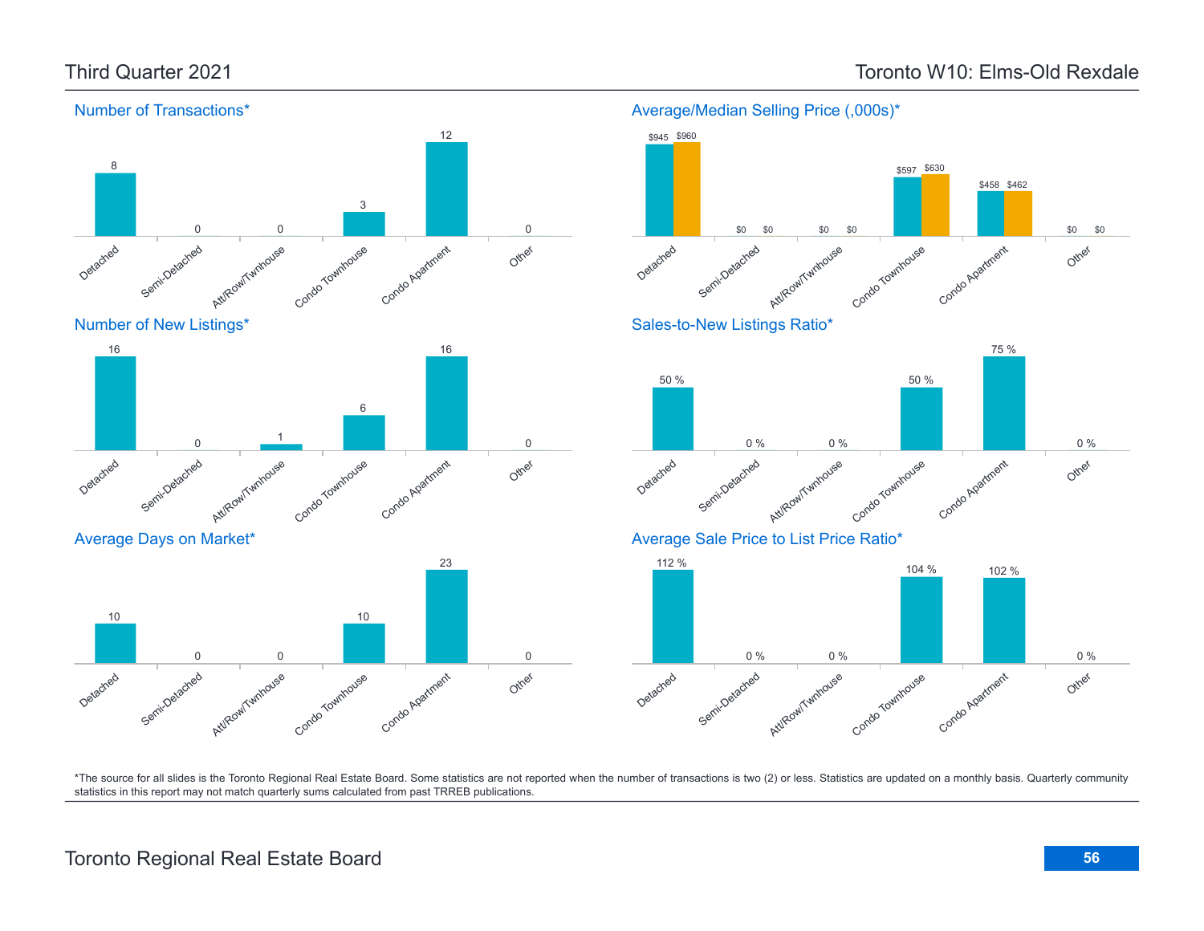Third Quarter 2021

# Toronto W10: Elms-Old Rexdale

## Number of Transactions*

8
0
0
3
12
0

Detached
Semi-Detached
Att/Row/Twnhouse
Condo Townhouse
Condo Apartment
Other

## Average/Median Selling Price (,000s)*

$945 $960
$0 $0
$0 $0
$597 $630
$458 $462
$0 $0

Detached
Semi-Detached
Att/Row/Twnhouse
Condo Townhouse
Condo Apartment
Other

## Number of New Listings*

16
0
1
6
16
0

Detached
Semi-Detached
Att/Row/Twnhouse
Condo Townhouse
Condo Apartment
Other

## Sales-to-New Listings Ratio*

50 %
0 %
0 %
50 %
75 %
0 %

Detached
Semi-Detached
Att/Row/Twnhouse
Condo Townhouse
Condo Apartment
Other

## Average Days on Market*

10
0
0
10
23
0

Detached
Semi-Detached
Att/Row/Twnhouse
Condo Townhouse
Condo Apartment
Other

## Average Sale Price to List Price Ratio*

112 %
0 %
0 %
104 %
102 %
0 %

Detached
Semi-Detached
Att/Row/Twnhouse
Condo Townhouse
Condo Apartment
Other

*The source for all slides is the Toronto Regional Real Estate Board. Some statistics are not reported when the number of transactions is two (2) or less. Statistics are updated on a monthly basis. Quarterly community statistics in this report may not match quarterly sums calculated from past TRREB publications.

Toronto Regional Real Estate Board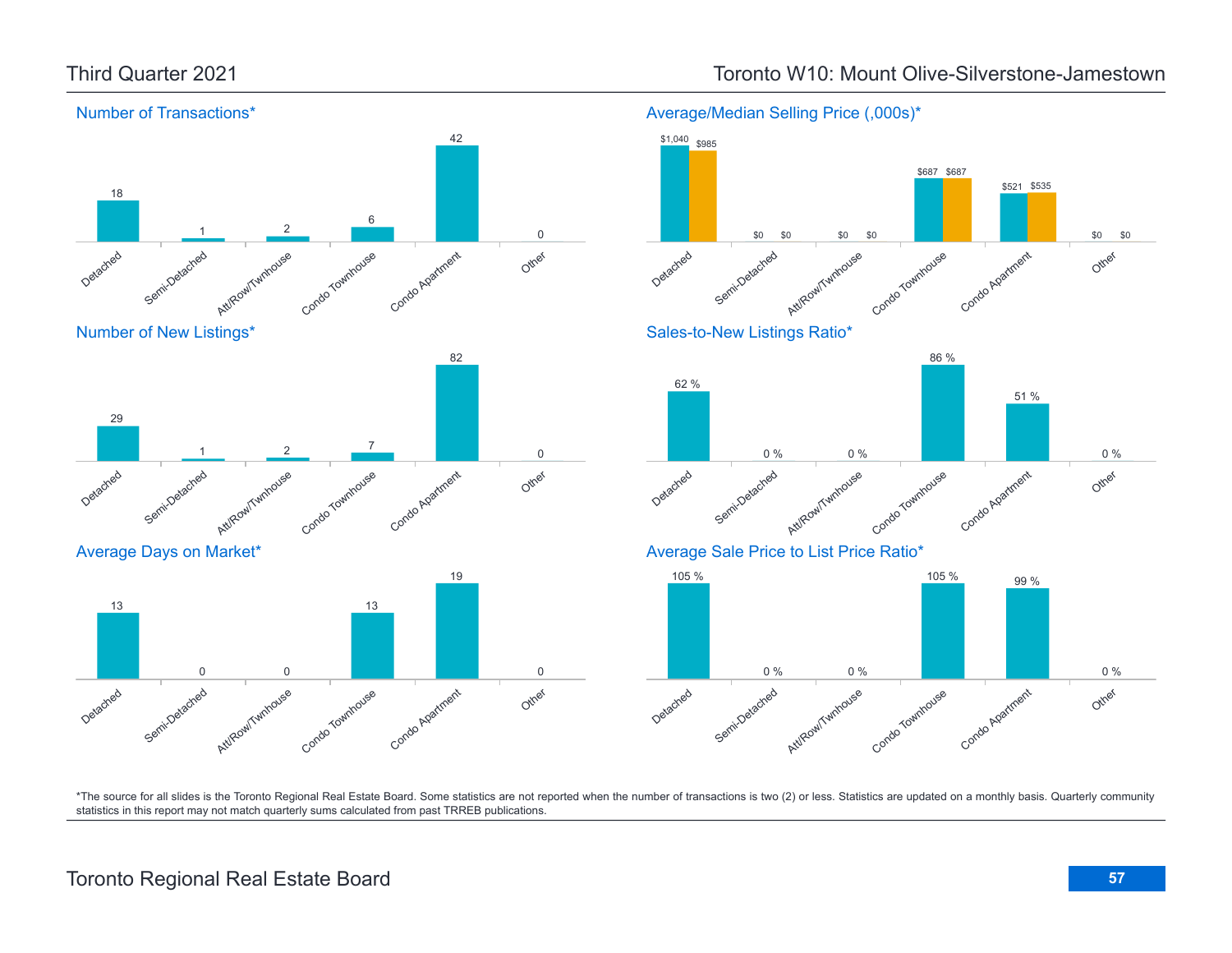Third Quarter 2021

# Toronto W10: Mount Olive-Silverstone-Jamestown

## Number of Transactions*

18
1
2
6
42
0

Detached
Semi-Detached
Att/Row/Twnhouse
Condo Townhouse
Condo Apartment
Other

## Average/Median Selling Price (,000s)*

$1,040 $985
$0 $0
$0 $0
$687 $687
$521 $535
$0 $0

Detached
Semi-Detached
Att/Row/Twnhouse
Condo Townhouse
Condo Apartment
Other

## Number of New Listings*

29
1
2
7
82
0

Detached
Semi-Detached
Att/Row/Twnhouse
Condo Townhouse
Condo Apartment
Other

## Sales-to-New Listings Ratio*

62 %
0 %
0 %
86 %
51 %
0 %

Detached
Semi-Detached
Att/Row/Twnhouse
Condo Townhouse
Condo Apartment
Other

## Average Days on Market*

13
0
0
13
19
0

Detached
Semi-Detached
Att/Row/Twnhouse
Condo Townhouse
Condo Apartment
Other

## Average Sale Price to List Price Ratio*

105 %
0 %
0 %
105 %
99 %
0 %

Detached
Semi-Detached
Att/Row/Twnhouse
Condo Townhouse
Condo Apartment
Other

*The source for all slides is the Toronto Regional Real Estate Board. Some statistics are not reported when the number of transactions is two (2) or less. Statistics are updated on a monthly basis. Quarterly community statistics in this report may not match quarterly sums calculated from past TRREB publications.

Toronto Regional Real Estate Board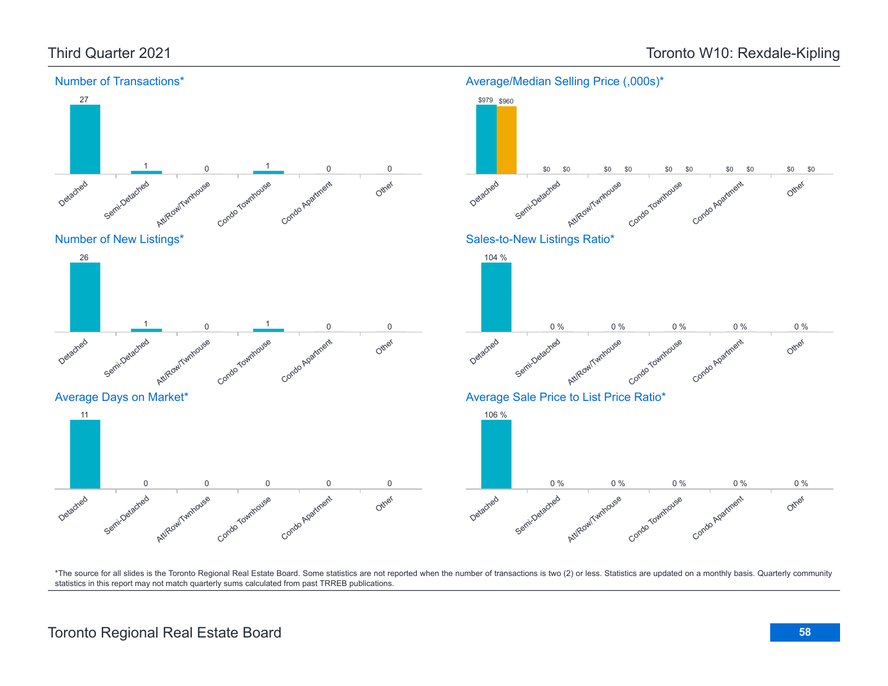Third Quarter 2021

# Toronto W10: Rexdale-Kipling

## Number of Transactions*

27
1
0
1
0
0

Detached
Semi-Detached
Att/Row/Twnhouse
Condo Townhouse
Condo Apartment
Other

## Average/Median Selling Price (,000s)*

$979 $960
$0 $0
$0 $0
$0 $0
$0 $0
$0 $0

Detached
Semi-Detached
Att/Row/Twnhouse
Condo Townhouse
Condo Apartment
Other

## Number of New Listings*

26
1
0
1
0
0

Detached
Semi-Detached
Att/Row/Twnhouse
Condo Townhouse
Condo Apartment
Other

## Sales-to-New Listings Ratio*

104 %
0 %
0 %
0 %
0 %
0 %

Detached
Semi-Detached
Att/Row/Twnhouse
Condo Townhouse
Condo Apartment
Other

## Average Days on Market*

11
0
0
0
0
0

Detached
Semi-Detached
Att/Row/Twnhouse
Condo Townhouse
Condo Apartment
Other

## Average Sale Price to List Price Ratio*

106 %
0 %
0 %
0 %
0 %
0 %

Detached
Semi-Detached
Att/Row/Twnhouse
Condo Townhouse
Condo Apartment
Other

*The source for all slides is the Toronto Regional Real Estate Board. Some statistics are not reported when the number of transactions is two (2) or less. Statistics are updated on a monthly basis. Quarterly community statistics in this report may not match quarterly sums calculated from past TRREB publications.

Toronto Regional Real Estate Board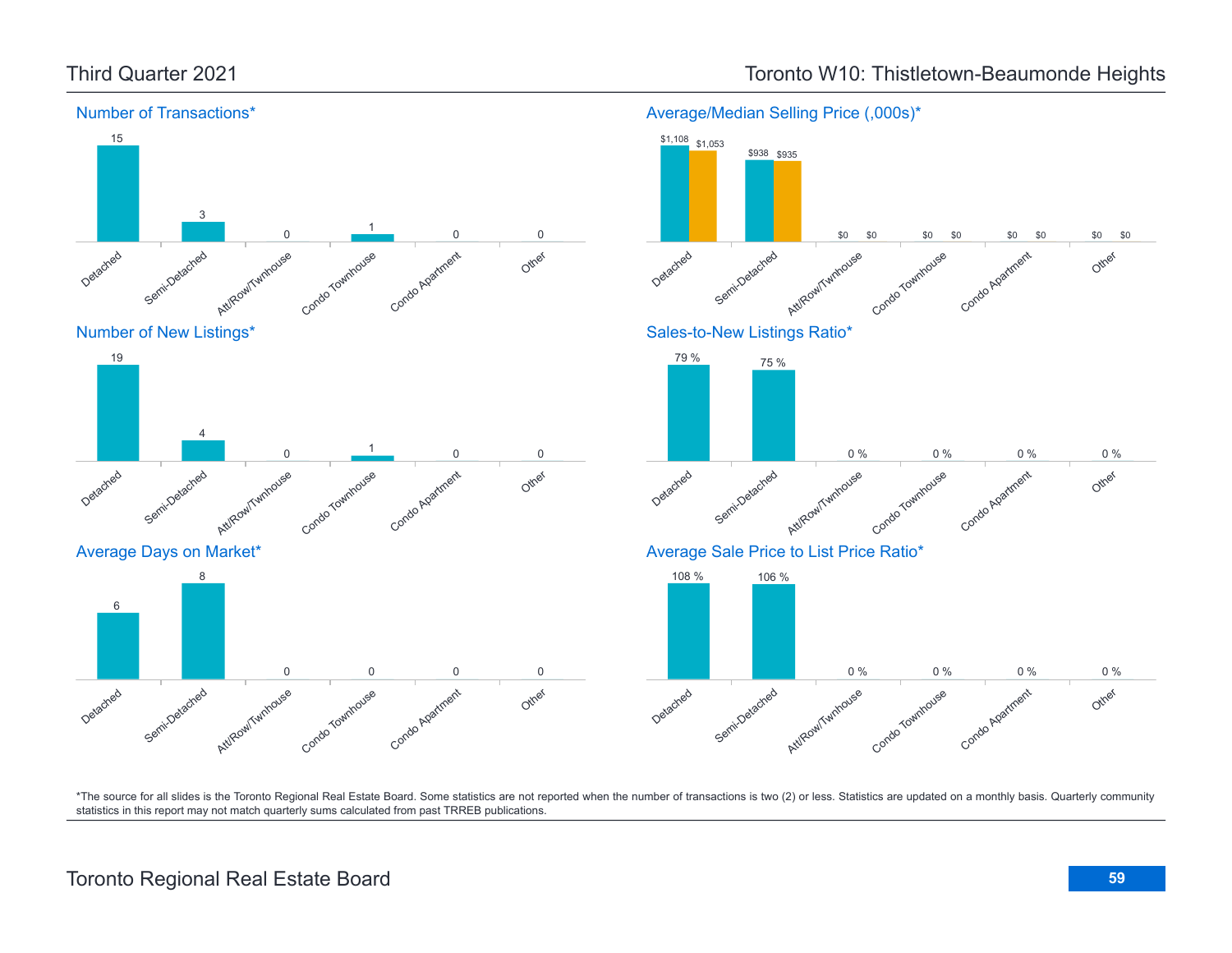Third Quarter 2021

# Toronto W10: Thistletown-Beaumonde Heights

## Number of Transactions*

15
3
0
1
0
0

Detached
Semi-Detached
Att/Row/Twnhouse
Condo Townhouse
Condo Apartment
Other

## Average/Median Selling Price (,000s)*

$1,108
$1,053
$938
$935
$0
$0
$0
$0
$0
$0
$0
$0

Detached
Semi-Detached
Att/Row/Twnhouse
Condo Townhouse
Condo Apartment
Other

## Number of New Listings*

19
4
0
1
0
0

Detached
Semi-Detached
Att/Row/Twnhouse
Condo Townhouse
Condo Apartment
Other

## Sales-to-New Listings Ratio*

79 %
75 %
0 %
0 %
0 %
0 %

Detached
Semi-Detached
Att/Row/Twnhouse
Condo Townhouse
Condo Apartment
Other

## Average Days on Market*

6
8
0
0
0
0

Detached
Semi-Detached
Att/Row/Twnhouse
Condo Townhouse
Condo Apartment
Other

## Average Sale Price to List Price Ratio*

108 %
106 %
0 %
0 %
0 %
0 %

Detached
Semi-Detached
Att/Row/Twnhouse
Condo Townhouse
Condo Apartment
Other

*The source for all slides is the Toronto Regional Real Estate Board. Some statistics are not reported when the number of transactions is two (2) or less. Statistics are updated on a monthly basis. Quarterly community statistics in this report may not match quarterly sums calculated from past TRREB publications.

Toronto Regional Real Estate Board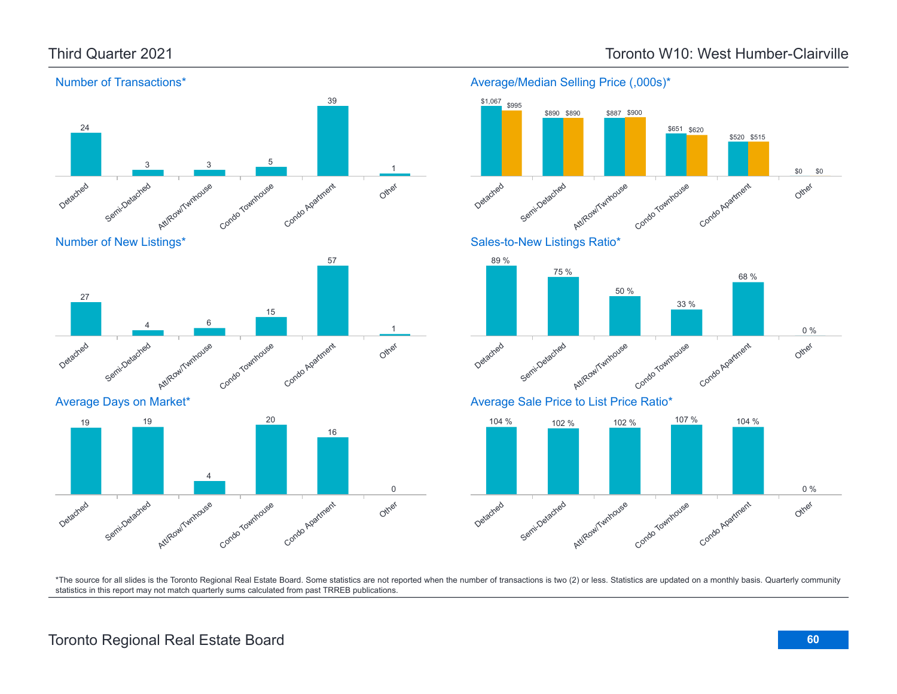Third Quarter 2021

Toronto W10: West Humber-Clairville

## Number of Transactions*

24
3
3
5
39
1

Detached
Semi-Detached
Att/Row/Twnhouse
Condo Townhouse
Condo Apartment
Other

## Average/Median Selling Price (,000s)*

$1,067 $995
$890 $890
$887 $900
$651 $620
$520 $515
$0 $0

Detached
Semi-Detached
Att/Row/Twnhouse
Condo Townhouse
Condo Apartment
Other

## Number of New Listings*

27
4
6
15
57
1

Detached
Semi-Detached
Att/Row/Twnhouse
Condo Townhouse
Condo Apartment
Other

## Sales-to-New Listings Ratio*

89 %
75 %
50 %
33 %
68 %
0 %

Detached
Semi-Detached
Att/Row/Twnhouse
Condo Townhouse
Condo Apartment
Other

## Average Days on Market*

19
19
4
20
16
0

Detached
Semi-Detached
Att/Row/Twnhouse
Condo Townhouse
Condo Apartment
Other

## Average Sale Price to List Price Ratio*

104 %
102 %
102 %
107 %
104 %
0 %

Detached
Semi-Detached
Att/Row/Twnhouse
Condo Townhouse
Condo Apartment
Other

*The source for all slides is the Toronto Regional Real Estate Board. Some statistics are not reported when the number of transactions is two (2) or less. Statistics are updated on a monthly basis. Quarterly community statistics in this report may not match quarterly sums calculated from past TRREB publications.

Toronto Regional Real Estate Board